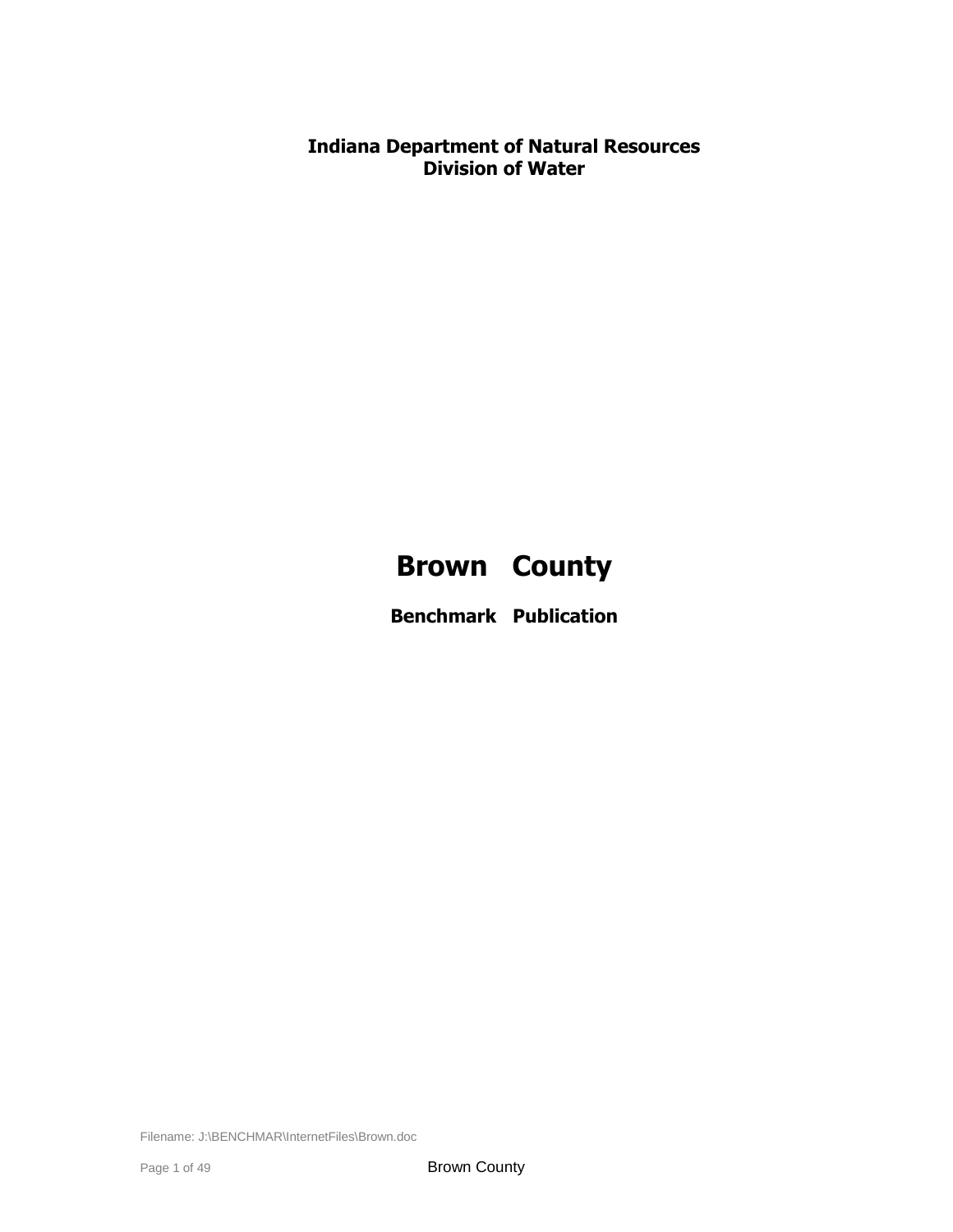**Indiana Department of Natural Resources**
**Division of Water**

# Brown County

## Benchmark Publication

Filename: J:\BENCHMAR\InternetFiles\Brown.doc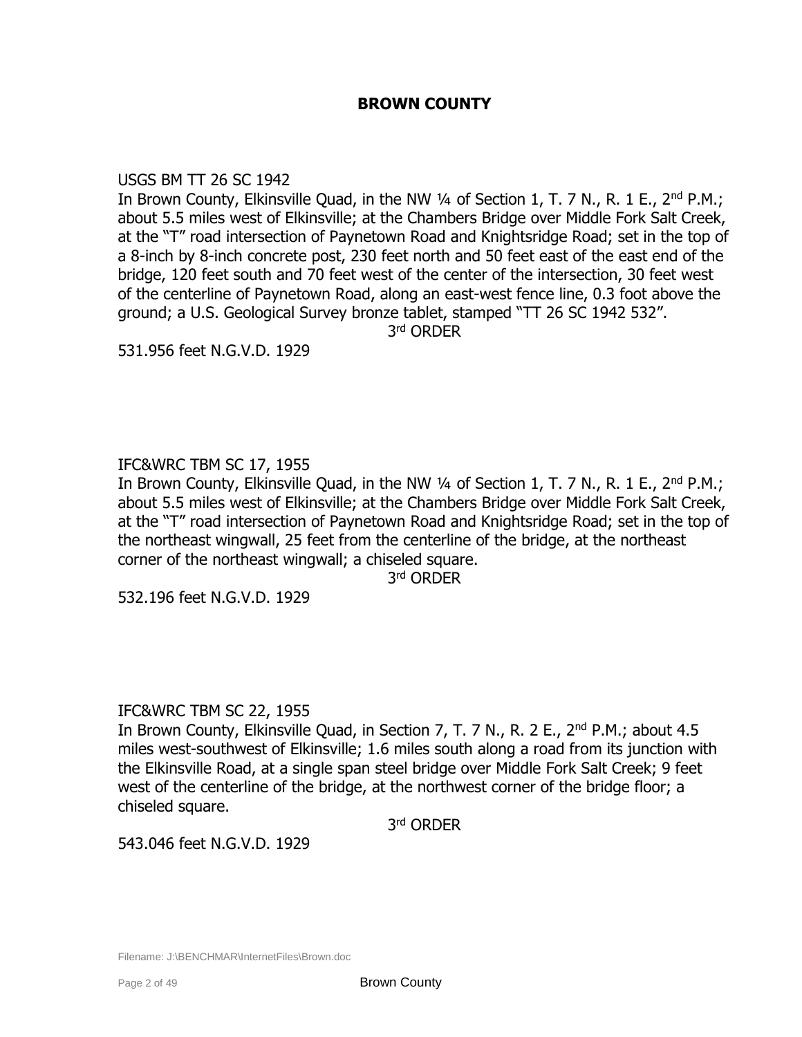# BROWN COUNTY

USGS BM TT 26 SC 1942
In Brown County, Elkinsville Quad, in the NW ¼ of Section 1, T. 7 N., R. 1 E., 2nd P.M.; about 5.5 miles west of Elkinsville; at the Chambers Bridge over Middle Fork Salt Creek, at the "T" road intersection of Paynetown Road and Knightsridge Road; set in the top of a 8-inch by 8-inch concrete post, 230 feet north and 50 feet east of the east end of the bridge, 120 feet south and 70 feet west of the center of the intersection, 30 feet west of the centerline of Paynetown Road, along an east-west fence line, 0.3 foot above the ground; a U.S. Geological Survey bronze tablet, stamped "TT 26 SC 1942 532".

3rd ORDER

531.956 feet N.G.V.D. 1929

IFC&WRC TBM SC 17, 1955
In Brown County, Elkinsville Quad, in the NW ¼ of Section 1, T. 7 N., R. 1 E., 2nd P.M.; about 5.5 miles west of Elkinsville; at the Chambers Bridge over Middle Fork Salt Creek, at the "T" road intersection of Paynetown Road and Knightsridge Road; set in the top of the northeast wingwall, 25 feet from the centerline of the bridge, at the northeast corner of the northeast wingwall; a chiseled square.

3rd ORDER

532.196 feet N.G.V.D. 1929

IFC&WRC TBM SC 22, 1955
In Brown County, Elkinsville Quad, in Section 7, T. 7 N., R. 2 E., 2nd P.M.; about 4.5 miles west-southwest of Elkinsville; 1.6 miles south along a road from its junction with the Elkinsville Road, at a single span steel bridge over Middle Fork Salt Creek; 9 feet west of the centerline of the bridge, at the northwest corner of the bridge floor; a chiseled square.

3rd ORDER

543.046 feet N.G.V.D. 1929

Filename: J:\BENCHMAR\InternetFiles\Brown.doc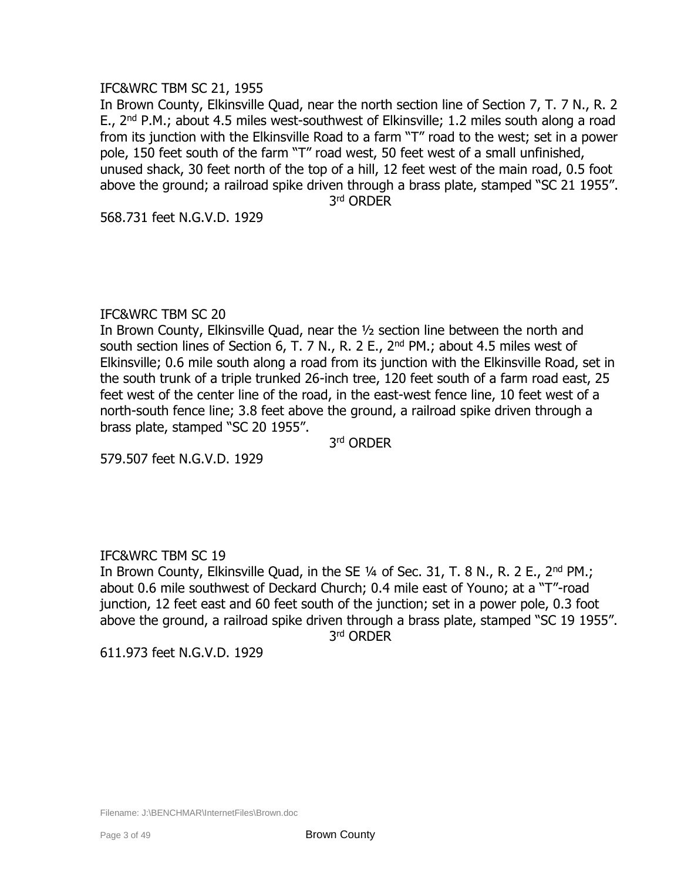IFC&WRC TBM SC 21, 1955

In Brown County, Elkinsville Quad, near the north section line of Section 7, T. 7 N., R. 2 E., 2nd P.M.; about 4.5 miles west-southwest of Elkinsville; 1.2 miles south along a road from its junction with the Elkinsville Road to a farm "T" road to the west; set in a power pole, 150 feet south of the farm "T" road west, 50 feet west of a small unfinished, unused shack, 30 feet north of the top of a hill, 12 feet west of the main road, 0.5 foot above the ground; a railroad spike driven through a brass plate, stamped "SC 21 1955".

3rd ORDER

568.731 feet N.G.V.D. 1929

IFC&WRC TBM SC 20

In Brown County, Elkinsville Quad, near the ½ section line between the north and south section lines of Section 6, T. 7 N., R. 2 E., 2nd PM.; about 4.5 miles west of Elkinsville; 0.6 mile south along a road from its junction with the Elkinsville Road, set in the south trunk of a triple trunked 26-inch tree, 120 feet south of a farm road east, 25 feet west of the center line of the road, in the east-west fence line, 10 feet west of a north-south fence line; 3.8 feet above the ground, a railroad spike driven through a brass plate, stamped "SC 20 1955".

3rd ORDER

579.507 feet N.G.V.D. 1929

IFC&WRC TBM SC 19

In Brown County, Elkinsville Quad, in the SE ¼ of Sec. 31, T. 8 N., R. 2 E., 2nd PM.; about 0.6 mile southwest of Deckard Church; 0.4 mile east of Youno; at a "T"-road junction, 12 feet east and 60 feet south of the junction; set in a power pole, 0.3 foot above the ground, a railroad spike driven through a brass plate, stamped "SC 19 1955".

3rd ORDER

611.973 feet N.G.V.D. 1929

Filename: J:\BENCHMAR\InternetFiles\Brown.doc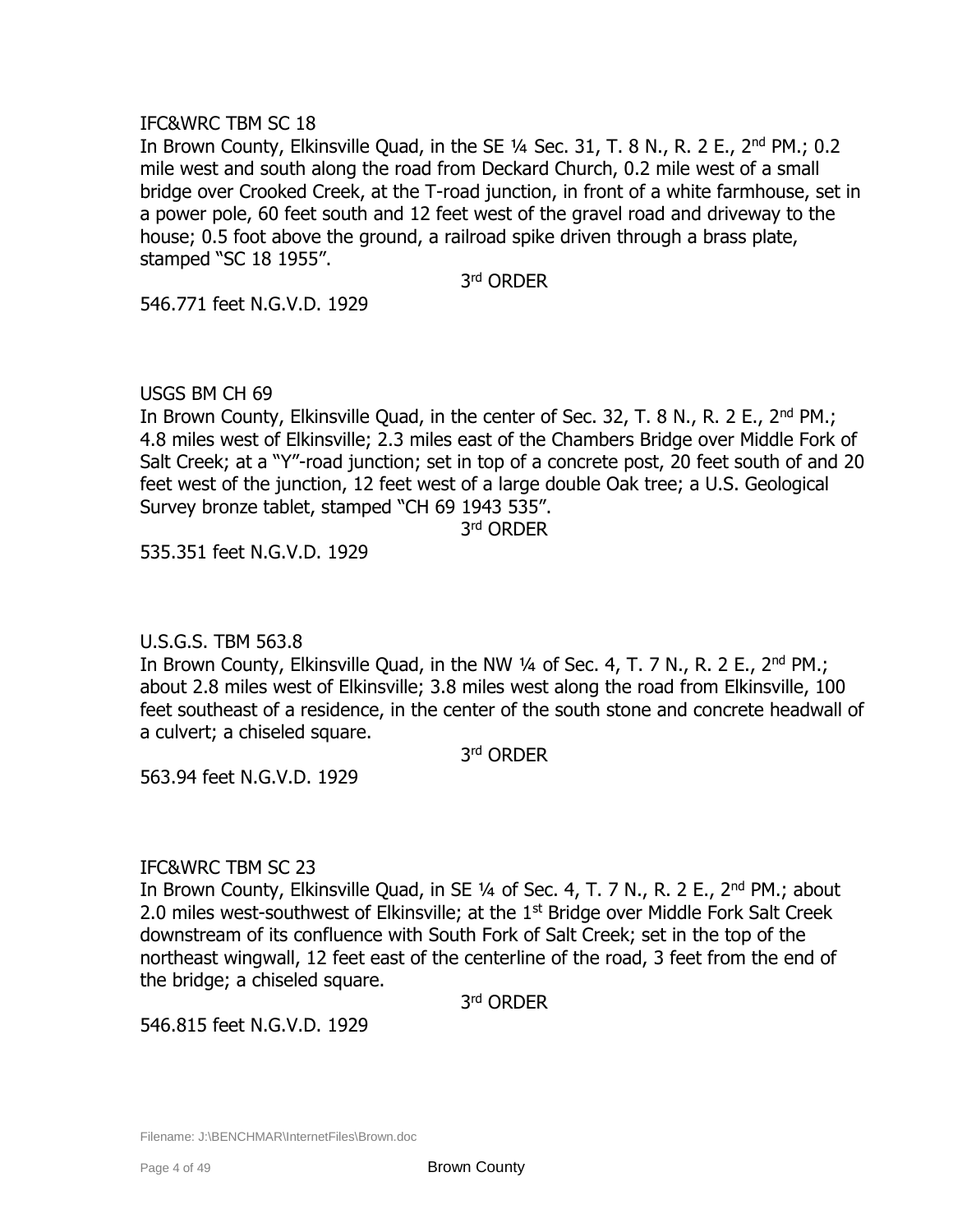IFC&WRC TBM SC 18

In Brown County, Elkinsville Quad, in the SE ¼ Sec. 31, T. 8 N., R. 2 E., 2nd PM.; 0.2 mile west and south along the road from Deckard Church, 0.2 mile west of a small bridge over Crooked Creek, at the T-road junction, in front of a white farmhouse, set in a power pole, 60 feet south and 12 feet west of the gravel road and driveway to the house; 0.5 foot above the ground, a railroad spike driven through a brass plate, stamped "SC 18 1955".

3rd ORDER

546.771 feet N.G.V.D. 1929

USGS BM CH 69

In Brown County, Elkinsville Quad, in the center of Sec. 32, T. 8 N., R. 2 E., 2nd PM.; 4.8 miles west of Elkinsville; 2.3 miles east of the Chambers Bridge over Middle Fork of Salt Creek; at a "Y"-road junction; set in top of a concrete post, 20 feet south of and 20 feet west of the junction, 12 feet west of a large double Oak tree; a U.S. Geological Survey bronze tablet, stamped "CH 69 1943 535".

3rd ORDER

535.351 feet N.G.V.D. 1929

U.S.G.S. TBM 563.8

In Brown County, Elkinsville Quad, in the NW ¼ of Sec. 4, T. 7 N., R. 2 E., 2nd PM.; about 2.8 miles west of Elkinsville; 3.8 miles west along the road from Elkinsville, 100 feet southeast of a residence, in the center of the south stone and concrete headwall of a culvert; a chiseled square.

3rd ORDER

563.94 feet N.G.V.D. 1929

IFC&WRC TBM SC 23

In Brown County, Elkinsville Quad, in SE ¼ of Sec. 4, T. 7 N., R. 2 E., 2nd PM.; about 2.0 miles west-southwest of Elkinsville; at the 1st Bridge over Middle Fork Salt Creek downstream of its confluence with South Fork of Salt Creek; set in the top of the northeast wingwall, 12 feet east of the centerline of the road, 3 feet from the end of the bridge; a chiseled square.

3rd ORDER

546.815 feet N.G.V.D. 1929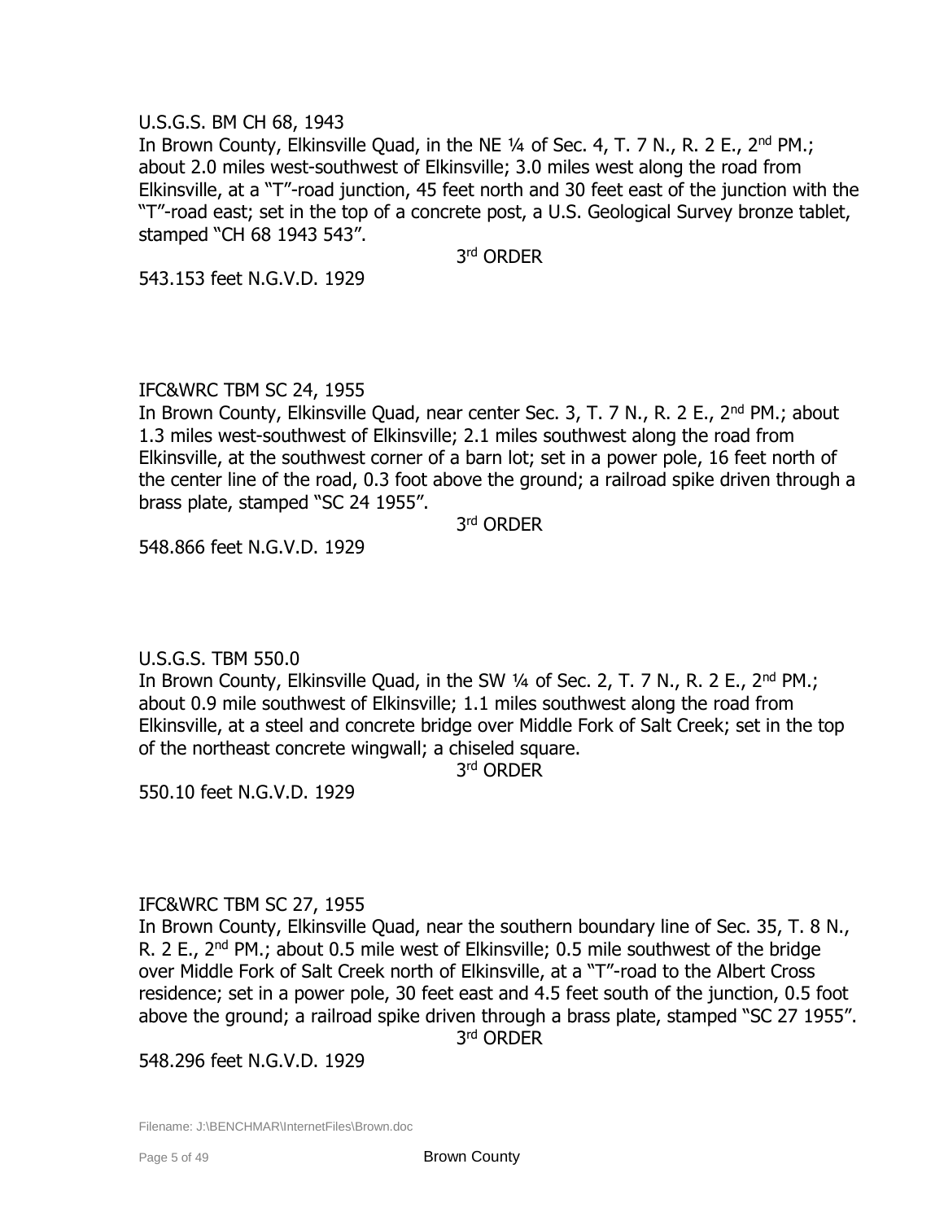U.S.G.S. BM CH 68, 1943

In Brown County, Elkinsville Quad, in the NE ¼ of Sec. 4, T. 7 N., R. 2 E., 2nd PM.; about 2.0 miles west-southwest of Elkinsville; 3.0 miles west along the road from Elkinsville, at a "T"-road junction, 45 feet north and 30 feet east of the junction with the "T"-road east; set in the top of a concrete post, a U.S. Geological Survey bronze tablet, stamped "CH 68 1943 543".

3rd ORDER

543.153 feet N.G.V.D. 1929

IFC&WRC TBM SC 24, 1955

In Brown County, Elkinsville Quad, near center Sec. 3, T. 7 N., R. 2 E., 2nd PM.; about 1.3 miles west-southwest of Elkinsville; 2.1 miles southwest along the road from Elkinsville, at the southwest corner of a barn lot; set in a power pole, 16 feet north of the center line of the road, 0.3 foot above the ground; a railroad spike driven through a brass plate, stamped "SC 24 1955".

3rd ORDER

548.866 feet N.G.V.D. 1929

U.S.G.S. TBM 550.0

In Brown County, Elkinsville Quad, in the SW ¼ of Sec. 2, T. 7 N., R. 2 E., 2nd PM.; about 0.9 mile southwest of Elkinsville; 1.1 miles southwest along the road from Elkinsville, at a steel and concrete bridge over Middle Fork of Salt Creek; set in the top of the northeast concrete wingwall; a chiseled square.

3rd ORDER

550.10 feet N.G.V.D. 1929

IFC&WRC TBM SC 27, 1955

In Brown County, Elkinsville Quad, near the southern boundary line of Sec. 35, T. 8 N., R. 2 E., 2nd PM.; about 0.5 mile west of Elkinsville; 0.5 mile southwest of the bridge over Middle Fork of Salt Creek north of Elkinsville, at a "T"-road to the Albert Cross residence; set in a power pole, 30 feet east and 4.5 feet south of the junction, 0.5 foot above the ground; a railroad spike driven through a brass plate, stamped "SC 27 1955".

3rd ORDER

548.296 feet N.G.V.D. 1929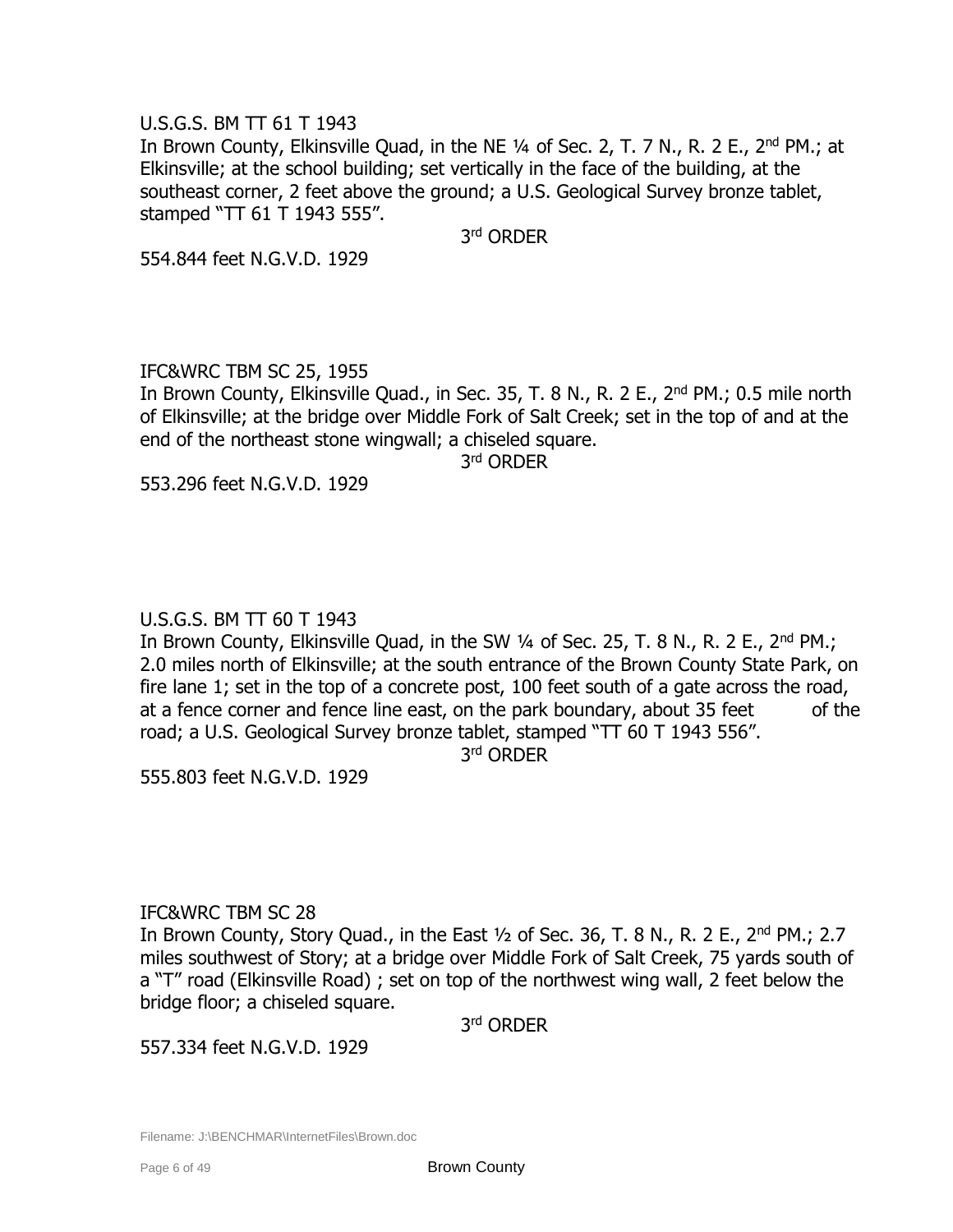U.S.G.S. BM TT 61 T 1943
In Brown County, Elkinsville Quad, in the NE ¼ of Sec. 2, T. 7 N., R. 2 E., 2nd PM.; at Elkinsville; at the school building; set vertically in the face of the building, at the southeast corner, 2 feet above the ground; a U.S. Geological Survey bronze tablet, stamped "TT 61 T 1943 555".

3rd ORDER

554.844 feet N.G.V.D. 1929

IFC&WRC TBM SC 25, 1955
In Brown County, Elkinsville Quad., in Sec. 35, T. 8 N., R. 2 E., 2nd PM.; 0.5 mile north of Elkinsville; at the bridge over Middle Fork of Salt Creek; set in the top of and at the end of the northeast stone wingwall; a chiseled square.

3rd ORDER

553.296 feet N.G.V.D. 1929

U.S.G.S. BM TT 60 T 1943
In Brown County, Elkinsville Quad, in the SW ¼ of Sec. 25, T. 8 N., R. 2 E., 2nd PM.; 2.0 miles north of Elkinsville; at the south entrance of the Brown County State Park, on fire lane 1; set in the top of a concrete post, 100 feet south of a gate across the road, at a fence corner and fence line east, on the park boundary, about 35 feet of the road; a U.S. Geological Survey bronze tablet, stamped "TT 60 T 1943 556".

3rd ORDER

555.803 feet N.G.V.D. 1929

IFC&WRC TBM SC 28
In Brown County, Story Quad., in the East ½ of Sec. 36, T. 8 N., R. 2 E., 2nd PM.; 2.7 miles southwest of Story; at a bridge over Middle Fork of Salt Creek, 75 yards south of a "T" road (Elkinsville Road) ; set on top of the northwest wing wall, 2 feet below the bridge floor; a chiseled square.

3rd ORDER

557.334 feet N.G.V.D. 1929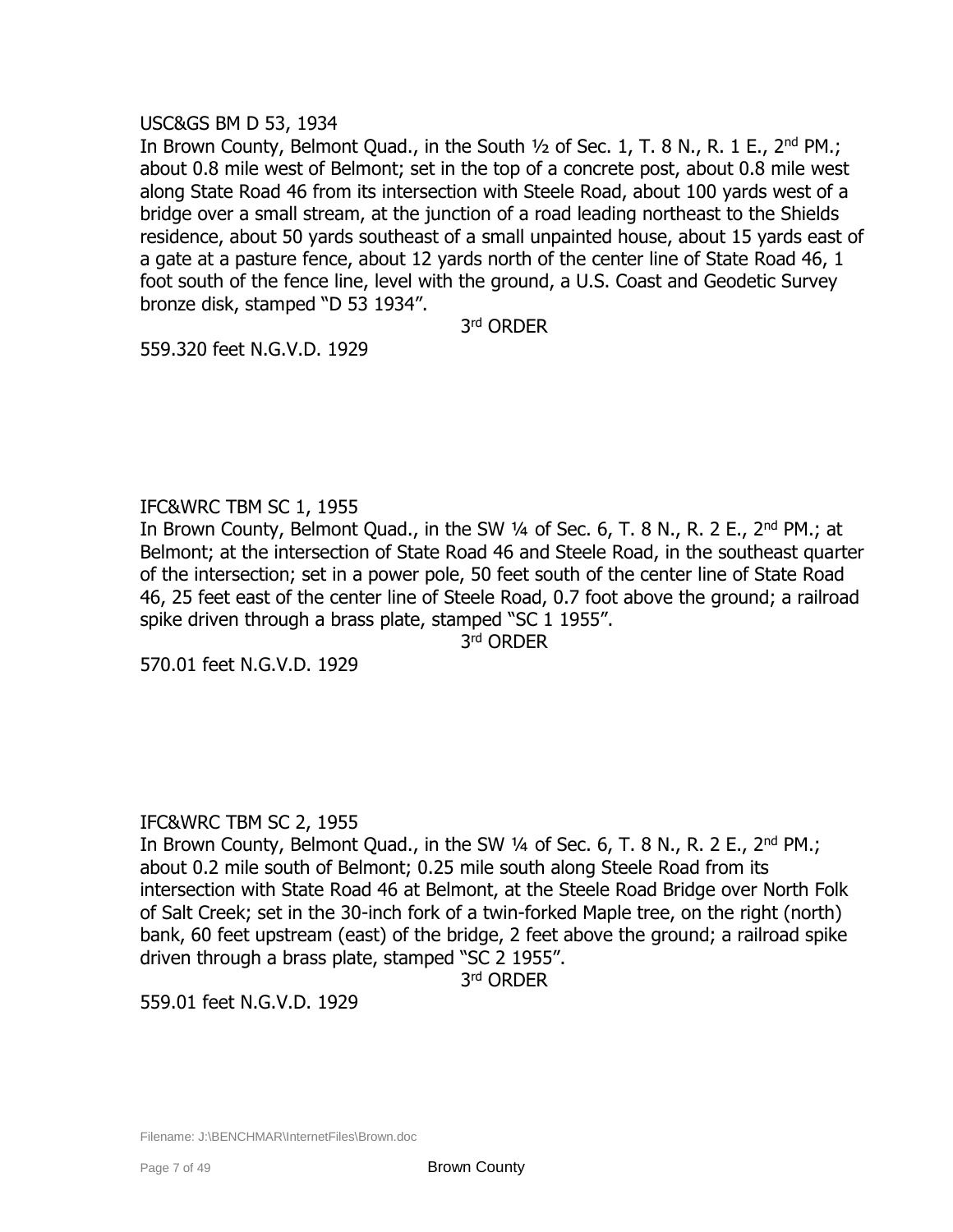USC&GS BM D 53, 1934

In Brown County, Belmont Quad., in the South ½ of Sec. 1, T. 8 N., R. 1 E., 2nd PM.; about 0.8 mile west of Belmont; set in the top of a concrete post, about 0.8 mile west along State Road 46 from its intersection with Steele Road, about 100 yards west of a bridge over a small stream, at the junction of a road leading northeast to the Shields residence, about 50 yards southeast of a small unpainted house, about 15 yards east of a gate at a pasture fence, about 12 yards north of the center line of State Road 46, 1 foot south of the fence line, level with the ground, a U.S. Coast and Geodetic Survey bronze disk, stamped "D 53 1934".

3rd ORDER

559.320 feet N.G.V.D. 1929

IFC&WRC TBM SC 1, 1955

In Brown County, Belmont Quad., in the SW ¼ of Sec. 6, T. 8 N., R. 2 E., 2nd PM.; at Belmont; at the intersection of State Road 46 and Steele Road, in the southeast quarter of the intersection; set in a power pole, 50 feet south of the center line of State Road 46, 25 feet east of the center line of Steele Road, 0.7 foot above the ground; a railroad spike driven through a brass plate, stamped "SC 1 1955".

3rd ORDER

570.01 feet N.G.V.D. 1929

IFC&WRC TBM SC 2, 1955

In Brown County, Belmont Quad., in the SW ¼ of Sec. 6, T. 8 N., R. 2 E., 2nd PM.; about 0.2 mile south of Belmont; 0.25 mile south along Steele Road from its intersection with State Road 46 at Belmont, at the Steele Road Bridge over North Folk of Salt Creek; set in the 30-inch fork of a twin-forked Maple tree, on the right (north) bank, 60 feet upstream (east) of the bridge, 2 feet above the ground; a railroad spike driven through a brass plate, stamped "SC 2 1955".

3rd ORDER

559.01 feet N.G.V.D. 1929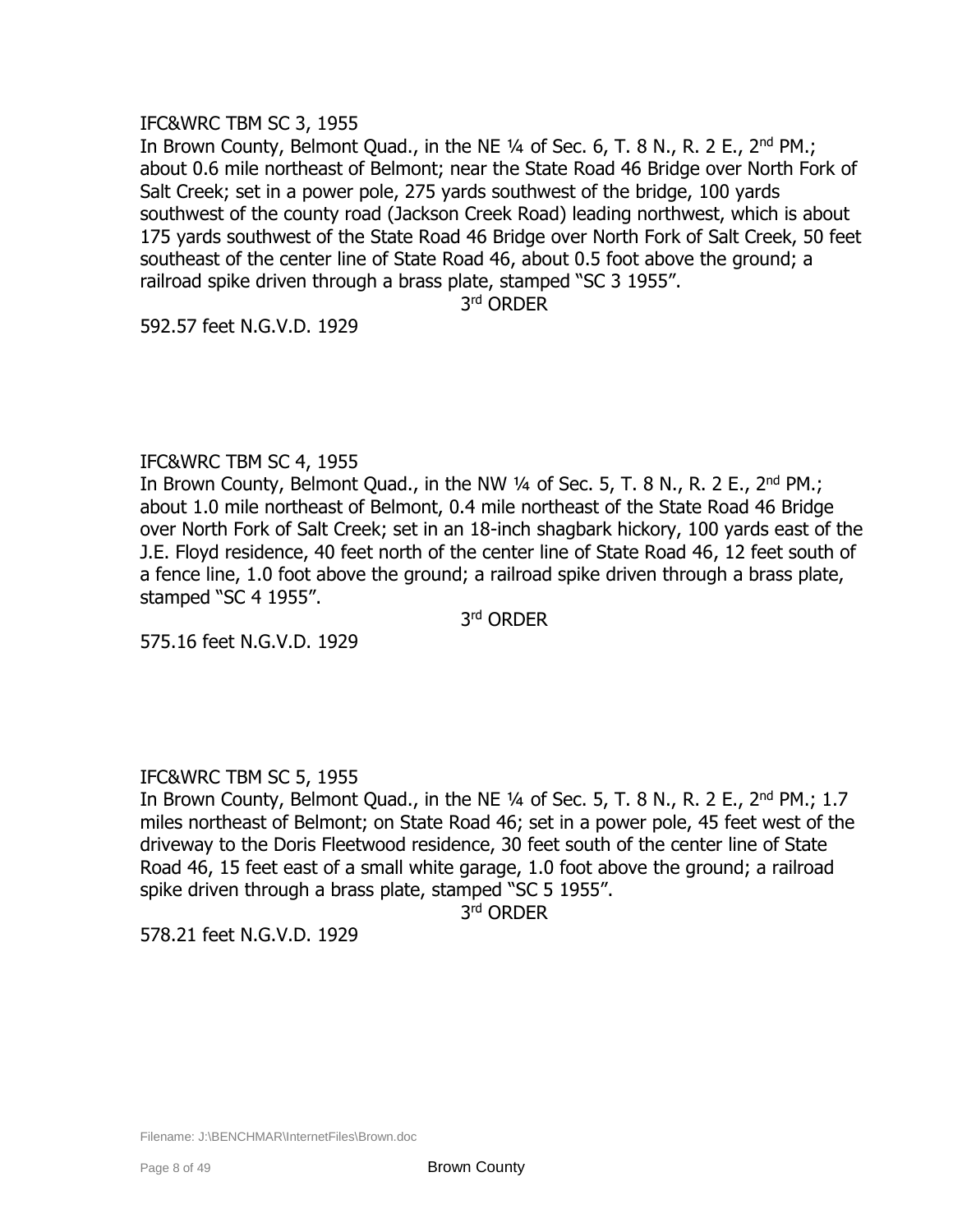IFC&WRC TBM SC 3, 1955

In Brown County, Belmont Quad., in the NE ¼ of Sec. 6, T. 8 N., R. 2 E., 2nd PM.; about 0.6 mile northeast of Belmont; near the State Road 46 Bridge over North Fork of Salt Creek; set in a power pole, 275 yards southwest of the bridge, 100 yards southwest of the county road (Jackson Creek Road) leading northwest, which is about 175 yards southwest of the State Road 46 Bridge over North Fork of Salt Creek, 50 feet southeast of the center line of State Road 46, about 0.5 foot above the ground; a railroad spike driven through a brass plate, stamped "SC 3 1955".

3rd ORDER

592.57 feet N.G.V.D. 1929

IFC&WRC TBM SC 4, 1955

In Brown County, Belmont Quad., in the NW ¼ of Sec. 5, T. 8 N., R. 2 E., 2nd PM.; about 1.0 mile northeast of Belmont, 0.4 mile northeast of the State Road 46 Bridge over North Fork of Salt Creek; set in an 18-inch shagbark hickory, 100 yards east of the J.E. Floyd residence, 40 feet north of the center line of State Road 46, 12 feet south of a fence line, 1.0 foot above the ground; a railroad spike driven through a brass plate, stamped "SC 4 1955".

3rd ORDER

575.16 feet N.G.V.D. 1929

IFC&WRC TBM SC 5, 1955

In Brown County, Belmont Quad., in the NE ¼ of Sec. 5, T. 8 N., R. 2 E., 2nd PM.; 1.7 miles northeast of Belmont; on State Road 46; set in a power pole, 45 feet west of the driveway to the Doris Fleetwood residence, 30 feet south of the center line of State Road 46, 15 feet east of a small white garage, 1.0 foot above the ground; a railroad spike driven through a brass plate, stamped "SC 5 1955".

3rd ORDER

578.21 feet N.G.V.D. 1929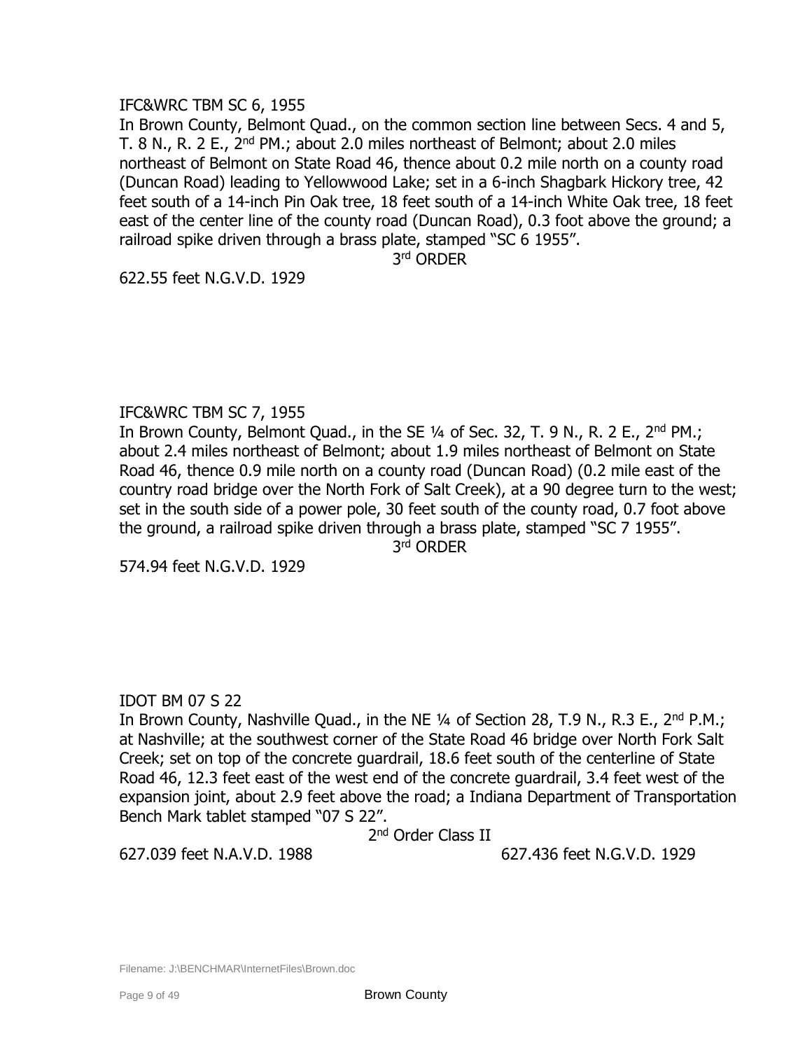IFC&WRC TBM SC 6, 1955

In Brown County, Belmont Quad., on the common section line between Secs. 4 and 5, T. 8 N., R. 2 E., 2nd PM.; about 2.0 miles northeast of Belmont; about 2.0 miles northeast of Belmont on State Road 46, thence about 0.2 mile north on a county road (Duncan Road) leading to Yellowwood Lake; set in a 6-inch Shagbark Hickory tree, 42 feet south of a 14-inch Pin Oak tree, 18 feet south of a 14-inch White Oak tree, 18 feet east of the center line of the county road (Duncan Road), 0.3 foot above the ground; a railroad spike driven through a brass plate, stamped "SC 6 1955".

3rd ORDER

622.55 feet N.G.V.D. 1929

IFC&WRC TBM SC 7, 1955

In Brown County, Belmont Quad., in the SE ¼ of Sec. 32, T. 9 N., R. 2 E., 2nd PM.; about 2.4 miles northeast of Belmont; about 1.9 miles northeast of Belmont on State Road 46, thence 0.9 mile north on a county road (Duncan Road) (0.2 mile east of the country road bridge over the North Fork of Salt Creek), at a 90 degree turn to the west; set in the south side of a power pole, 30 feet south of the county road, 0.7 foot above the ground, a railroad spike driven through a brass plate, stamped "SC 7 1955".

3rd ORDER

574.94 feet N.G.V.D. 1929

IDOT BM 07 S 22

In Brown County, Nashville Quad., in the NE ¼ of Section 28, T.9 N., R.3 E., 2nd P.M.; at Nashville; at the southwest corner of the State Road 46 bridge over North Fork Salt Creek; set on top of the concrete guardrail, 18.6 feet south of the centerline of State Road 46, 12.3 feet east of the west end of the concrete guardrail, 3.4 feet west of the expansion joint, about 2.9 feet above the road; a Indiana Department of Transportation Bench Mark tablet stamped "07 S 22".

2nd Order Class II

627.039 feet N.A.V.D. 1988 627.436 feet N.G.V.D. 1929

Filename: J:\BENCHMAR\InternetFiles\Brown.doc

Brown County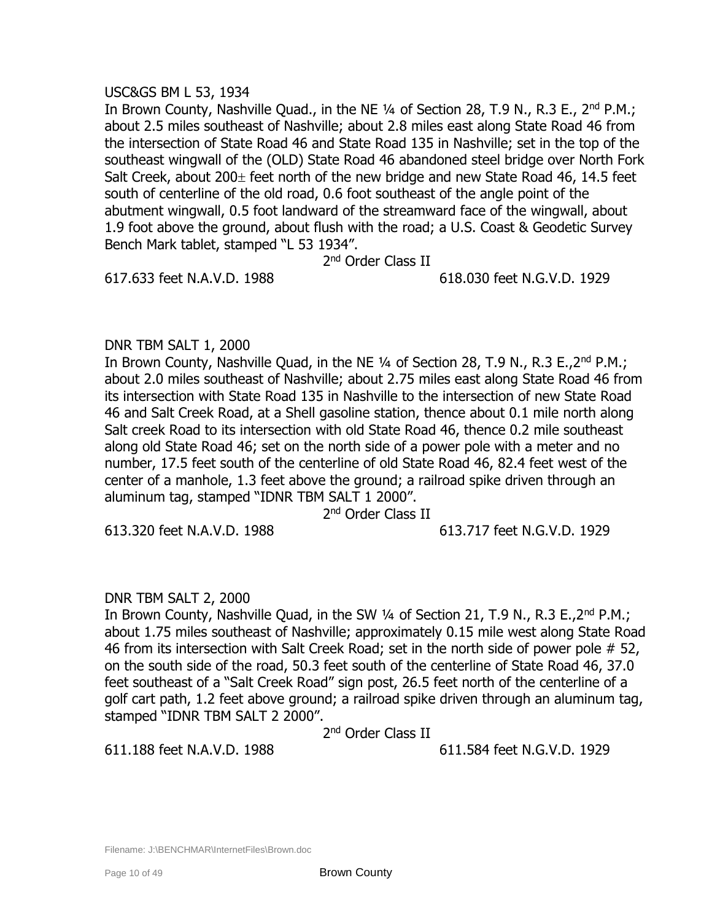USC&GS BM L 53, 1934

In Brown County, Nashville Quad., in the NE ¼ of Section 28, T.9 N., R.3 E., 2nd P.M.; about 2.5 miles southeast of Nashville; about 2.8 miles east along State Road 46 from the intersection of State Road 46 and State Road 135 in Nashville; set in the top of the southeast wingwall of the (OLD) State Road 46 abandoned steel bridge over North Fork Salt Creek, about 200± feet north of the new bridge and new State Road 46, 14.5 feet south of centerline of the old road, 0.6 foot southeast of the angle point of the abutment wingwall, 0.5 foot landward of the streamward face of the wingwall, about 1.9 foot above the ground, about flush with the road; a U.S. Coast & Geodetic Survey Bench Mark tablet, stamped "L 53 1934".

2nd Order Class II

617.633 feet N.A.V.D. 1988 618.030 feet N.G.V.D. 1929

DNR TBM SALT 1, 2000

In Brown County, Nashville Quad, in the NE ¼ of Section 28, T.9 N., R.3 E.,2nd P.M.; about 2.0 miles southeast of Nashville; about 2.75 miles east along State Road 46 from its intersection with State Road 135 in Nashville to the intersection of new State Road 46 and Salt Creek Road, at a Shell gasoline station, thence about 0.1 mile north along Salt creek Road to its intersection with old State Road 46, thence 0.2 mile southeast along old State Road 46; set on the north side of a power pole with a meter and no number, 17.5 feet south of the centerline of old State Road 46, 82.4 feet west of the center of a manhole, 1.3 feet above the ground; a railroad spike driven through an aluminum tag, stamped "IDNR TBM SALT 1 2000".

2nd Order Class II

613.320 feet N.A.V.D. 1988 613.717 feet N.G.V.D. 1929

DNR TBM SALT 2, 2000

In Brown County, Nashville Quad, in the SW ¼ of Section 21, T.9 N., R.3 E.,2nd P.M.; about 1.75 miles southeast of Nashville; approximately 0.15 mile west along State Road 46 from its intersection with Salt Creek Road; set in the north side of power pole # 52, on the south side of the road, 50.3 feet south of the centerline of State Road 46, 37.0 feet southeast of a "Salt Creek Road" sign post, 26.5 feet north of the centerline of a golf cart path, 1.2 feet above ground; a railroad spike driven through an aluminum tag, stamped "IDNR TBM SALT 2 2000".

2nd Order Class II

611.188 feet N.A.V.D. 1988 611.584 feet N.G.V.D. 1929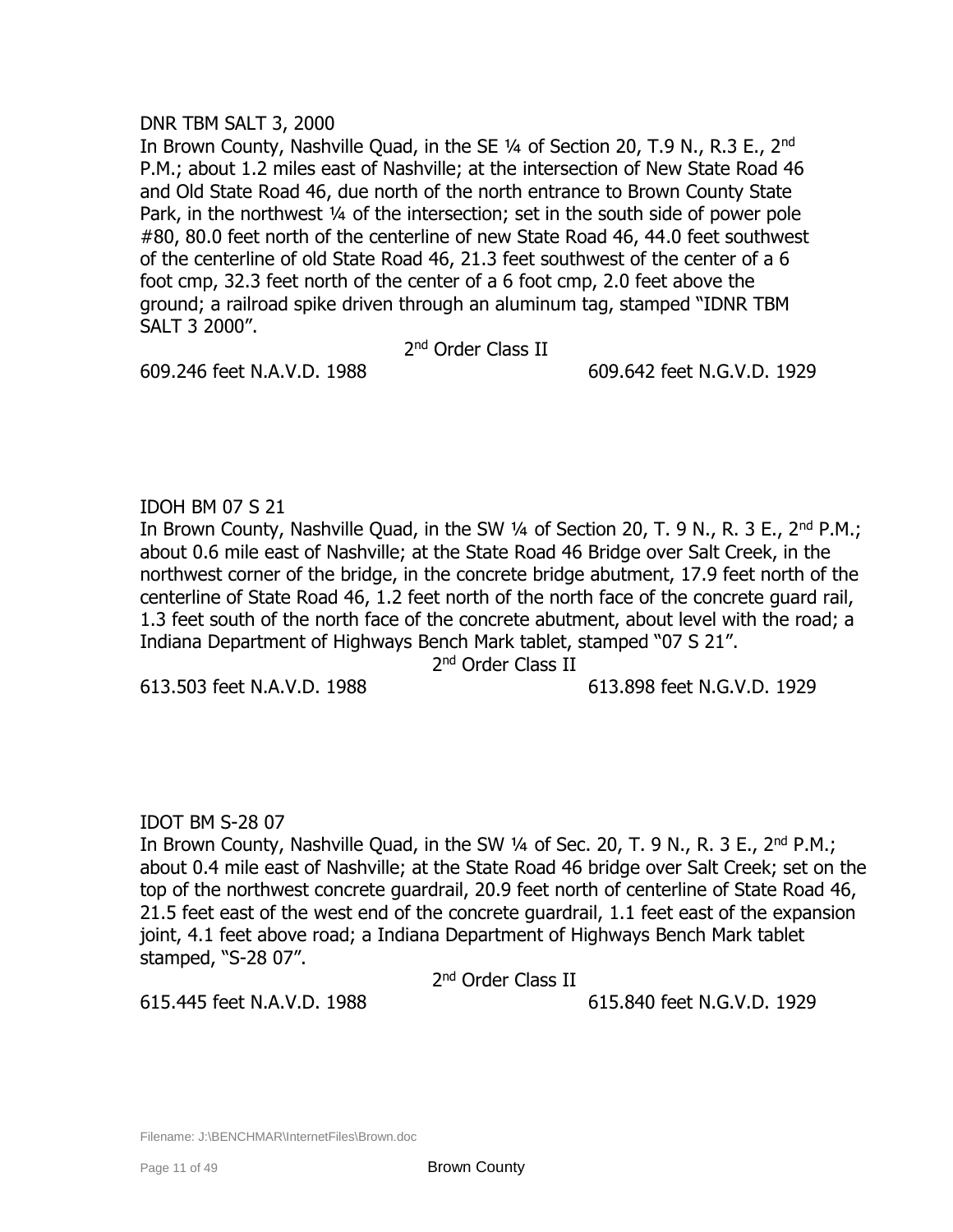DNR TBM SALT 3, 2000

In Brown County, Nashville Quad, in the SE ¼ of Section 20, T.9 N., R.3 E., 2nd P.M.; about 1.2 miles east of Nashville; at the intersection of New State Road 46 and Old State Road 46, due north of the north entrance to Brown County State Park, in the northwest ¼ of the intersection; set in the south side of power pole #80, 80.0 feet north of the centerline of new State Road 46, 44.0 feet southwest of the centerline of old State Road 46, 21.3 feet southwest of the center of a 6 foot cmp, 32.3 feet north of the center of a 6 foot cmp, 2.0 feet above the ground; a railroad spike driven through an aluminum tag, stamped "IDNR TBM SALT 3 2000".

2nd Order Class II

609.246 feet N.A.V.D. 1988 609.642 feet N.G.V.D. 1929

IDOH BM 07 S 21

In Brown County, Nashville Quad, in the SW ¼ of Section 20, T. 9 N., R. 3 E., 2nd P.M.; about 0.6 mile east of Nashville; at the State Road 46 Bridge over Salt Creek, in the northwest corner of the bridge, in the concrete bridge abutment, 17.9 feet north of the centerline of State Road 46, 1.2 feet north of the north face of the concrete guard rail, 1.3 feet south of the north face of the concrete abutment, about level with the road; a Indiana Department of Highways Bench Mark tablet, stamped "07 S 21".

2nd Order Class II

613.503 feet N.A.V.D. 1988 613.898 feet N.G.V.D. 1929

IDOT BM S-28 07

In Brown County, Nashville Quad, in the SW ¼ of Sec. 20, T. 9 N., R. 3 E., 2nd P.M.; about 0.4 mile east of Nashville; at the State Road 46 bridge over Salt Creek; set on the top of the northwest concrete guardrail, 20.9 feet north of centerline of State Road 46, 21.5 feet east of the west end of the concrete guardrail, 1.1 feet east of the expansion joint, 4.1 feet above road; a Indiana Department of Highways Bench Mark tablet stamped, "S-28 07".

2nd Order Class II

615.445 feet N.A.V.D. 1988 615.840 feet N.G.V.D. 1929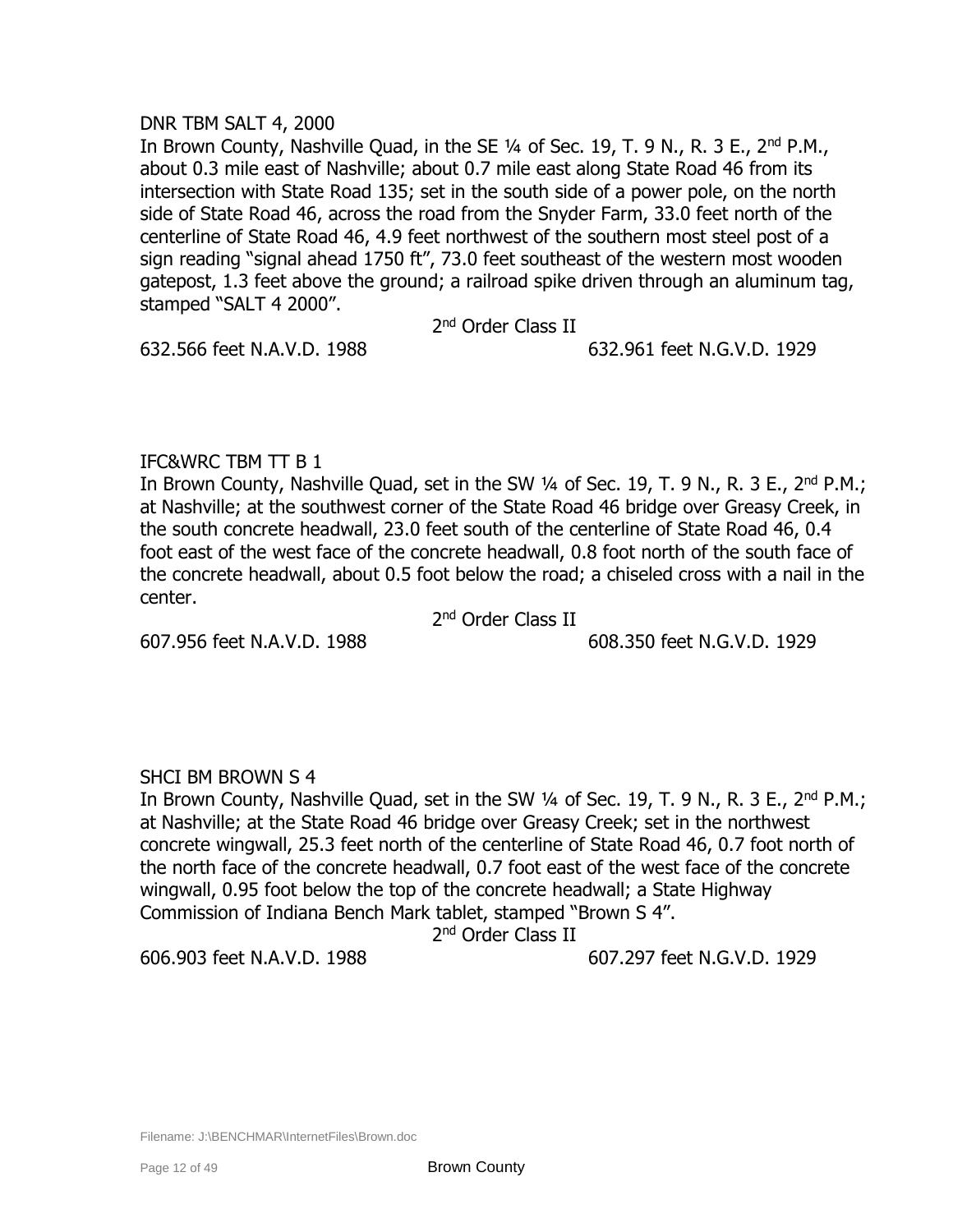DNR TBM SALT 4, 2000

In Brown County, Nashville Quad, in the SE ¼ of Sec. 19, T. 9 N., R. 3 E., 2nd P.M., about 0.3 mile east of Nashville; about 0.7 mile east along State Road 46 from its intersection with State Road 135; set in the south side of a power pole, on the north side of State Road 46, across the road from the Snyder Farm, 33.0 feet north of the centerline of State Road 46, 4.9 feet northwest of the southern most steel post of a sign reading "signal ahead 1750 ft", 73.0 feet southeast of the western most wooden gatepost, 1.3 feet above the ground; a railroad spike driven through an aluminum tag, stamped "SALT 4 2000".

2nd Order Class II

632.566 feet N.A.V.D. 1988 — 632.961 feet N.G.V.D. 1929

IFC&WRC TBM TT B 1

In Brown County, Nashville Quad, set in the SW ¼ of Sec. 19, T. 9 N., R. 3 E., 2nd P.M.; at Nashville; at the southwest corner of the State Road 46 bridge over Greasy Creek, in the south concrete headwall, 23.0 feet south of the centerline of State Road 46, 0.4 foot east of the west face of the concrete headwall, 0.8 foot north of the south face of the concrete headwall, about 0.5 foot below the road; a chiseled cross with a nail in the center.

2nd Order Class II

607.956 feet N.A.V.D. 1988 — 608.350 feet N.G.V.D. 1929

SHCI BM BROWN S 4

In Brown County, Nashville Quad, set in the SW ¼ of Sec. 19, T. 9 N., R. 3 E., 2nd P.M.; at Nashville; at the State Road 46 bridge over Greasy Creek; set in the northwest concrete wingwall, 25.3 feet north of the centerline of State Road 46, 0.7 foot north of the north face of the concrete headwall, 0.7 foot east of the west face of the concrete wingwall, 0.95 foot below the top of the concrete headwall; a State Highway Commission of Indiana Bench Mark tablet, stamped "Brown S 4".

2nd Order Class II

606.903 feet N.A.V.D. 1988 — 607.297 feet N.G.V.D. 1929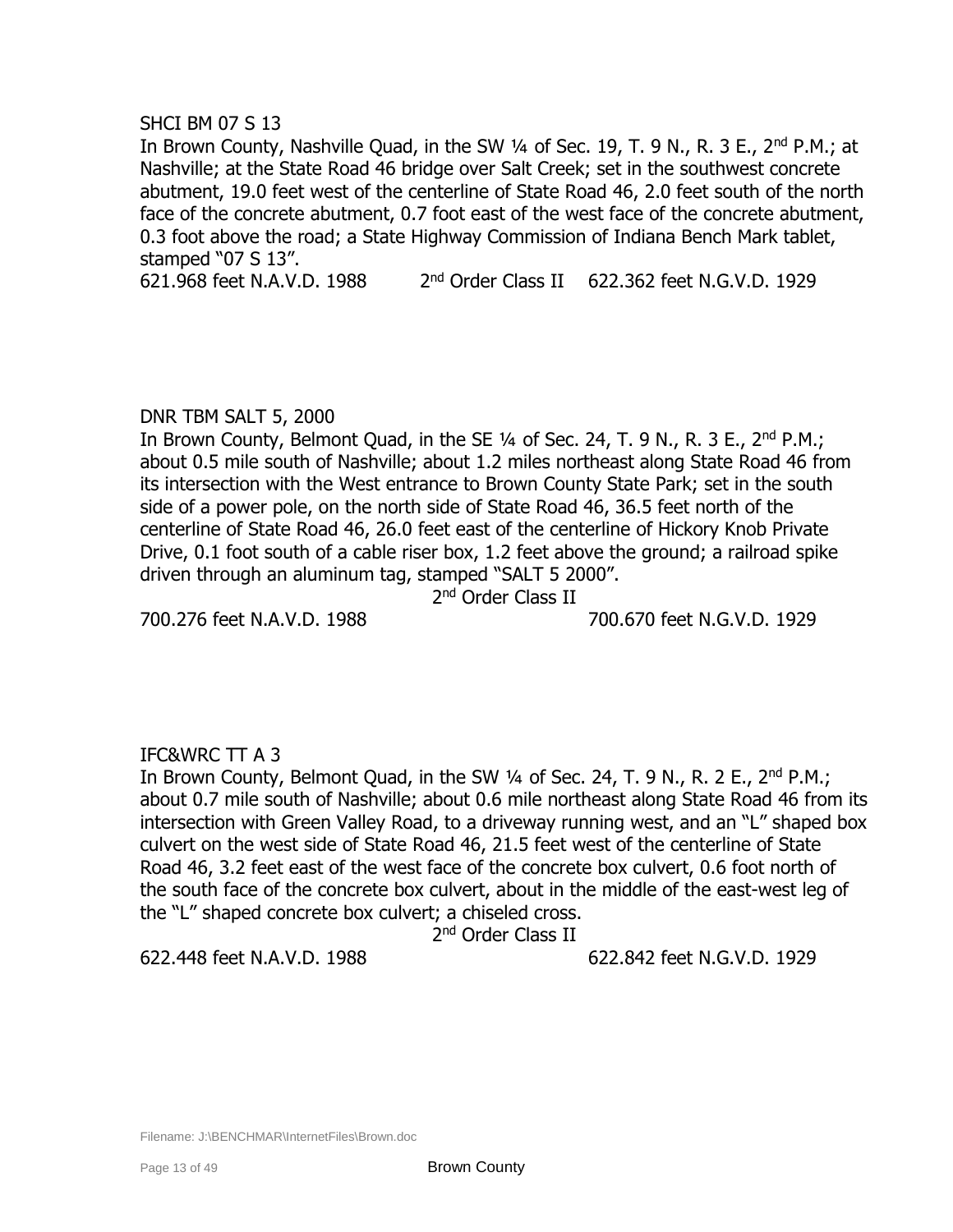SHCI BM 07 S 13

In Brown County, Nashville Quad, in the SW ¼ of Sec. 19, T. 9 N., R. 3 E., 2nd P.M.; at Nashville; at the State Road 46 bridge over Salt Creek; set in the southwest concrete abutment, 19.0 feet west of the centerline of State Road 46, 2.0 feet south of the north face of the concrete abutment, 0.7 foot east of the west face of the concrete abutment, 0.3 foot above the road; a State Highway Commission of Indiana Bench Mark tablet, stamped "07 S 13".

621.968 feet N.A.V.D. 1988     2nd Order Class II     622.362 feet N.G.V.D. 1929

DNR TBM SALT 5, 2000

In Brown County, Belmont Quad, in the SE ¼ of Sec. 24, T. 9 N., R. 3 E., 2nd P.M.; about 0.5 mile south of Nashville; about 1.2 miles northeast along State Road 46 from its intersection with the West entrance to Brown County State Park; set in the south side of a power pole, on the north side of State Road 46, 36.5 feet north of the centerline of State Road 46, 26.0 feet east of the centerline of Hickory Knob Private Drive, 0.1 foot south of a cable riser box, 1.2 feet above the ground; a railroad spike driven through an aluminum tag, stamped "SALT 5 2000".

2nd Order Class II

700.276 feet N.A.V.D. 1988     700.670 feet N.G.V.D. 1929

IFC&WRC TT A 3

In Brown County, Belmont Quad, in the SW ¼ of Sec. 24, T. 9 N., R. 2 E., 2nd P.M.; about 0.7 mile south of Nashville; about 0.6 mile northeast along State Road 46 from its intersection with Green Valley Road, to a driveway running west, and an "L" shaped box culvert on the west side of State Road 46, 21.5 feet west of the centerline of State Road 46, 3.2 feet east of the west face of the concrete box culvert, 0.6 foot north of the south face of the concrete box culvert, about in the middle of the east-west leg of the "L" shaped concrete box culvert; a chiseled cross.

2nd Order Class II

622.448 feet N.A.V.D. 1988     622.842 feet N.G.V.D. 1929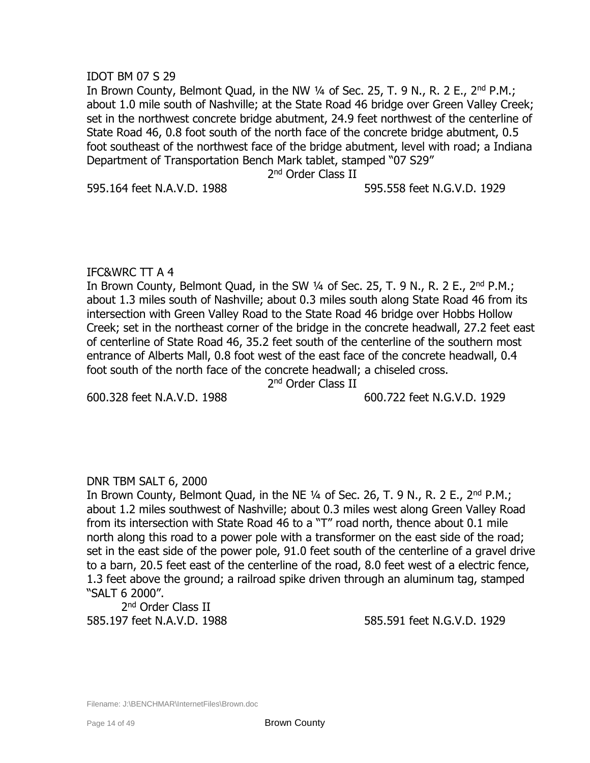IDOT BM 07 S 29

In Brown County, Belmont Quad, in the NW ¼ of Sec. 25, T. 9 N., R. 2 E., 2nd P.M.; about 1.0 mile south of Nashville; at the State Road 46 bridge over Green Valley Creek; set in the northwest concrete bridge abutment, 24.9 feet northwest of the centerline of State Road 46, 0.8 foot south of the north face of the concrete bridge abutment, 0.5 foot southeast of the northwest face of the bridge abutment, level with road; a Indiana Department of Transportation Bench Mark tablet, stamped "07 S29"

2nd Order Class II

595.164 feet N.A.V.D. 1988 595.558 feet N.G.V.D. 1929

IFC&WRC TT A 4

In Brown County, Belmont Quad, in the SW ¼ of Sec. 25, T. 9 N., R. 2 E., 2nd P.M.; about 1.3 miles south of Nashville; about 0.3 miles south along State Road 46 from its intersection with Green Valley Road to the State Road 46 bridge over Hobbs Hollow Creek; set in the northeast corner of the bridge in the concrete headwall, 27.2 feet east of centerline of State Road 46, 35.2 feet south of the centerline of the southern most entrance of Alberts Mall, 0.8 foot west of the east face of the concrete headwall, 0.4 foot south of the north face of the concrete headwall; a chiseled cross.

2nd Order Class II

600.328 feet N.A.V.D. 1988 600.722 feet N.G.V.D. 1929

DNR TBM SALT 6, 2000

In Brown County, Belmont Quad, in the NE ¼ of Sec. 26, T. 9 N., R. 2 E., 2nd P.M.; about 1.2 miles southwest of Nashville; about 0.3 miles west along Green Valley Road from its intersection with State Road 46 to a "T" road north, thence about 0.1 mile north along this road to a power pole with a transformer on the east side of the road; set in the east side of the power pole, 91.0 feet south of the centerline of a gravel drive to a barn, 20.5 feet east of the centerline of the road, 8.0 feet west of a electric fence, 1.3 feet above the ground; a railroad spike driven through an aluminum tag, stamped "SALT 6 2000".

2nd Order Class II

585.197 feet N.A.V.D. 1988 585.591 feet N.G.V.D. 1929

Filename: J:\BENCHMAR\InternetFiles\Brown.doc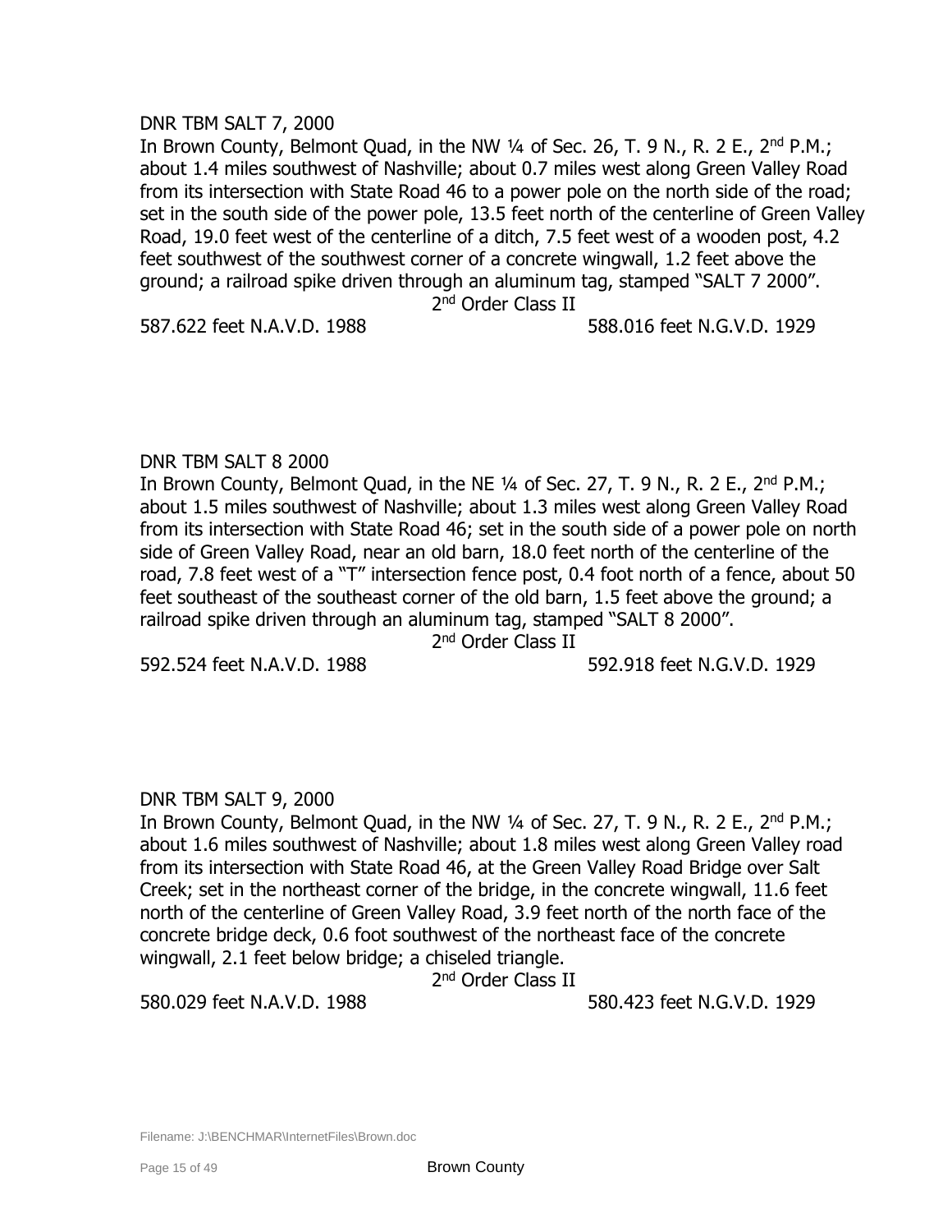DNR TBM SALT 7, 2000

In Brown County, Belmont Quad, in the NW ¼ of Sec. 26, T. 9 N., R. 2 E., 2nd P.M.; about 1.4 miles southwest of Nashville; about 0.7 miles west along Green Valley Road from its intersection with State Road 46 to a power pole on the north side of the road; set in the south side of the power pole, 13.5 feet north of the centerline of Green Valley Road, 19.0 feet west of the centerline of a ditch, 7.5 feet west of a wooden post, 4.2 feet southwest of the southwest corner of a concrete wingwall, 1.2 feet above the ground; a railroad spike driven through an aluminum tag, stamped "SALT 7 2000".

2nd Order Class II

587.622 feet N.A.V.D. 1988 588.016 feet N.G.V.D. 1929

DNR TBM SALT 8 2000

In Brown County, Belmont Quad, in the NE ¼ of Sec. 27, T. 9 N., R. 2 E., 2nd P.M.; about 1.5 miles southwest of Nashville; about 1.3 miles west along Green Valley Road from its intersection with State Road 46; set in the south side of a power pole on north side of Green Valley Road, near an old barn, 18.0 feet north of the centerline of the road, 7.8 feet west of a "T" intersection fence post, 0.4 foot north of a fence, about 50 feet southeast of the southeast corner of the old barn, 1.5 feet above the ground; a railroad spike driven through an aluminum tag, stamped "SALT 8 2000".

2nd Order Class II

592.524 feet N.A.V.D. 1988 592.918 feet N.G.V.D. 1929

DNR TBM SALT 9, 2000

In Brown County, Belmont Quad, in the NW ¼ of Sec. 27, T. 9 N., R. 2 E., 2nd P.M.; about 1.6 miles southwest of Nashville; about 1.8 miles west along Green Valley road from its intersection with State Road 46, at the Green Valley Road Bridge over Salt Creek; set in the northeast corner of the bridge, in the concrete wingwall, 11.6 feet north of the centerline of Green Valley Road, 3.9 feet north of the north face of the concrete bridge deck, 0.6 foot southwest of the northeast face of the concrete wingwall, 2.1 feet below bridge; a chiseled triangle.

2nd Order Class II

580.029 feet N.A.V.D. 1988 580.423 feet N.G.V.D. 1929

Filename: J:\BENCHMAR\InternetFiles\Brown.doc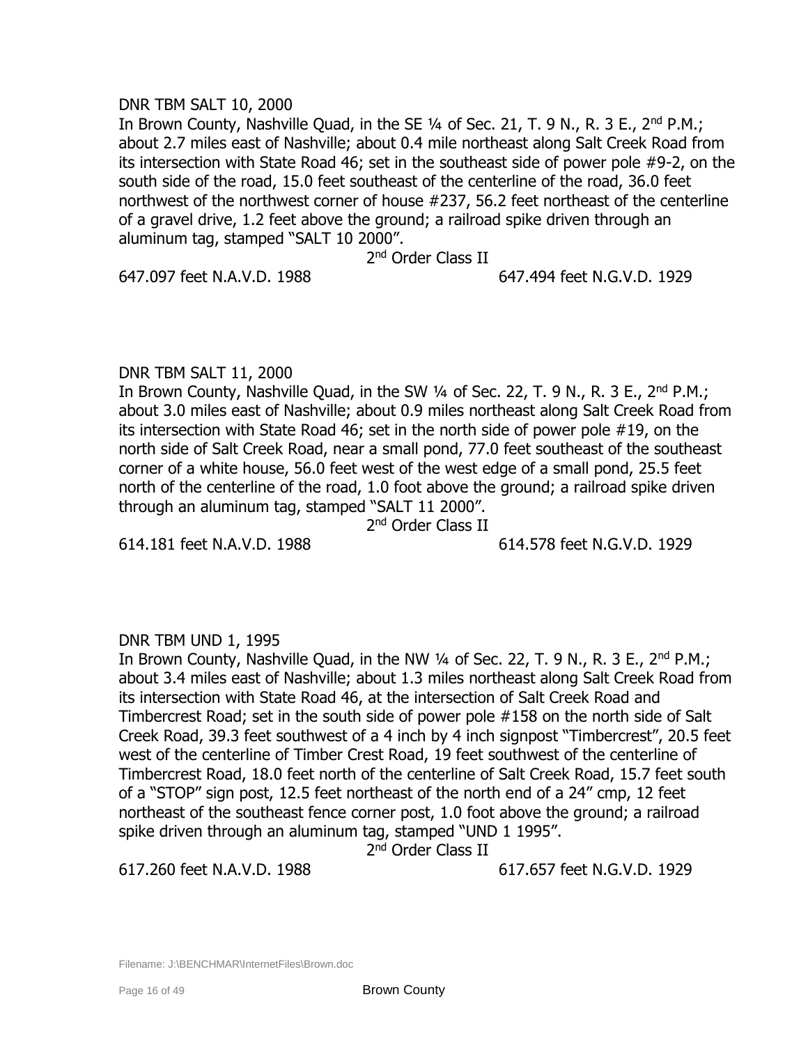DNR TBM SALT 10, 2000

In Brown County, Nashville Quad, in the SE ¼ of Sec. 21, T. 9 N., R. 3 E., 2nd P.M.; about 2.7 miles east of Nashville; about 0.4 mile northeast along Salt Creek Road from its intersection with State Road 46; set in the southeast side of power pole #9-2, on the south side of the road, 15.0 feet southeast of the centerline of the road, 36.0 feet northwest of the northwest corner of house #237, 56.2 feet northeast of the centerline of a gravel drive, 1.2 feet above the ground; a railroad spike driven through an aluminum tag, stamped "SALT 10 2000".

2nd Order Class II

647.097 feet N.A.V.D. 1988 647.494 feet N.G.V.D. 1929

DNR TBM SALT 11, 2000

In Brown County, Nashville Quad, in the SW ¼ of Sec. 22, T. 9 N., R. 3 E., 2nd P.M.; about 3.0 miles east of Nashville; about 0.9 miles northeast along Salt Creek Road from its intersection with State Road 46; set in the north side of power pole #19, on the north side of Salt Creek Road, near a small pond, 77.0 feet southeast of the southeast corner of a white house, 56.0 feet west of the west edge of a small pond, 25.5 feet north of the centerline of the road, 1.0 foot above the ground; a railroad spike driven through an aluminum tag, stamped "SALT 11 2000".

2nd Order Class II

614.181 feet N.A.V.D. 1988 614.578 feet N.G.V.D. 1929

DNR TBM UND 1, 1995

In Brown County, Nashville Quad, in the NW ¼ of Sec. 22, T. 9 N., R. 3 E., 2nd P.M.; about 3.4 miles east of Nashville; about 1.3 miles northeast along Salt Creek Road from its intersection with State Road 46, at the intersection of Salt Creek Road and Timbercrest Road; set in the south side of power pole #158 on the north side of Salt Creek Road, 39.3 feet southwest of a 4 inch by 4 inch signpost "Timbercrest", 20.5 feet west of the centerline of Timber Crest Road, 19 feet southwest of the centerline of Timbercrest Road, 18.0 feet north of the centerline of Salt Creek Road, 15.7 feet south of a "STOP" sign post, 12.5 feet northeast of the north end of a 24" cmp, 12 feet northeast of the southeast fence corner post, 1.0 foot above the ground; a railroad spike driven through an aluminum tag, stamped "UND 1 1995".

2nd Order Class II

617.260 feet N.A.V.D. 1988 617.657 feet N.G.V.D. 1929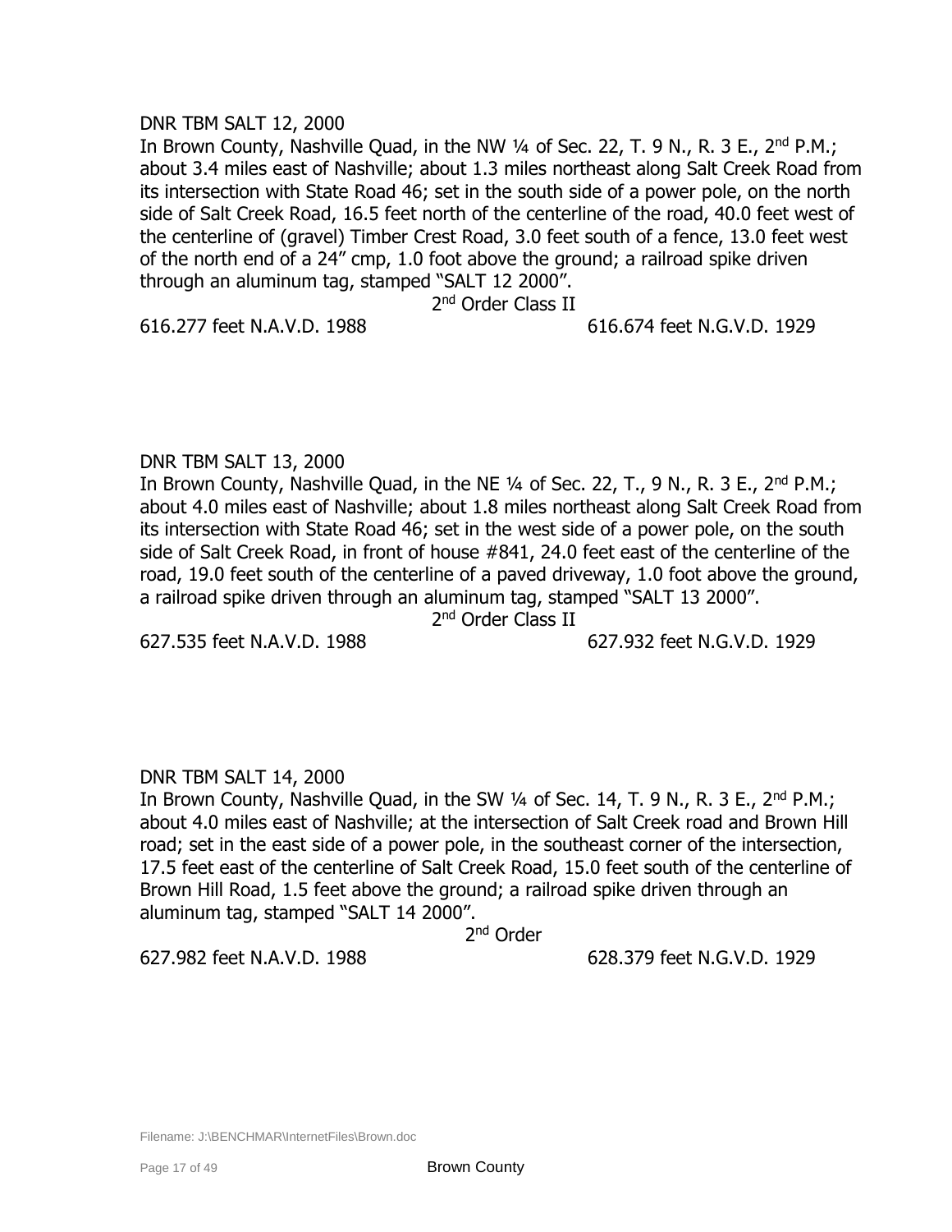DNR TBM SALT 12, 2000

In Brown County, Nashville Quad, in the NW ¼ of Sec. 22, T. 9 N., R. 3 E., 2nd P.M.; about 3.4 miles east of Nashville; about 1.3 miles northeast along Salt Creek Road from its intersection with State Road 46; set in the south side of a power pole, on the north side of Salt Creek Road, 16.5 feet north of the centerline of the road, 40.0 feet west of the centerline of (gravel) Timber Crest Road, 3.0 feet south of a fence, 13.0 feet west of the north end of a 24" cmp, 1.0 foot above the ground; a railroad spike driven through an aluminum tag, stamped "SALT 12 2000".

2nd Order Class II

616.277 feet N.A.V.D. 1988 616.674 feet N.G.V.D. 1929

DNR TBM SALT 13, 2000

In Brown County, Nashville Quad, in the NE ¼ of Sec. 22, T., 9 N., R. 3 E., 2nd P.M.; about 4.0 miles east of Nashville; about 1.8 miles northeast along Salt Creek Road from its intersection with State Road 46; set in the west side of a power pole, on the south side of Salt Creek Road, in front of house #841, 24.0 feet east of the centerline of the road, 19.0 feet south of the centerline of a paved driveway, 1.0 foot above the ground, a railroad spike driven through an aluminum tag, stamped "SALT 13 2000".

2nd Order Class II

627.535 feet N.A.V.D. 1988 627.932 feet N.G.V.D. 1929

DNR TBM SALT 14, 2000

In Brown County, Nashville Quad, in the SW ¼ of Sec. 14, T. 9 N., R. 3 E., 2nd P.M.; about 4.0 miles east of Nashville; at the intersection of Salt Creek road and Brown Hill road; set in the east side of a power pole, in the southeast corner of the intersection, 17.5 feet east of the centerline of Salt Creek Road, 15.0 feet south of the centerline of Brown Hill Road, 1.5 feet above the ground; a railroad spike driven through an aluminum tag, stamped "SALT 14 2000".

2nd Order

627.982 feet N.A.V.D. 1988 628.379 feet N.G.V.D. 1929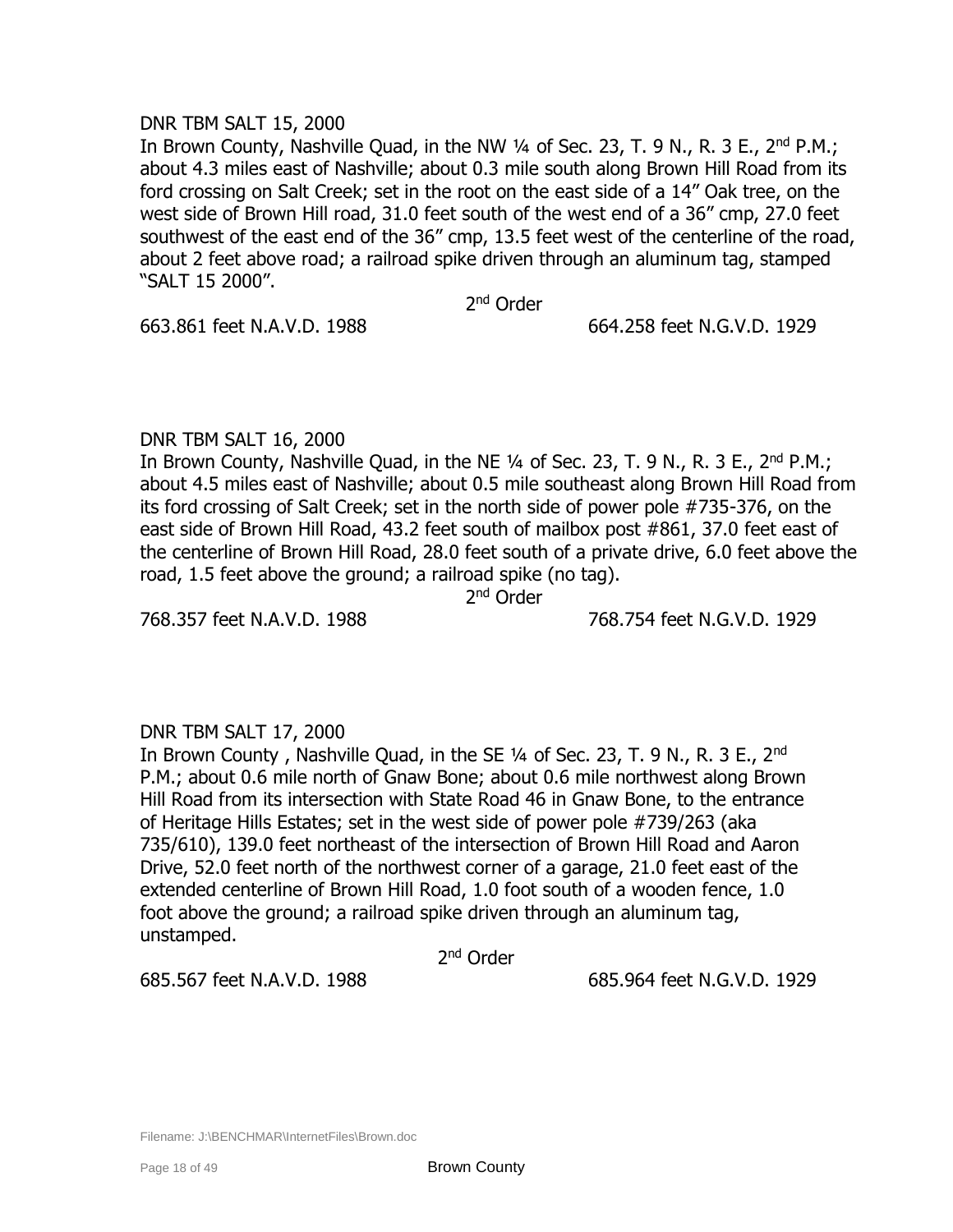DNR TBM SALT 15, 2000

In Brown County, Nashville Quad, in the NW ¼ of Sec. 23, T. 9 N., R. 3 E., 2nd P.M.; about 4.3 miles east of Nashville; about 0.3 mile south along Brown Hill Road from its ford crossing on Salt Creek; set in the root on the east side of a 14" Oak tree, on the west side of Brown Hill road, 31.0 feet south of the west end of a 36" cmp, 27.0 feet southwest of the east end of the 36" cmp, 13.5 feet west of the centerline of the road, about 2 feet above road; a railroad spike driven through an aluminum tag, stamped "SALT 15 2000".

2nd Order

663.861 feet N.A.V.D. 1988 664.258 feet N.G.V.D. 1929

DNR TBM SALT 16, 2000

In Brown County, Nashville Quad, in the NE ¼ of Sec. 23, T. 9 N., R. 3 E., 2nd P.M.; about 4.5 miles east of Nashville; about 0.5 mile southeast along Brown Hill Road from its ford crossing of Salt Creek; set in the north side of power pole #735-376, on the east side of Brown Hill Road, 43.2 feet south of mailbox post #861, 37.0 feet east of the centerline of Brown Hill Road, 28.0 feet south of a private drive, 6.0 feet above the road, 1.5 feet above the ground; a railroad spike (no tag).

2nd Order

768.357 feet N.A.V.D. 1988 768.754 feet N.G.V.D. 1929

DNR TBM SALT 17, 2000

In Brown County , Nashville Quad, in the SE ¼ of Sec. 23, T. 9 N., R. 3 E., 2nd P.M.; about 0.6 mile north of Gnaw Bone; about 0.6 mile northwest along Brown Hill Road from its intersection with State Road 46 in Gnaw Bone, to the entrance of Heritage Hills Estates; set in the west side of power pole #739/263 (aka 735/610), 139.0 feet northeast of the intersection of Brown Hill Road and Aaron Drive, 52.0 feet north of the northwest corner of a garage, 21.0 feet east of the extended centerline of Brown Hill Road, 1.0 foot south of a wooden fence, 1.0 foot above the ground; a railroad spike driven through an aluminum tag, unstamped.

2nd Order

685.567 feet N.A.V.D. 1988 685.964 feet N.G.V.D. 1929

Filename: J:\BENCHMAR\InternetFiles\Brown.doc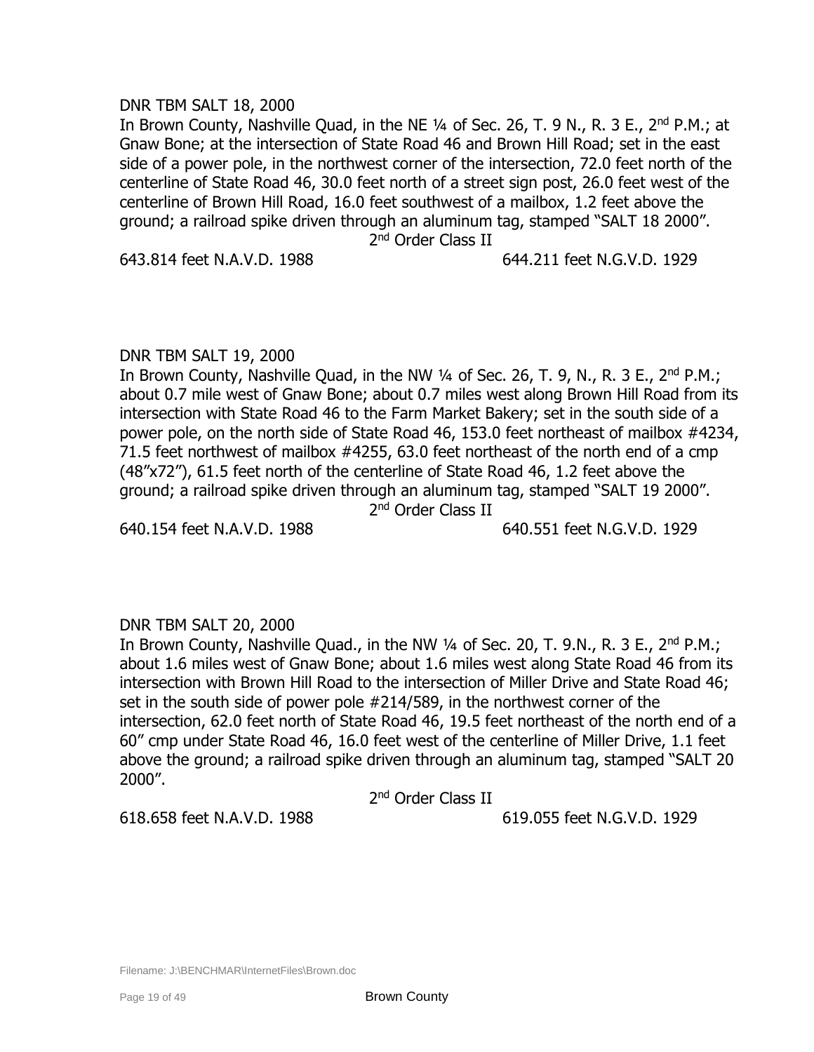DNR TBM SALT 18, 2000

In Brown County, Nashville Quad, in the NE ¼ of Sec. 26, T. 9 N., R. 3 E., 2nd P.M.; at Gnaw Bone; at the intersection of State Road 46 and Brown Hill Road; set in the east side of a power pole, in the northwest corner of the intersection, 72.0 feet north of the centerline of State Road 46, 30.0 feet north of a street sign post, 26.0 feet west of the centerline of Brown Hill Road, 16.0 feet southwest of a mailbox, 1.2 feet above the ground; a railroad spike driven through an aluminum tag, stamped "SALT 18 2000".

2nd Order Class II

643.814 feet N.A.V.D. 1988 644.211 feet N.G.V.D. 1929

DNR TBM SALT 19, 2000

In Brown County, Nashville Quad, in the NW ¼ of Sec. 26, T. 9, N., R. 3 E., 2nd P.M.; about 0.7 mile west of Gnaw Bone; about 0.7 miles west along Brown Hill Road from its intersection with State Road 46 to the Farm Market Bakery; set in the south side of a power pole, on the north side of State Road 46, 153.0 feet northeast of mailbox #4234, 71.5 feet northwest of mailbox #4255, 63.0 feet northeast of the north end of a cmp (48"x72"), 61.5 feet north of the centerline of State Road 46, 1.2 feet above the ground; a railroad spike driven through an aluminum tag, stamped "SALT 19 2000".

2nd Order Class II

640.154 feet N.A.V.D. 1988 640.551 feet N.G.V.D. 1929

DNR TBM SALT 20, 2000

In Brown County, Nashville Quad., in the NW ¼ of Sec. 20, T. 9.N., R. 3 E., 2nd P.M.; about 1.6 miles west of Gnaw Bone; about 1.6 miles west along State Road 46 from its intersection with Brown Hill Road to the intersection of Miller Drive and State Road 46; set in the south side of power pole #214/589, in the northwest corner of the intersection, 62.0 feet north of State Road 46, 19.5 feet northeast of the north end of a 60" cmp under State Road 46, 16.0 feet west of the centerline of Miller Drive, 1.1 feet above the ground; a railroad spike driven through an aluminum tag, stamped "SALT 20 2000".

2nd Order Class II

618.658 feet N.A.V.D. 1988 619.055 feet N.G.V.D. 1929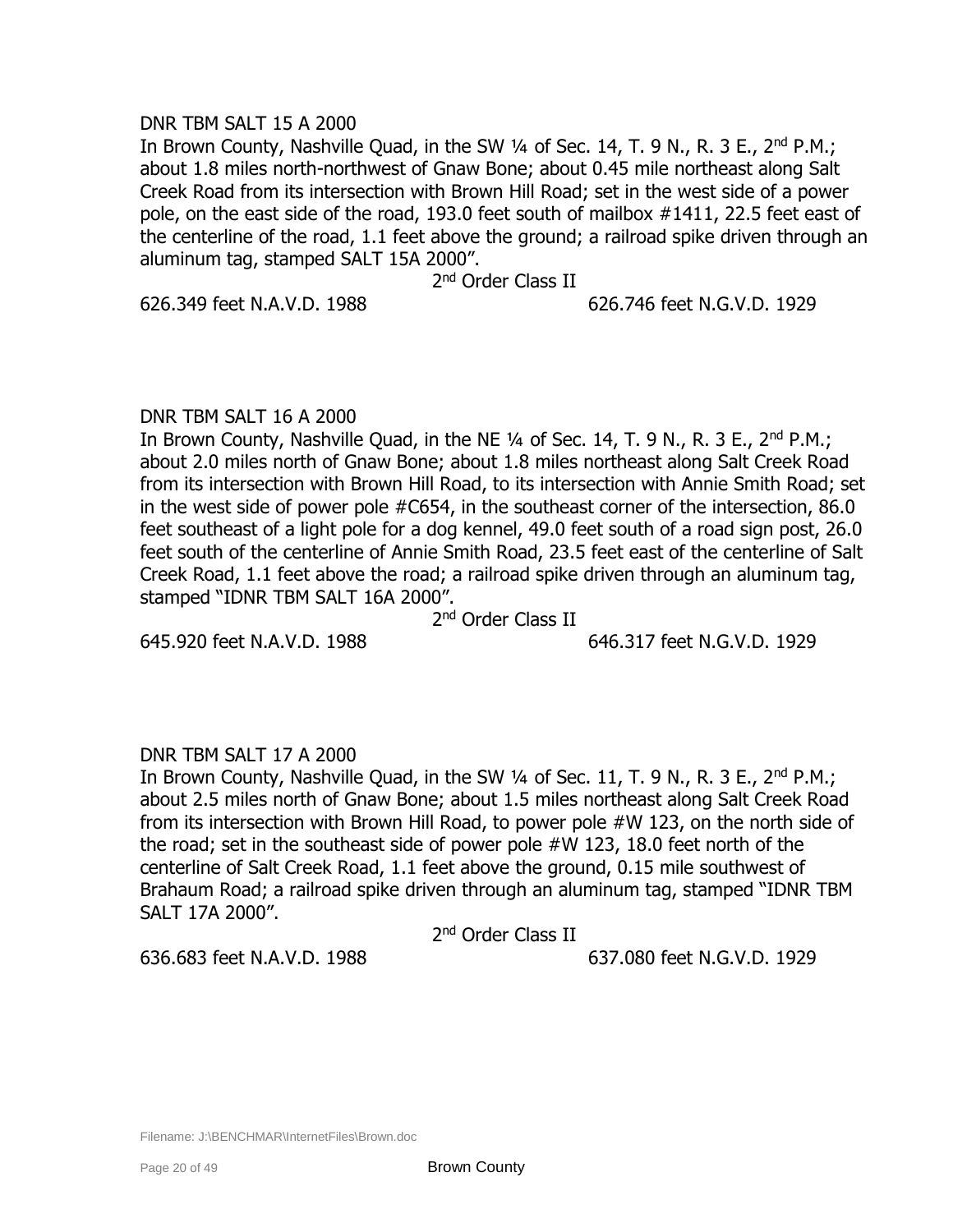DNR TBM SALT 15 A 2000

In Brown County, Nashville Quad, in the SW ¼ of Sec. 14, T. 9 N., R. 3 E., 2nd P.M.; about 1.8 miles north-northwest of Gnaw Bone; about 0.45 mile northeast along Salt Creek Road from its intersection with Brown Hill Road; set in the west side of a power pole, on the east side of the road, 193.0 feet south of mailbox #1411, 22.5 feet east of the centerline of the road, 1.1 feet above the ground; a railroad spike driven through an aluminum tag, stamped SALT 15A 2000".

2nd Order Class II

626.349 feet N.A.V.D. 1988 626.746 feet N.G.V.D. 1929

DNR TBM SALT 16 A 2000

In Brown County, Nashville Quad, in the NE ¼ of Sec. 14, T. 9 N., R. 3 E., 2nd P.M.; about 2.0 miles north of Gnaw Bone; about 1.8 miles northeast along Salt Creek Road from its intersection with Brown Hill Road, to its intersection with Annie Smith Road; set in the west side of power pole #C654, in the southeast corner of the intersection, 86.0 feet southeast of a light pole for a dog kennel, 49.0 feet south of a road sign post, 26.0 feet south of the centerline of Annie Smith Road, 23.5 feet east of the centerline of Salt Creek Road, 1.1 feet above the road; a railroad spike driven through an aluminum tag, stamped "IDNR TBM SALT 16A 2000".

2nd Order Class II

645.920 feet N.A.V.D. 1988 646.317 feet N.G.V.D. 1929

DNR TBM SALT 17 A 2000

In Brown County, Nashville Quad, in the SW ¼ of Sec. 11, T. 9 N., R. 3 E., 2nd P.M.; about 2.5 miles north of Gnaw Bone; about 1.5 miles northeast along Salt Creek Road from its intersection with Brown Hill Road, to power pole #W 123, on the north side of the road; set in the southeast side of power pole #W 123, 18.0 feet north of the centerline of Salt Creek Road, 1.1 feet above the ground, 0.15 mile southwest of Brahaum Road; a railroad spike driven through an aluminum tag, stamped "IDNR TBM SALT 17A 2000".

2nd Order Class II

636.683 feet N.A.V.D. 1988 637.080 feet N.G.V.D. 1929

Filename: J:\BENCHMAR\InternetFiles\Brown.doc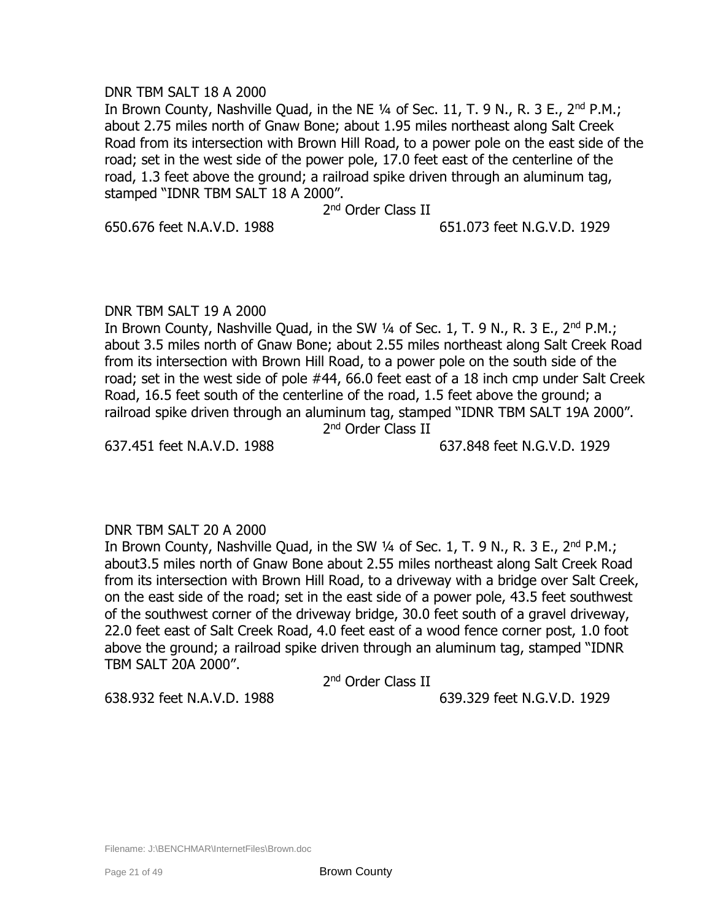DNR TBM SALT 18 A 2000

In Brown County, Nashville Quad, in the NE ¼ of Sec. 11, T. 9 N., R. 3 E., 2nd P.M.; about 2.75 miles north of Gnaw Bone; about 1.95 miles northeast along Salt Creek Road from its intersection with Brown Hill Road, to a power pole on the east side of the road; set in the west side of the power pole, 17.0 feet east of the centerline of the road, 1.3 feet above the ground; a railroad spike driven through an aluminum tag, stamped "IDNR TBM SALT 18 A 2000".

2nd Order Class II

650.676 feet N.A.V.D. 1988 651.073 feet N.G.V.D. 1929

DNR TBM SALT 19 A 2000

In Brown County, Nashville Quad, in the SW ¼ of Sec. 1, T. 9 N., R. 3 E., 2nd P.M.; about 3.5 miles north of Gnaw Bone; about 2.55 miles northeast along Salt Creek Road from its intersection with Brown Hill Road, to a power pole on the south side of the road; set in the west side of pole #44, 66.0 feet east of a 18 inch cmp under Salt Creek Road, 16.5 feet south of the centerline of the road, 1.5 feet above the ground; a railroad spike driven through an aluminum tag, stamped "IDNR TBM SALT 19A 2000".

2nd Order Class II

637.451 feet N.A.V.D. 1988 637.848 feet N.G.V.D. 1929

DNR TBM SALT 20 A 2000

In Brown County, Nashville Quad, in the SW ¼ of Sec. 1, T. 9 N., R. 3 E., 2nd P.M.; about3.5 miles north of Gnaw Bone about 2.55 miles northeast along Salt Creek Road from its intersection with Brown Hill Road, to a driveway with a bridge over Salt Creek, on the east side of the road; set in the east side of a power pole, 43.5 feet southwest of the southwest corner of the driveway bridge, 30.0 feet south of a gravel driveway, 22.0 feet east of Salt Creek Road, 4.0 feet east of a wood fence corner post, 1.0 foot above the ground; a railroad spike driven through an aluminum tag, stamped "IDNR TBM SALT 20A 2000".

2nd Order Class II

638.932 feet N.A.V.D. 1988 639.329 feet N.G.V.D. 1929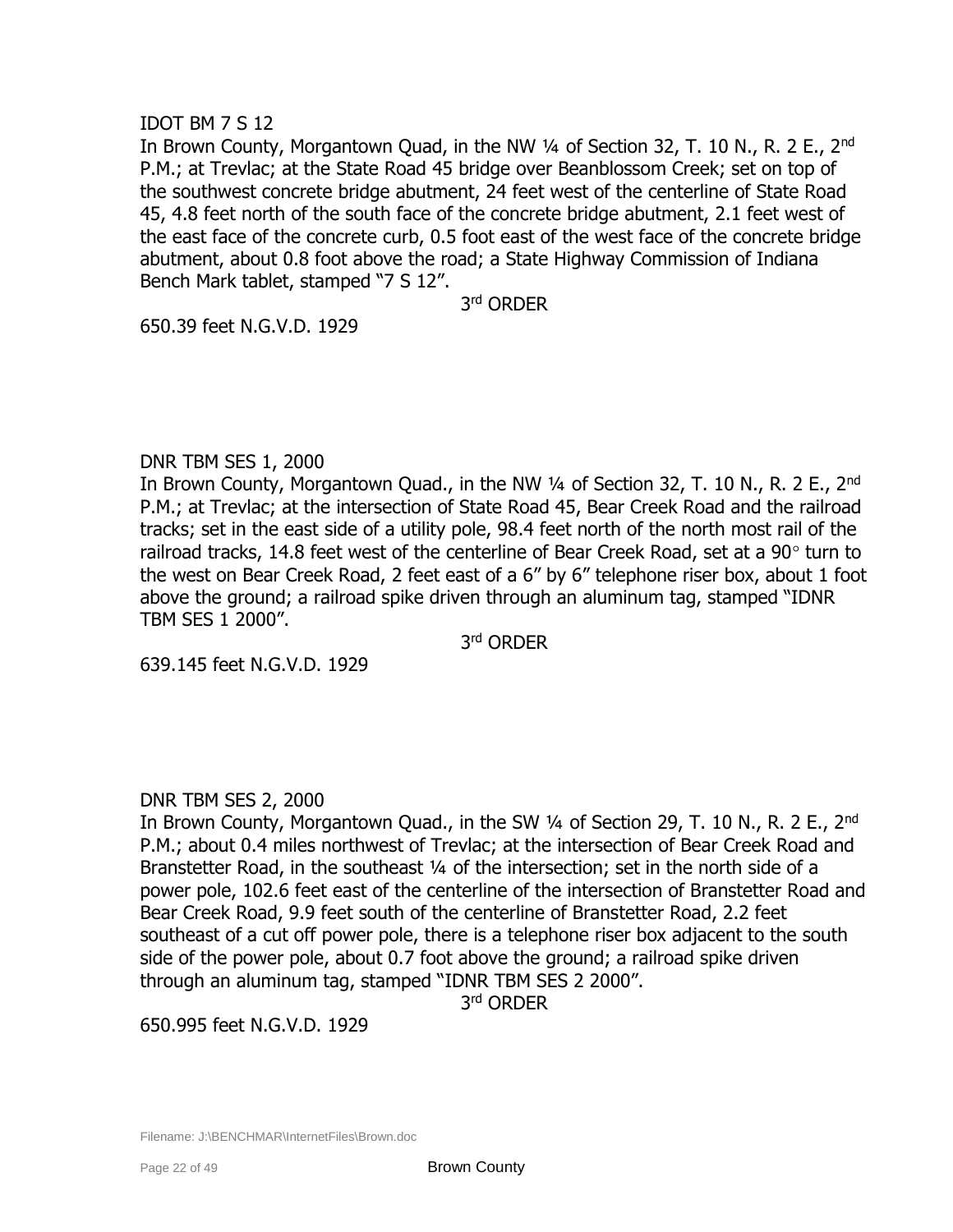IDOT BM 7 S 12

In Brown County, Morgantown Quad, in the NW ¼ of Section 32, T. 10 N., R. 2 E., 2nd P.M.; at Trevlac; at the State Road 45 bridge over Beanblossom Creek; set on top of the southwest concrete bridge abutment, 24 feet west of the centerline of State Road 45, 4.8 feet north of the south face of the concrete bridge abutment, 2.1 feet west of the east face of the concrete curb, 0.5 foot east of the west face of the concrete bridge abutment, about 0.8 foot above the road; a State Highway Commission of Indiana Bench Mark tablet, stamped "7 S 12".

3rd ORDER

650.39 feet N.G.V.D. 1929

DNR TBM SES 1, 2000

In Brown County, Morgantown Quad., in the NW ¼ of Section 32, T. 10 N., R. 2 E., 2nd P.M.; at Trevlac; at the intersection of State Road 45, Bear Creek Road and the railroad tracks; set in the east side of a utility pole, 98.4 feet north of the north most rail of the railroad tracks, 14.8 feet west of the centerline of Bear Creek Road, set at a 90° turn to the west on Bear Creek Road, 2 feet east of a 6" by 6" telephone riser box, about 1 foot above the ground; a railroad spike driven through an aluminum tag, stamped "IDNR TBM SES 1 2000".

3rd ORDER

639.145 feet N.G.V.D. 1929

DNR TBM SES 2, 2000

In Brown County, Morgantown Quad., in the SW ¼ of Section 29, T. 10 N., R. 2 E., 2nd P.M.; about 0.4 miles northwest of Trevlac; at the intersection of Bear Creek Road and Branstetter Road, in the southeast ¼ of the intersection; set in the north side of a power pole, 102.6 feet east of the centerline of the intersection of Branstetter Road and Bear Creek Road, 9.9 feet south of the centerline of Branstetter Road, 2.2 feet southeast of a cut off power pole, there is a telephone riser box adjacent to the south side of the power pole, about 0.7 foot above the ground; a railroad spike driven through an aluminum tag, stamped "IDNR TBM SES 2 2000".

3rd ORDER

650.995 feet N.G.V.D. 1929

Filename: J:\BENCHMAR\InternetFiles\Brown.doc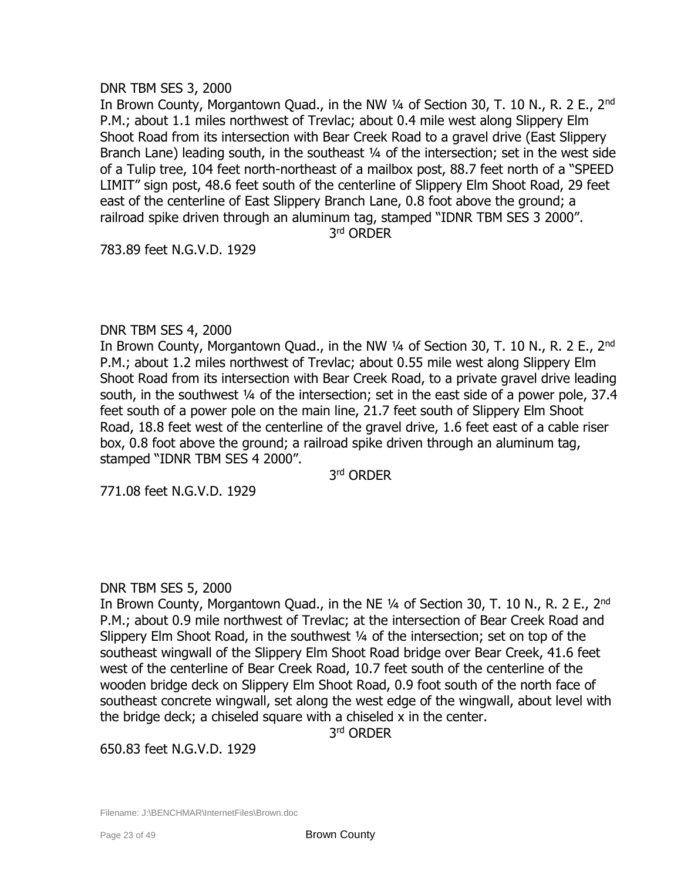DNR TBM SES 3, 2000

In Brown County, Morgantown Quad., in the NW ¼ of Section 30, T. 10 N., R. 2 E., 2nd P.M.; about 1.1 miles northwest of Trevlac; about 0.4 mile west along Slippery Elm Shoot Road from its intersection with Bear Creek Road to a gravel drive (East Slippery Branch Lane) leading south, in the southeast ¼ of the intersection; set in the west side of a Tulip tree, 104 feet north-northeast of a mailbox post, 88.7 feet north of a "SPEED LIMIT" sign post, 48.6 feet south of the centerline of Slippery Elm Shoot Road, 29 feet east of the centerline of East Slippery Branch Lane, 0.8 foot above the ground; a railroad spike driven through an aluminum tag, stamped "IDNR TBM SES 3 2000".

3rd ORDER

783.89 feet N.G.V.D. 1929

DNR TBM SES 4, 2000

In Brown County, Morgantown Quad., in the NW ¼ of Section 30, T. 10 N., R. 2 E., 2nd P.M.; about 1.2 miles northwest of Trevlac; about 0.55 mile west along Slippery Elm Shoot Road from its intersection with Bear Creek Road, to a private gravel drive leading south, in the southwest ¼ of the intersection; set in the east side of a power pole, 37.4 feet south of a power pole on the main line, 21.7 feet south of Slippery Elm Shoot Road, 18.8 feet west of the centerline of the gravel drive, 1.6 feet east of a cable riser box, 0.8 foot above the ground; a railroad spike driven through an aluminum tag, stamped "IDNR TBM SES 4 2000".

3rd ORDER

771.08 feet N.G.V.D. 1929

DNR TBM SES 5, 2000

In Brown County, Morgantown Quad., in the NE ¼ of Section 30, T. 10 N., R. 2 E., 2nd P.M.; about 0.9 mile northwest of Trevlac; at the intersection of Bear Creek Road and Slippery Elm Shoot Road, in the southwest ¼ of the intersection; set on top of the southeast wingwall of the Slippery Elm Shoot Road bridge over Bear Creek, 41.6 feet west of the centerline of Bear Creek Road, 10.7 feet south of the centerline of the wooden bridge deck on Slippery Elm Shoot Road, 0.9 foot south of the north face of southeast concrete wingwall, set along the west edge of the wingwall, about level with the bridge deck; a chiseled square with a chiseled x in the center.

3rd ORDER

650.83 feet N.G.V.D. 1929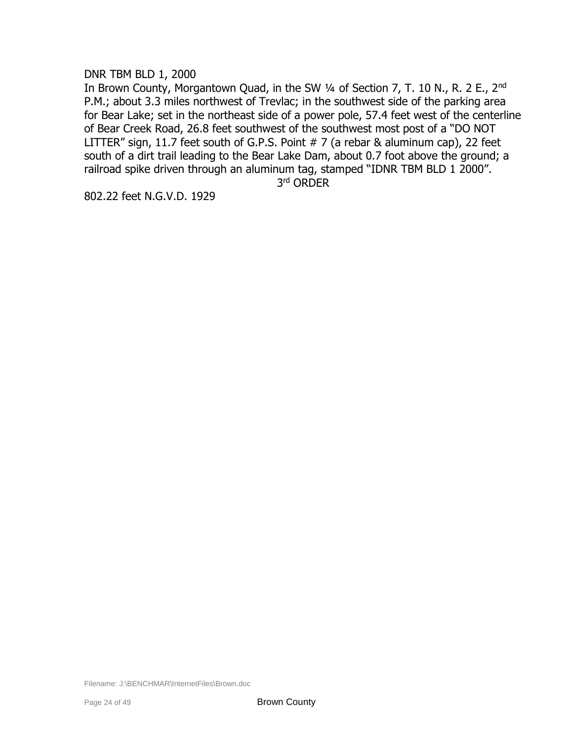DNR TBM BLD 1, 2000

In Brown County, Morgantown Quad, in the SW ¼ of Section 7, T. 10 N., R. 2 E., 2nd P.M.; about 3.3 miles northwest of Trevlac; in the southwest side of the parking area for Bear Lake; set in the northeast side of a power pole, 57.4 feet west of the centerline of Bear Creek Road, 26.8 feet southwest of the southwest most post of a "DO NOT LITTER" sign, 11.7 feet south of G.P.S. Point # 7 (a rebar & aluminum cap), 22 feet south of a dirt trail leading to the Bear Lake Dam, about 0.7 foot above the ground; a railroad spike driven through an aluminum tag, stamped "IDNR TBM BLD 1 2000".

3rd ORDER

802.22 feet N.G.V.D. 1929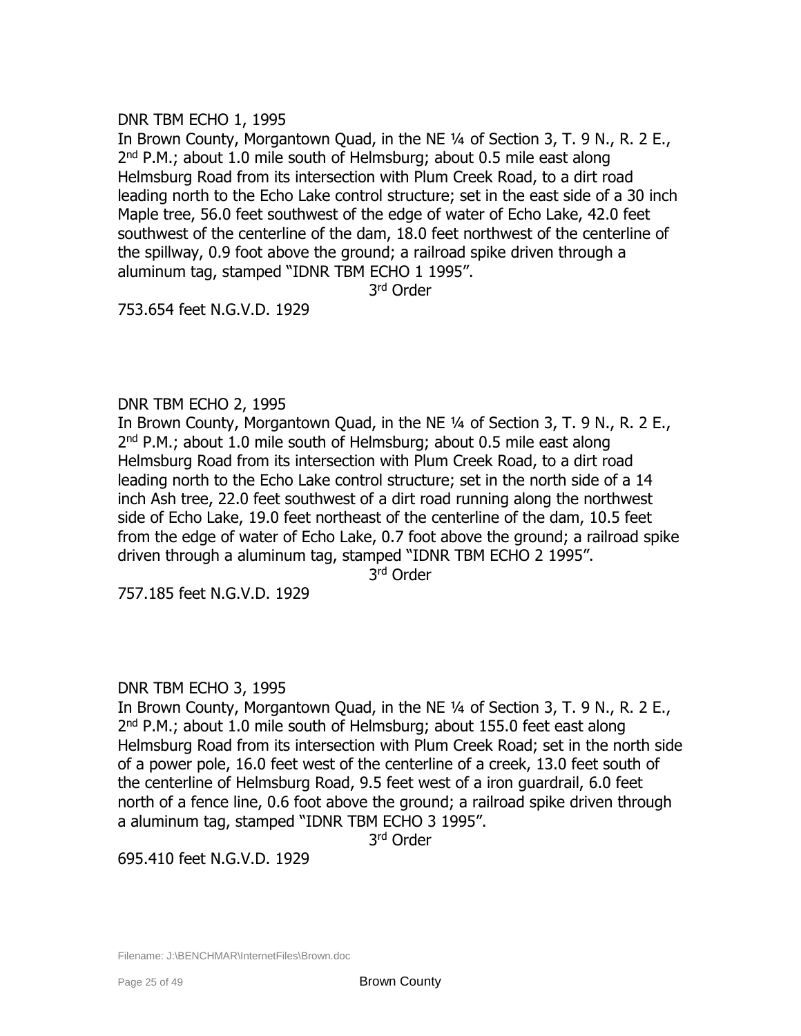DNR TBM ECHO 1, 1995

In Brown County, Morgantown Quad, in the NE ¼ of Section 3, T. 9 N., R. 2 E., 2nd P.M.; about 1.0 mile south of Helmsburg; about 0.5 mile east along Helmsburg Road from its intersection with Plum Creek Road, to a dirt road leading north to the Echo Lake control structure; set in the east side of a 30 inch Maple tree, 56.0 feet southwest of the edge of water of Echo Lake, 42.0 feet southwest of the centerline of the dam, 18.0 feet northwest of the centerline of the spillway, 0.9 foot above the ground; a railroad spike driven through a aluminum tag, stamped "IDNR TBM ECHO 1 1995".

3rd Order

753.654 feet N.G.V.D. 1929

DNR TBM ECHO 2, 1995

In Brown County, Morgantown Quad, in the NE ¼ of Section 3, T. 9 N., R. 2 E., 2nd P.M.; about 1.0 mile south of Helmsburg; about 0.5 mile east along Helmsburg Road from its intersection with Plum Creek Road, to a dirt road leading north to the Echo Lake control structure; set in the north side of a 14 inch Ash tree, 22.0 feet southwest of a dirt road running along the northwest side of Echo Lake, 19.0 feet northeast of the centerline of the dam, 10.5 feet from the edge of water of Echo Lake, 0.7 foot above the ground; a railroad spike driven through a aluminum tag, stamped "IDNR TBM ECHO 2 1995".

3rd Order

757.185 feet N.G.V.D. 1929

DNR TBM ECHO 3, 1995

In Brown County, Morgantown Quad, in the NE ¼ of Section 3, T. 9 N., R. 2 E., 2nd P.M.; about 1.0 mile south of Helmsburg; about 155.0 feet east along Helmsburg Road from its intersection with Plum Creek Road; set in the north side of a power pole, 16.0 feet west of the centerline of a creek, 13.0 feet south of the centerline of Helmsburg Road, 9.5 feet west of a iron guardrail, 6.0 feet north of a fence line, 0.6 foot above the ground; a railroad spike driven through a aluminum tag, stamped "IDNR TBM ECHO 3 1995".

3rd Order

695.410 feet N.G.V.D. 1929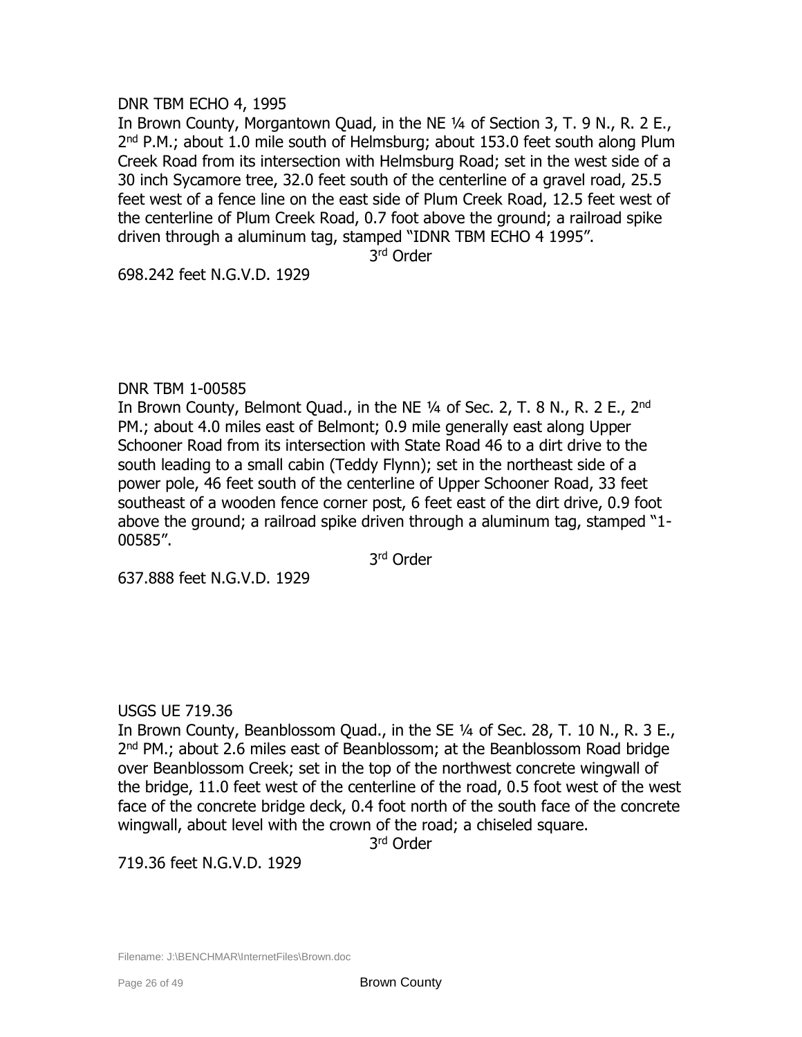DNR TBM ECHO 4, 1995

In Brown County, Morgantown Quad, in the NE ¼ of Section 3, T. 9 N., R. 2 E., 2nd P.M.; about 1.0 mile south of Helmsburg; about 153.0 feet south along Plum Creek Road from its intersection with Helmsburg Road; set in the west side of a 30 inch Sycamore tree, 32.0 feet south of the centerline of a gravel road, 25.5 feet west of a fence line on the east side of Plum Creek Road, 12.5 feet west of the centerline of Plum Creek Road, 0.7 foot above the ground; a railroad spike driven through a aluminum tag, stamped "IDNR TBM ECHO 4 1995".

3rd Order

698.242 feet N.G.V.D. 1929

DNR TBM 1-00585

In Brown County, Belmont Quad., in the NE ¼ of Sec. 2, T. 8 N., R. 2 E., 2nd PM.; about 4.0 miles east of Belmont; 0.9 mile generally east along Upper Schooner Road from its intersection with State Road 46 to a dirt drive to the south leading to a small cabin (Teddy Flynn); set in the northeast side of a power pole, 46 feet south of the centerline of Upper Schooner Road, 33 feet southeast of a wooden fence corner post, 6 feet east of the dirt drive, 0.9 foot above the ground; a railroad spike driven through a aluminum tag, stamped "1-00585".

3rd Order

637.888 feet N.G.V.D. 1929

USGS UE 719.36

In Brown County, Beanblossom Quad., in the SE ¼ of Sec. 28, T. 10 N., R. 3 E., 2nd PM.; about 2.6 miles east of Beanblossom; at the Beanblossom Road bridge over Beanblossom Creek; set in the top of the northwest concrete wingwall of the bridge, 11.0 feet west of the centerline of the road, 0.5 foot west of the west face of the concrete bridge deck, 0.4 foot north of the south face of the concrete wingwall, about level with the crown of the road; a chiseled square.

3rd Order

719.36 feet N.G.V.D. 1929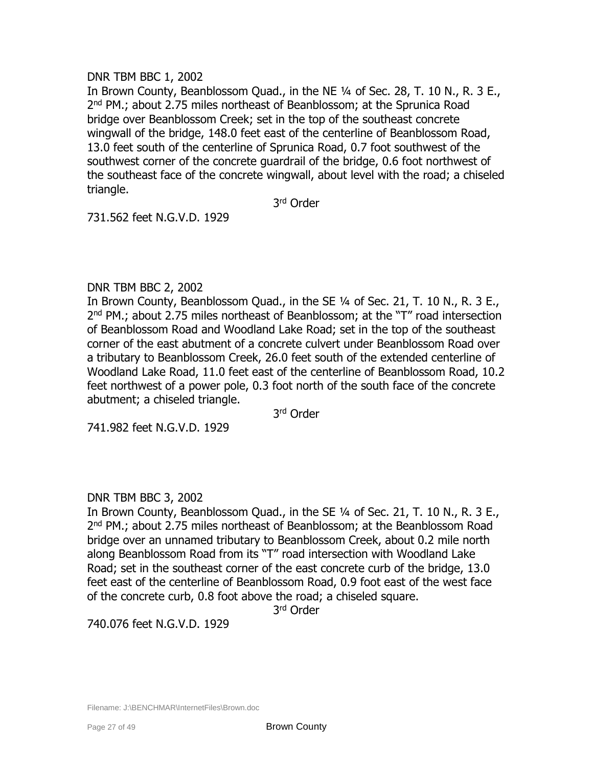DNR TBM BBC 1, 2002

In Brown County, Beanblossom Quad., in the NE ¼ of Sec. 28, T. 10 N., R. 3 E., 2nd PM.; about 2.75 miles northeast of Beanblossom; at the Sprunica Road bridge over Beanblossom Creek; set in the top of the southeast concrete wingwall of the bridge, 148.0 feet east of the centerline of Beanblossom Road, 13.0 feet south of the centerline of Sprunica Road, 0.7 foot southwest of the southwest corner of the concrete guardrail of the bridge, 0.6 foot northwest of the southeast face of the concrete wingwall, about level with the road; a chiseled triangle.

3rd Order

731.562 feet N.G.V.D. 1929

DNR TBM BBC 2, 2002

In Brown County, Beanblossom Quad., in the SE ¼ of Sec. 21, T. 10 N., R. 3 E., 2nd PM.; about 2.75 miles northeast of Beanblossom; at the "T" road intersection of Beanblossom Road and Woodland Lake Road; set in the top of the southeast corner of the east abutment of a concrete culvert under Beanblossom Road over a tributary to Beanblossom Creek, 26.0 feet south of the extended centerline of Woodland Lake Road, 11.0 feet east of the centerline of Beanblossom Road, 10.2 feet northwest of a power pole, 0.3 foot north of the south face of the concrete abutment; a chiseled triangle.

3rd Order

741.982 feet N.G.V.D. 1929

DNR TBM BBC 3, 2002

In Brown County, Beanblossom Quad., in the SE ¼ of Sec. 21, T. 10 N., R. 3 E., 2nd PM.; about 2.75 miles northeast of Beanblossom; at the Beanblossom Road bridge over an unnamed tributary to Beanblossom Creek, about 0.2 mile north along Beanblossom Road from its "T" road intersection with Woodland Lake Road; set in the southeast corner of the east concrete curb of the bridge, 13.0 feet east of the centerline of Beanblossom Road, 0.9 foot east of the west face of the concrete curb, 0.8 foot above the road; a chiseled square.

3rd Order

740.076 feet N.G.V.D. 1929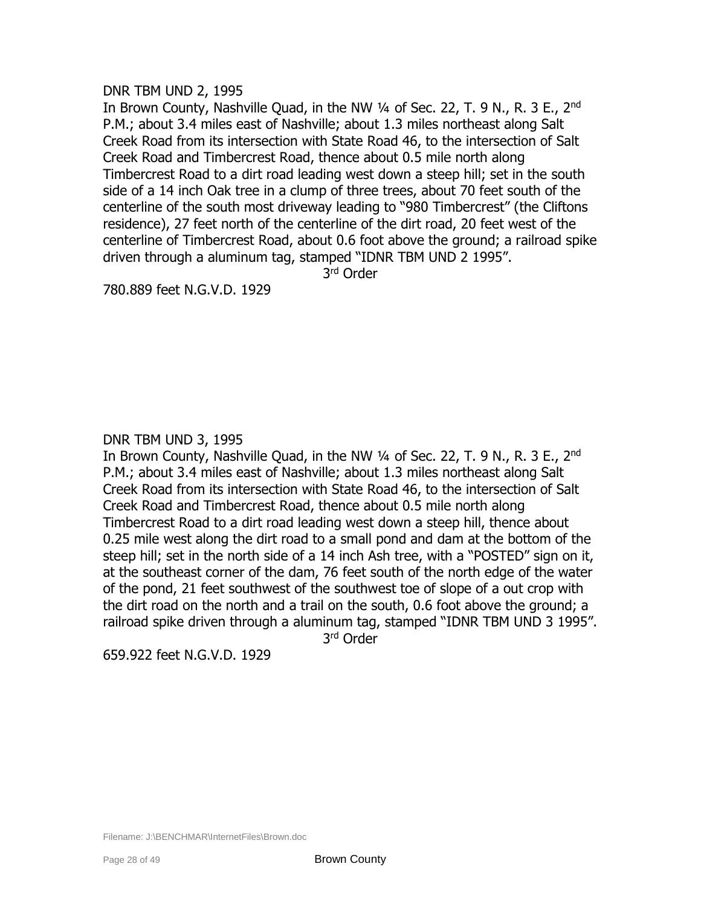DNR TBM UND 2, 1995

In Brown County, Nashville Quad, in the NW ¼ of Sec. 22, T. 9 N., R. 3 E., 2nd P.M.; about 3.4 miles east of Nashville; about 1.3 miles northeast along Salt Creek Road from its intersection with State Road 46, to the intersection of Salt Creek Road and Timbercrest Road, thence about 0.5 mile north along Timbercrest Road to a dirt road leading west down a steep hill; set in the south side of a 14 inch Oak tree in a clump of three trees, about 70 feet south of the centerline of the south most driveway leading to "980 Timbercrest" (the Cliftons residence), 27 feet north of the centerline of the dirt road, 20 feet west of the centerline of Timbercrest Road, about 0.6 foot above the ground; a railroad spike driven through a aluminum tag, stamped "IDNR TBM UND 2 1995".

3rd Order

780.889 feet N.G.V.D. 1929

DNR TBM UND 3, 1995

In Brown County, Nashville Quad, in the NW ¼ of Sec. 22, T. 9 N., R. 3 E., 2nd P.M.; about 3.4 miles east of Nashville; about 1.3 miles northeast along Salt Creek Road from its intersection with State Road 46, to the intersection of Salt Creek Road and Timbercrest Road, thence about 0.5 mile north along Timbercrest Road to a dirt road leading west down a steep hill, thence about 0.25 mile west along the dirt road to a small pond and dam at the bottom of the steep hill; set in the north side of a 14 inch Ash tree, with a "POSTED" sign on it, at the southeast corner of the dam, 76 feet south of the north edge of the water of the pond, 21 feet southwest of the southwest toe of slope of a out crop with the dirt road on the north and a trail on the south, 0.6 foot above the ground; a railroad spike driven through a aluminum tag, stamped "IDNR TBM UND 3 1995".

3rd Order

659.922 feet N.G.V.D. 1929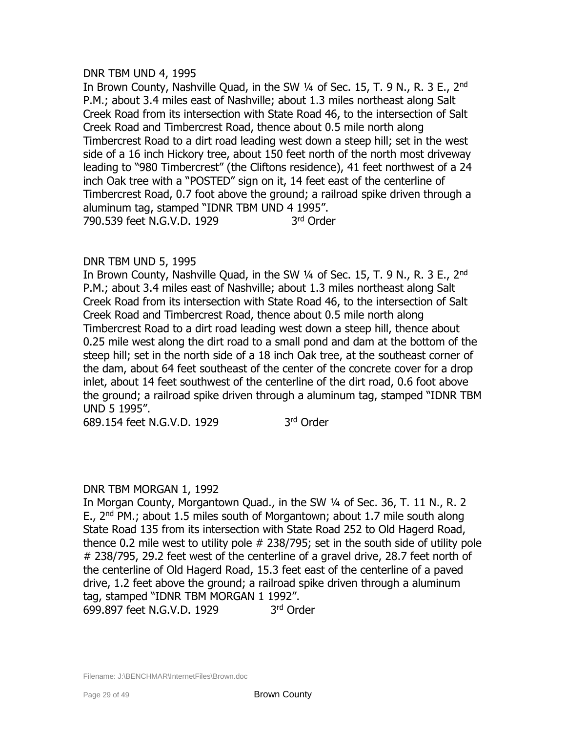DNR TBM UND 4, 1995

In Brown County, Nashville Quad, in the SW ¼ of Sec. 15, T. 9 N., R. 3 E., 2nd P.M.; about 3.4 miles east of Nashville; about 1.3 miles northeast along Salt Creek Road from its intersection with State Road 46, to the intersection of Salt Creek Road and Timbercrest Road, thence about 0.5 mile north along Timbercrest Road to a dirt road leading west down a steep hill; set in the west side of a 16 inch Hickory tree, about 150 feet north of the north most driveway leading to "980 Timbercrest" (the Cliftons residence), 41 feet northwest of a 24 inch Oak tree with a "POSTED" sign on it, 14 feet east of the centerline of Timbercrest Road, 0.7 foot above the ground; a railroad spike driven through a aluminum tag, stamped "IDNR TBM UND 4 1995".

790.539 feet N.G.V.D. 1929 3rd Order

DNR TBM UND 5, 1995

In Brown County, Nashville Quad, in the SW ¼ of Sec. 15, T. 9 N., R. 3 E., 2nd P.M.; about 3.4 miles east of Nashville; about 1.3 miles northeast along Salt Creek Road from its intersection with State Road 46, to the intersection of Salt Creek Road and Timbercrest Road, thence about 0.5 mile north along Timbercrest Road to a dirt road leading west down a steep hill, thence about 0.25 mile west along the dirt road to a small pond and dam at the bottom of the steep hill; set in the north side of a 18 inch Oak tree, at the southeast corner of the dam, about 64 feet southeast of the center of the concrete cover for a drop inlet, about 14 feet southwest of the centerline of the dirt road, 0.6 foot above the ground; a railroad spike driven through a aluminum tag, stamped "IDNR TBM UND 5 1995".

689.154 feet N.G.V.D. 1929 3rd Order

DNR TBM MORGAN 1, 1992

In Morgan County, Morgantown Quad., in the SW ¼ of Sec. 36, T. 11 N., R. 2 E., 2nd PM.; about 1.5 miles south of Morgantown; about 1.7 mile south along State Road 135 from its intersection with State Road 252 to Old Hagerd Road, thence 0.2 mile west to utility pole # 238/795; set in the south side of utility pole # 238/795, 29.2 feet west of the centerline of a gravel drive, 28.7 feet north of the centerline of Old Hagerd Road, 15.3 feet east of the centerline of a paved drive, 1.2 feet above the ground; a railroad spike driven through a aluminum tag, stamped "IDNR TBM MORGAN 1 1992".

699.897 feet N.G.V.D. 1929 3rd Order

Filename: J:\BENCHMAR\InternetFiles\Brown.doc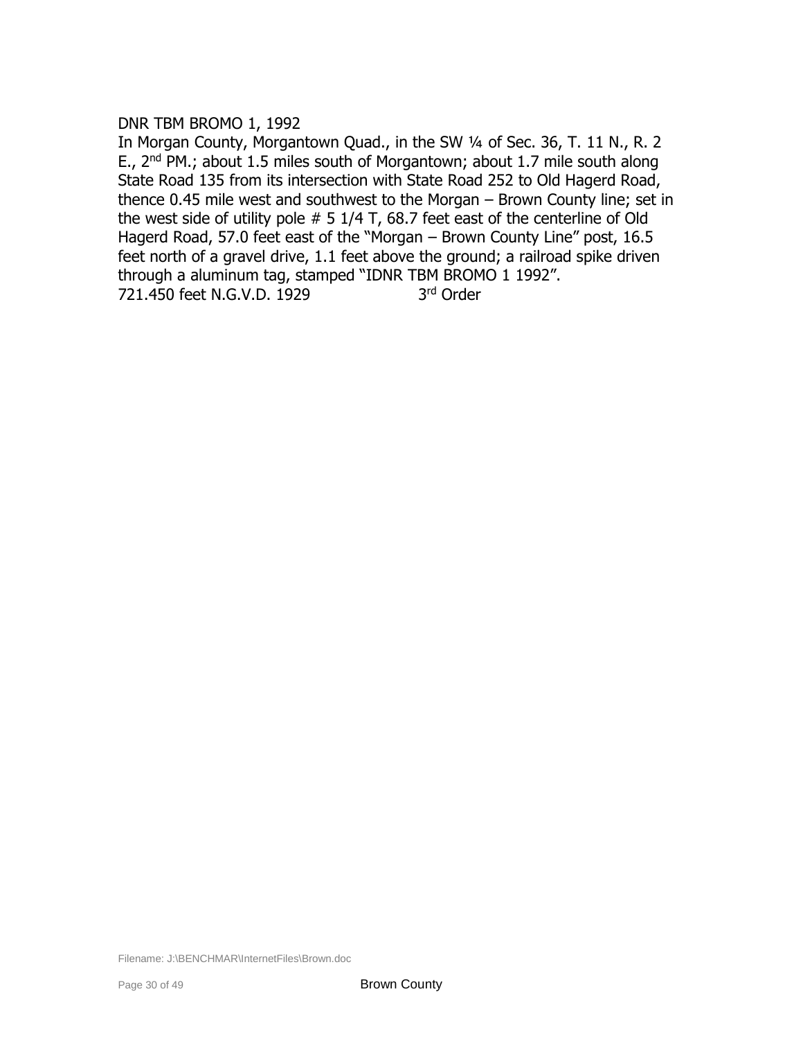DNR TBM BROMO 1, 1992

In Morgan County, Morgantown Quad., in the SW ¼ of Sec. 36, T. 11 N., R. 2 E., 2nd PM.; about 1.5 miles south of Morgantown; about 1.7 mile south along State Road 135 from its intersection with State Road 252 to Old Hagerd Road, thence 0.45 mile west and southwest to the Morgan – Brown County line; set in the west side of utility pole # 5 1/4 T, 68.7 feet east of the centerline of Old Hagerd Road, 57.0 feet east of the "Morgan – Brown County Line" post, 16.5 feet north of a gravel drive, 1.1 feet above the ground; a railroad spike driven through a aluminum tag, stamped "IDNR TBM BROMO 1 1992".

721.450 feet N.G.V.D. 1929 3rd Order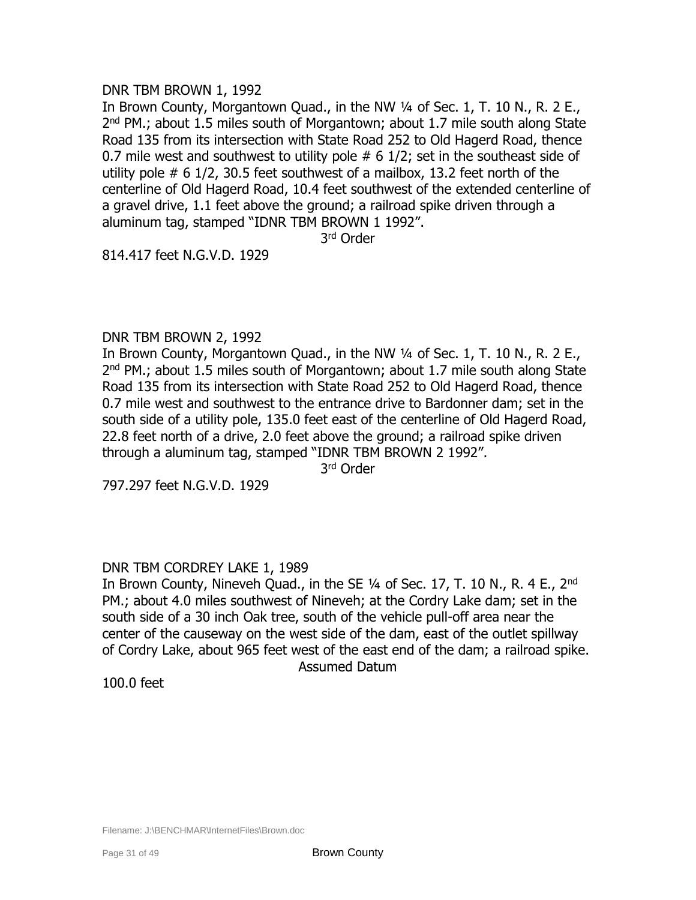DNR TBM BROWN 1, 1992

In Brown County, Morgantown Quad., in the NW ¼ of Sec. 1, T. 10 N., R. 2 E., 2nd PM.; about 1.5 miles south of Morgantown; about 1.7 mile south along State Road 135 from its intersection with State Road 252 to Old Hagerd Road, thence 0.7 mile west and southwest to utility pole # 6 1/2; set in the southeast side of utility pole # 6 1/2, 30.5 feet southwest of a mailbox, 13.2 feet north of the centerline of Old Hagerd Road, 10.4 feet southwest of the extended centerline of a gravel drive, 1.1 feet above the ground; a railroad spike driven through a aluminum tag, stamped "IDNR TBM BROWN 1 1992".

3rd Order

814.417 feet N.G.V.D. 1929

DNR TBM BROWN 2, 1992

In Brown County, Morgantown Quad., in the NW ¼ of Sec. 1, T. 10 N., R. 2 E., 2nd PM.; about 1.5 miles south of Morgantown; about 1.7 mile south along State Road 135 from its intersection with State Road 252 to Old Hagerd Road, thence 0.7 mile west and southwest to the entrance drive to Bardonner dam; set in the south side of a utility pole, 135.0 feet east of the centerline of Old Hagerd Road, 22.8 feet north of a drive, 2.0 feet above the ground; a railroad spike driven through a aluminum tag, stamped "IDNR TBM BROWN 2 1992".

3rd Order

797.297 feet N.G.V.D. 1929

DNR TBM CORDREY LAKE 1, 1989

In Brown County, Nineveh Quad., in the SE ¼ of Sec. 17, T. 10 N., R. 4 E., 2nd PM.; about 4.0 miles southwest of Nineveh; at the Cordry Lake dam; set in the south side of a 30 inch Oak tree, south of the vehicle pull-off area near the center of the causeway on the west side of the dam, east of the outlet spillway of Cordry Lake, about 965 feet west of the east end of the dam; a railroad spike.

Assumed Datum

100.0 feet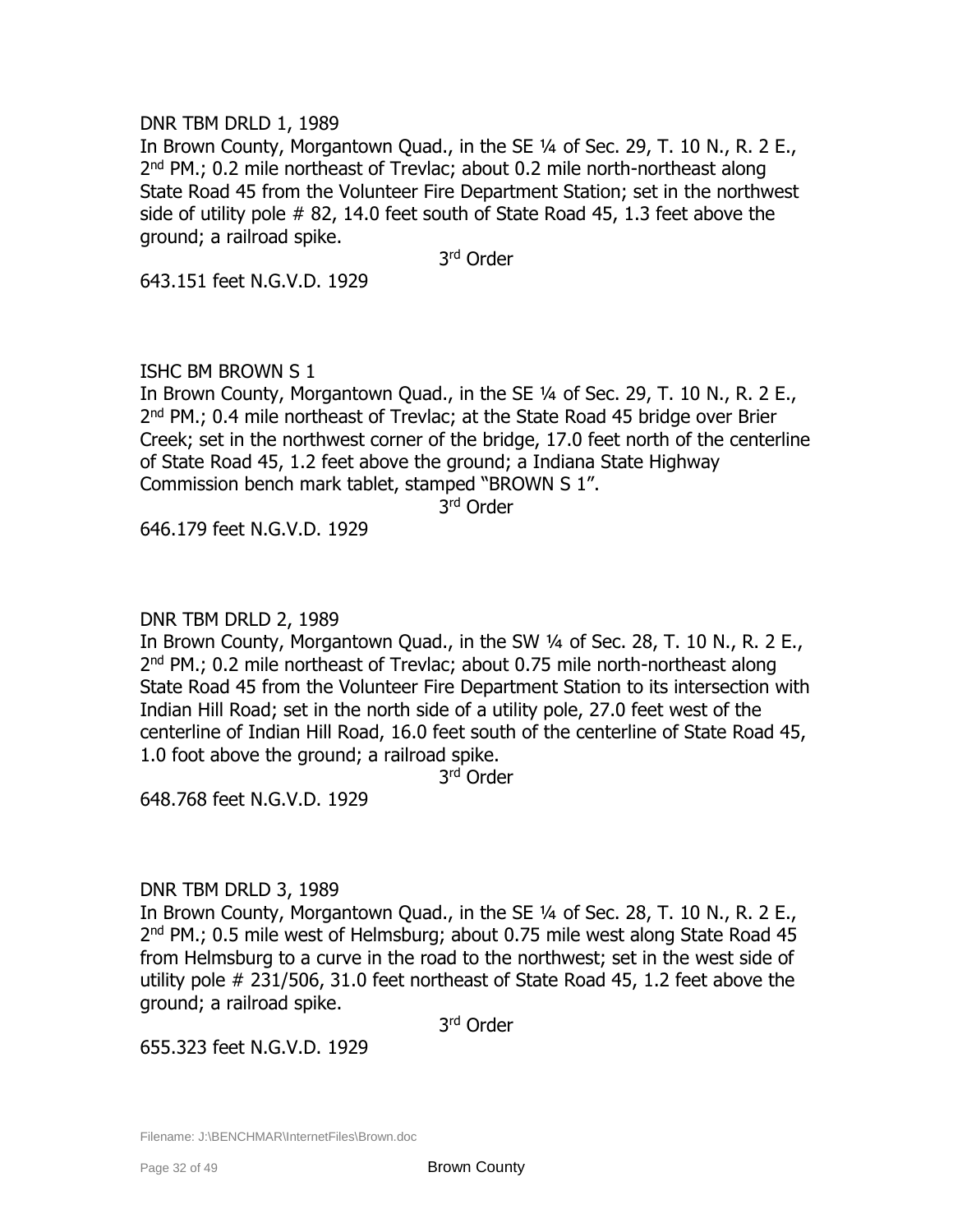DNR TBM DRLD 1, 1989

In Brown County, Morgantown Quad., in the SE ¼ of Sec. 29, T. 10 N., R. 2 E., 2nd PM.; 0.2 mile northeast of Trevlac; about 0.2 mile north-northeast along State Road 45 from the Volunteer Fire Department Station; set in the northwest side of utility pole # 82, 14.0 feet south of State Road 45, 1.3 feet above the ground; a railroad spike.

3rd Order

643.151 feet N.G.V.D. 1929

ISHC BM BROWN S 1

In Brown County, Morgantown Quad., in the SE ¼ of Sec. 29, T. 10 N., R. 2 E., 2nd PM.; 0.4 mile northeast of Trevlac; at the State Road 45 bridge over Brier Creek; set in the northwest corner of the bridge, 17.0 feet north of the centerline of State Road 45, 1.2 feet above the ground; a Indiana State Highway Commission bench mark tablet, stamped "BROWN S 1".

3rd Order

646.179 feet N.G.V.D. 1929

DNR TBM DRLD 2, 1989

In Brown County, Morgantown Quad., in the SW ¼ of Sec. 28, T. 10 N., R. 2 E., 2nd PM.; 0.2 mile northeast of Trevlac; about 0.75 mile north-northeast along State Road 45 from the Volunteer Fire Department Station to its intersection with Indian Hill Road; set in the north side of a utility pole, 27.0 feet west of the centerline of Indian Hill Road, 16.0 feet south of the centerline of State Road 45, 1.0 foot above the ground; a railroad spike.

3rd Order

648.768 feet N.G.V.D. 1929

DNR TBM DRLD 3, 1989

In Brown County, Morgantown Quad., in the SE ¼ of Sec. 28, T. 10 N., R. 2 E., 2nd PM.; 0.5 mile west of Helmsburg; about 0.75 mile west along State Road 45 from Helmsburg to a curve in the road to the northwest; set in the west side of utility pole # 231/506, 31.0 feet northeast of State Road 45, 1.2 feet above the ground; a railroad spike.

3rd Order

655.323 feet N.G.V.D. 1929

Filename: J:\BENCHMAR\InternetFiles\Brown.doc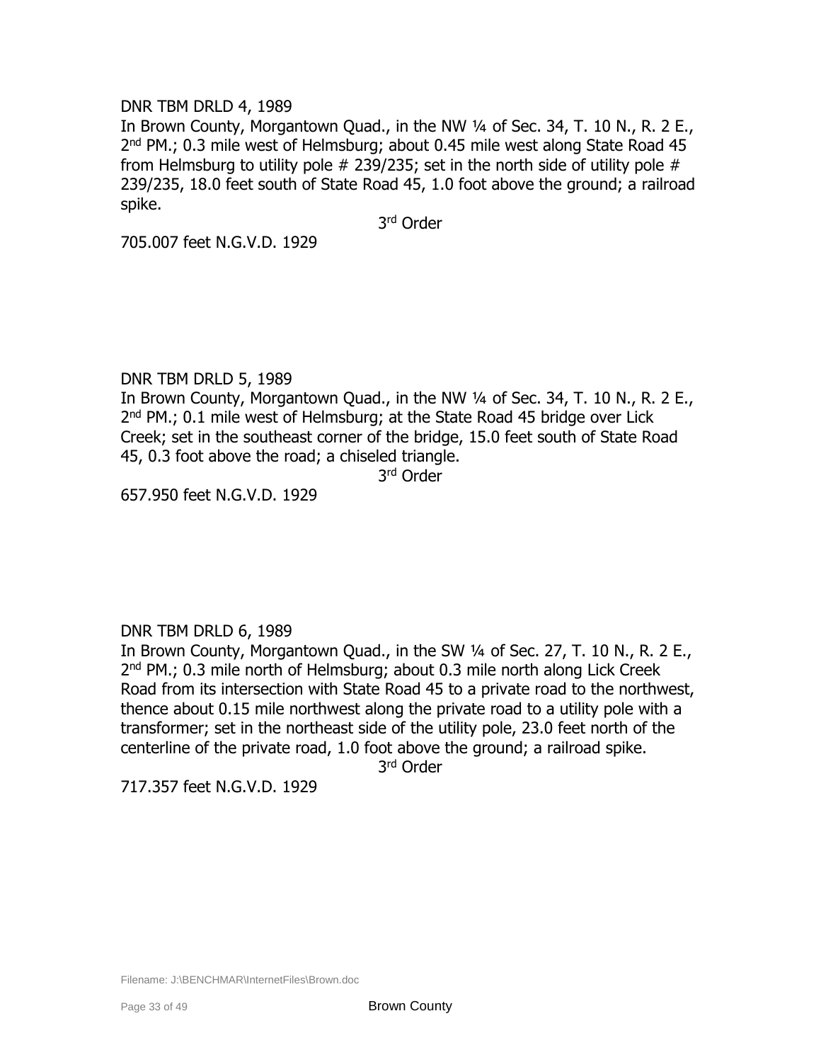DNR TBM DRLD 4, 1989

In Brown County, Morgantown Quad., in the NW ¼ of Sec. 34, T. 10 N., R. 2 E., 2nd PM.; 0.3 mile west of Helmsburg; about 0.45 mile west along State Road 45 from Helmsburg to utility pole # 239/235; set in the north side of utility pole # 239/235, 18.0 feet south of State Road 45, 1.0 foot above the ground; a railroad spike.

3rd Order

705.007 feet N.G.V.D. 1929

DNR TBM DRLD 5, 1989

In Brown County, Morgantown Quad., in the NW ¼ of Sec. 34, T. 10 N., R. 2 E., 2nd PM.; 0.1 mile west of Helmsburg; at the State Road 45 bridge over Lick Creek; set in the southeast corner of the bridge, 15.0 feet south of State Road 45, 0.3 foot above the road; a chiseled triangle.

3rd Order

657.950 feet N.G.V.D. 1929

DNR TBM DRLD 6, 1989

In Brown County, Morgantown Quad., in the SW ¼ of Sec. 27, T. 10 N., R. 2 E., 2nd PM.; 0.3 mile north of Helmsburg; about 0.3 mile north along Lick Creek Road from its intersection with State Road 45 to a private road to the northwest, thence about 0.15 mile northwest along the private road to a utility pole with a transformer; set in the northeast side of the utility pole, 23.0 feet north of the centerline of the private road, 1.0 foot above the ground; a railroad spike.

3rd Order

717.357 feet N.G.V.D. 1929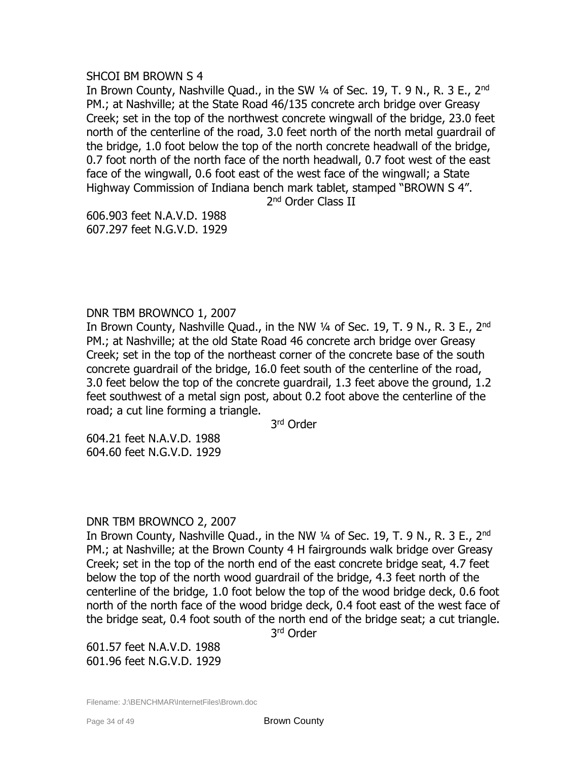SHCOI BM BROWN S 4

In Brown County, Nashville Quad., in the SW ¼ of Sec. 19, T. 9 N., R. 3 E., 2nd PM.; at Nashville; at the State Road 46/135 concrete arch bridge over Greasy Creek; set in the top of the northwest concrete wingwall of the bridge, 23.0 feet north of the centerline of the road, 3.0 feet north of the north metal guardrail of the bridge, 1.0 foot below the top of the north concrete headwall of the bridge, 0.7 foot north of the north face of the north headwall, 0.7 foot west of the east face of the wingwall, 0.6 foot east of the west face of the wingwall; a State Highway Commission of Indiana bench mark tablet, stamped "BROWN S 4".

2nd Order Class II

606.903 feet N.A.V.D. 1988
607.297 feet N.G.V.D. 1929

DNR TBM BROWNCO 1, 2007

In Brown County, Nashville Quad., in the NW ¼ of Sec. 19, T. 9 N., R. 3 E., 2nd PM.; at Nashville; at the old State Road 46 concrete arch bridge over Greasy Creek; set in the top of the northeast corner of the concrete base of the south concrete guardrail of the bridge, 16.0 feet south of the centerline of the road, 3.0 feet below the top of the concrete guardrail, 1.3 feet above the ground, 1.2 feet southwest of a metal sign post, about 0.2 foot above the centerline of the road; a cut line forming a triangle.

3rd Order

604.21 feet N.A.V.D. 1988
604.60 feet N.G.V.D. 1929

DNR TBM BROWNCO 2, 2007

In Brown County, Nashville Quad., in the NW ¼ of Sec. 19, T. 9 N., R. 3 E., 2nd PM.; at Nashville; at the Brown County 4 H fairgrounds walk bridge over Greasy Creek; set in the top of the north end of the east concrete bridge seat, 4.7 feet below the top of the north wood guardrail of the bridge, 4.3 feet north of the centerline of the bridge, 1.0 foot below the top of the wood bridge deck, 0.6 foot north of the north face of the wood bridge deck, 0.4 foot east of the west face of the bridge seat, 0.4 foot south of the north end of the bridge seat; a cut triangle.

3rd Order

601.57 feet N.A.V.D. 1988
601.96 feet N.G.V.D. 1929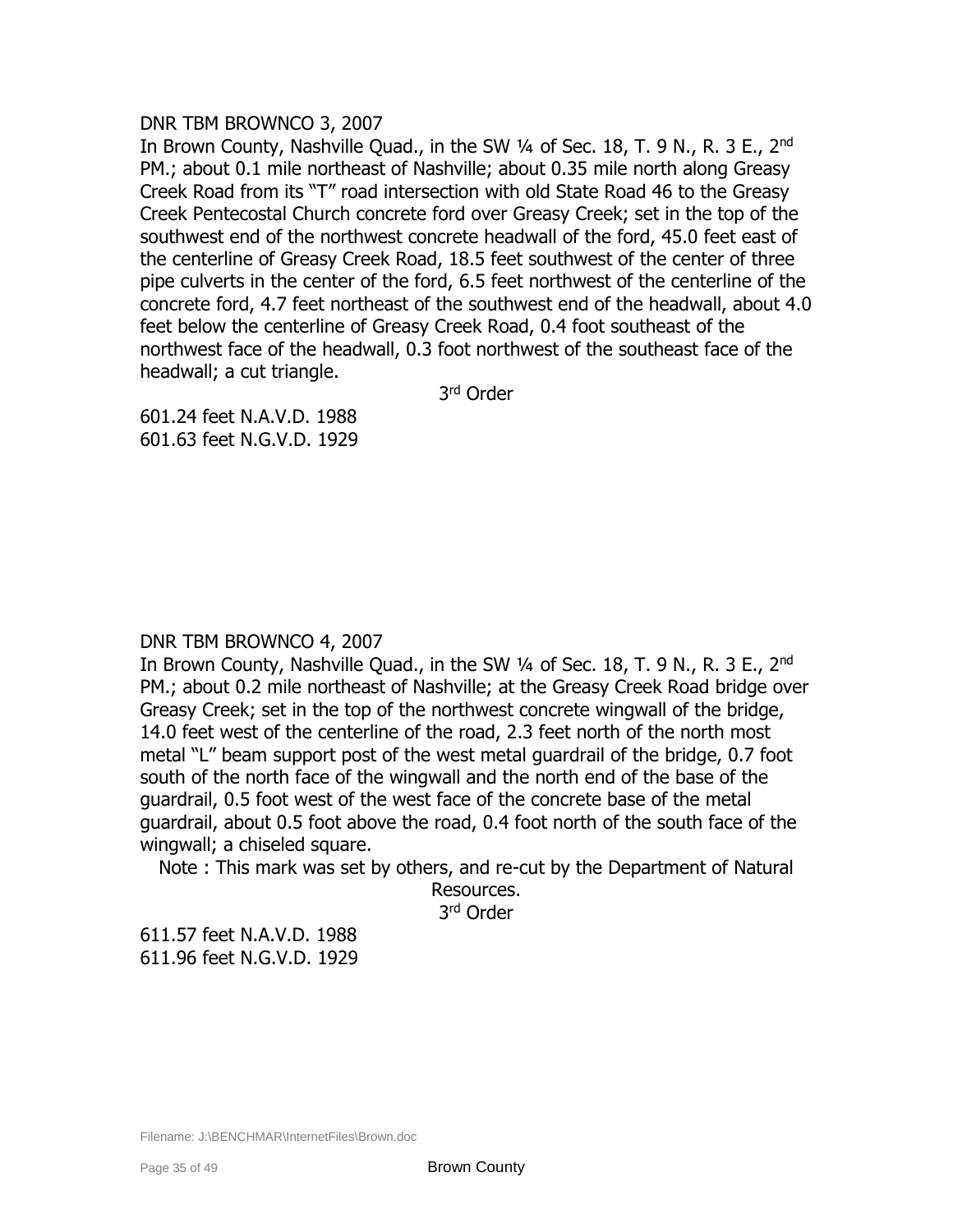DNR TBM BROWNCO 3, 2007

In Brown County, Nashville Quad., in the SW ¼ of Sec. 18, T. 9 N., R. 3 E., 2nd PM.; about 0.1 mile northeast of Nashville; about 0.35 mile north along Greasy Creek Road from its "T" road intersection with old State Road 46 to the Greasy Creek Pentecostal Church concrete ford over Greasy Creek; set in the top of the southwest end of the northwest concrete headwall of the ford, 45.0 feet east of the centerline of Greasy Creek Road, 18.5 feet southwest of the center of three pipe culverts in the center of the ford, 6.5 feet northwest of the centerline of the concrete ford, 4.7 feet northeast of the southwest end of the headwall, about 4.0 feet below the centerline of Greasy Creek Road, 0.4 foot southeast of the northwest face of the headwall, 0.3 foot northwest of the southeast face of the headwall; a cut triangle.

3rd Order

601.24 feet N.A.V.D. 1988
601.63 feet N.G.V.D. 1929

DNR TBM BROWNCO 4, 2007

In Brown County, Nashville Quad., in the SW ¼ of Sec. 18, T. 9 N., R. 3 E., 2nd PM.; about 0.2 mile northeast of Nashville; at the Greasy Creek Road bridge over Greasy Creek; set in the top of the northwest concrete wingwall of the bridge, 14.0 feet west of the centerline of the road, 2.3 feet north of the north most metal "L" beam support post of the west metal guardrail of the bridge, 0.7 foot south of the north face of the wingwall and the north end of the base of the guardrail, 0.5 foot west of the west face of the concrete base of the metal guardrail, about 0.5 foot above the road, 0.4 foot north of the south face of the wingwall; a chiseled square.

Note : This mark was set by others, and re-cut by the Department of Natural Resources.

3rd Order

611.57 feet N.A.V.D. 1988
611.96 feet N.G.V.D. 1929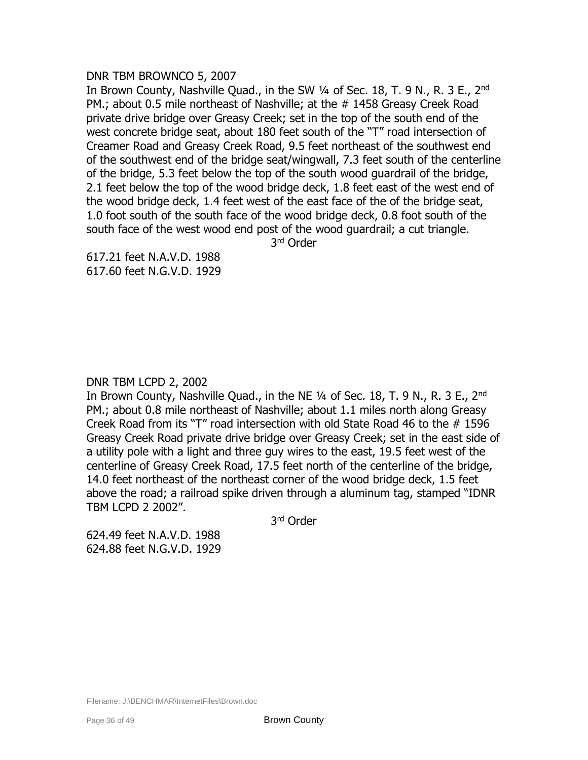DNR TBM BROWNCO 5, 2007

In Brown County, Nashville Quad., in the SW ¼ of Sec. 18, T. 9 N., R. 3 E., 2nd PM.; about 0.5 mile northeast of Nashville; at the # 1458 Greasy Creek Road private drive bridge over Greasy Creek; set in the top of the south end of the west concrete bridge seat, about 180 feet south of the "T" road intersection of Creamer Road and Greasy Creek Road, 9.5 feet northeast of the southwest end of the southwest end of the bridge seat/wingwall, 7.3 feet south of the centerline of the bridge, 5.3 feet below the top of the south wood guardrail of the bridge, 2.1 feet below the top of the wood bridge deck, 1.8 feet east of the west end of the wood bridge deck, 1.4 feet west of the east face of the of the bridge seat, 1.0 foot south of the south face of the wood bridge deck, 0.8 foot south of the south face of the west wood end post of the wood guardrail; a cut triangle.

3rd Order

617.21 feet N.A.V.D. 1988
617.60 feet N.G.V.D. 1929

DNR TBM LCPD 2, 2002

In Brown County, Nashville Quad., in the NE ¼ of Sec. 18, T. 9 N., R. 3 E., 2nd PM.; about 0.8 mile northeast of Nashville; about 1.1 miles north along Greasy Creek Road from its "T" road intersection with old State Road 46 to the # 1596 Greasy Creek Road private drive bridge over Greasy Creek; set in the east side of a utility pole with a light and three guy wires to the east, 19.5 feet west of the centerline of Greasy Creek Road, 17.5 feet north of the centerline of the bridge, 14.0 feet northeast of the northeast corner of the wood bridge deck, 1.5 feet above the road; a railroad spike driven through a aluminum tag, stamped "IDNR TBM LCPD 2 2002".

3rd Order

624.49 feet N.A.V.D. 1988
624.88 feet N.G.V.D. 1929

Filename: J:\BENCHMAR\InternetFiles\Brown.doc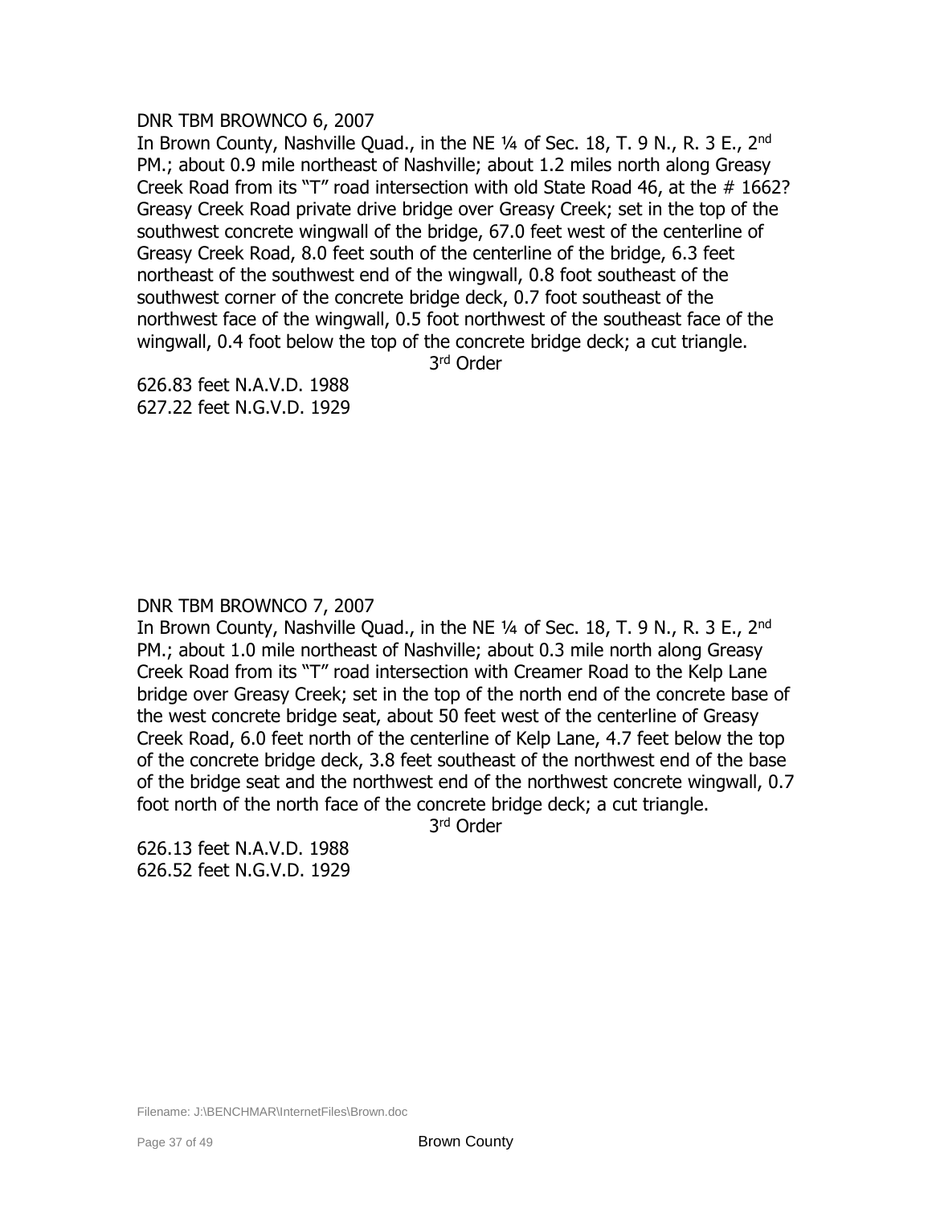DNR TBM BROWNCO 6, 2007

In Brown County, Nashville Quad., in the NE ¼ of Sec. 18, T. 9 N., R. 3 E., 2nd PM.; about 0.9 mile northeast of Nashville; about 1.2 miles north along Greasy Creek Road from its "T" road intersection with old State Road 46, at the # 1662? Greasy Creek Road private drive bridge over Greasy Creek; set in the top of the southwest concrete wingwall of the bridge, 67.0 feet west of the centerline of Greasy Creek Road, 8.0 feet south of the centerline of the bridge, 6.3 feet northeast of the southwest end of the wingwall, 0.8 foot southeast of the southwest corner of the concrete bridge deck, 0.7 foot southeast of the northwest face of the wingwall, 0.5 foot northwest of the southeast face of the wingwall, 0.4 foot below the top of the concrete bridge deck; a cut triangle.

3rd Order

626.83 feet N.A.V.D. 1988
627.22 feet N.G.V.D. 1929

DNR TBM BROWNCO 7, 2007

In Brown County, Nashville Quad., in the NE ¼ of Sec. 18, T. 9 N., R. 3 E., 2nd PM.; about 1.0 mile northeast of Nashville; about 0.3 mile north along Greasy Creek Road from its "T" road intersection with Creamer Road to the Kelp Lane bridge over Greasy Creek; set in the top of the north end of the concrete base of the west concrete bridge seat, about 50 feet west of the centerline of Greasy Creek Road, 6.0 feet north of the centerline of Kelp Lane, 4.7 feet below the top of the concrete bridge deck, 3.8 feet southeast of the northwest end of the base of the bridge seat and the northwest end of the northwest concrete wingwall, 0.7 foot north of the north face of the concrete bridge deck; a cut triangle.

3rd Order

626.13 feet N.A.V.D. 1988
626.52 feet N.G.V.D. 1929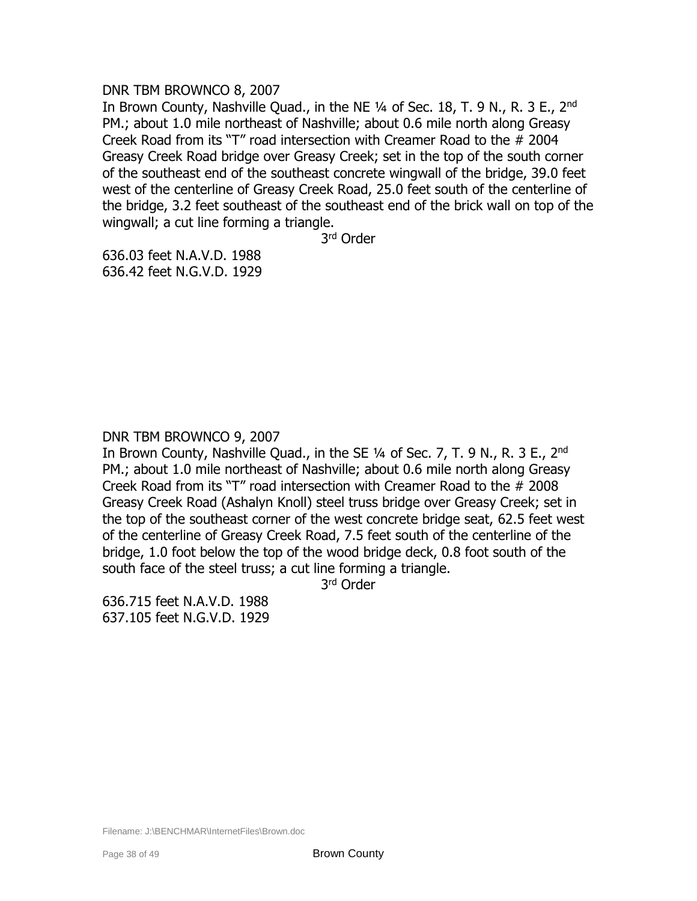DNR TBM BROWNCO 8, 2007

In Brown County, Nashville Quad., in the NE ¼ of Sec. 18, T. 9 N., R. 3 E., 2nd PM.; about 1.0 mile northeast of Nashville; about 0.6 mile north along Greasy Creek Road from its "T" road intersection with Creamer Road to the # 2004 Greasy Creek Road bridge over Greasy Creek; set in the top of the south corner of the southeast end of the southeast concrete wingwall of the bridge, 39.0 feet west of the centerline of Greasy Creek Road, 25.0 feet south of the centerline of the bridge, 3.2 feet southeast of the southeast end of the brick wall on top of the wingwall; a cut line forming a triangle.

3rd Order

636.03 feet N.A.V.D. 1988
636.42 feet N.G.V.D. 1929

DNR TBM BROWNCO 9, 2007

In Brown County, Nashville Quad., in the SE ¼ of Sec. 7, T. 9 N., R. 3 E., 2nd PM.; about 1.0 mile northeast of Nashville; about 0.6 mile north along Greasy Creek Road from its "T" road intersection with Creamer Road to the # 2008 Greasy Creek Road (Ashalyn Knoll) steel truss bridge over Greasy Creek; set in the top of the southeast corner of the west concrete bridge seat, 62.5 feet west of the centerline of Greasy Creek Road, 7.5 feet south of the centerline of the bridge, 1.0 foot below the top of the wood bridge deck, 0.8 foot south of the south face of the steel truss; a cut line forming a triangle.

3rd Order

636.715 feet N.A.V.D. 1988
637.105 feet N.G.V.D. 1929

Filename: J:\BENCHMAR\InternetFiles\Brown.doc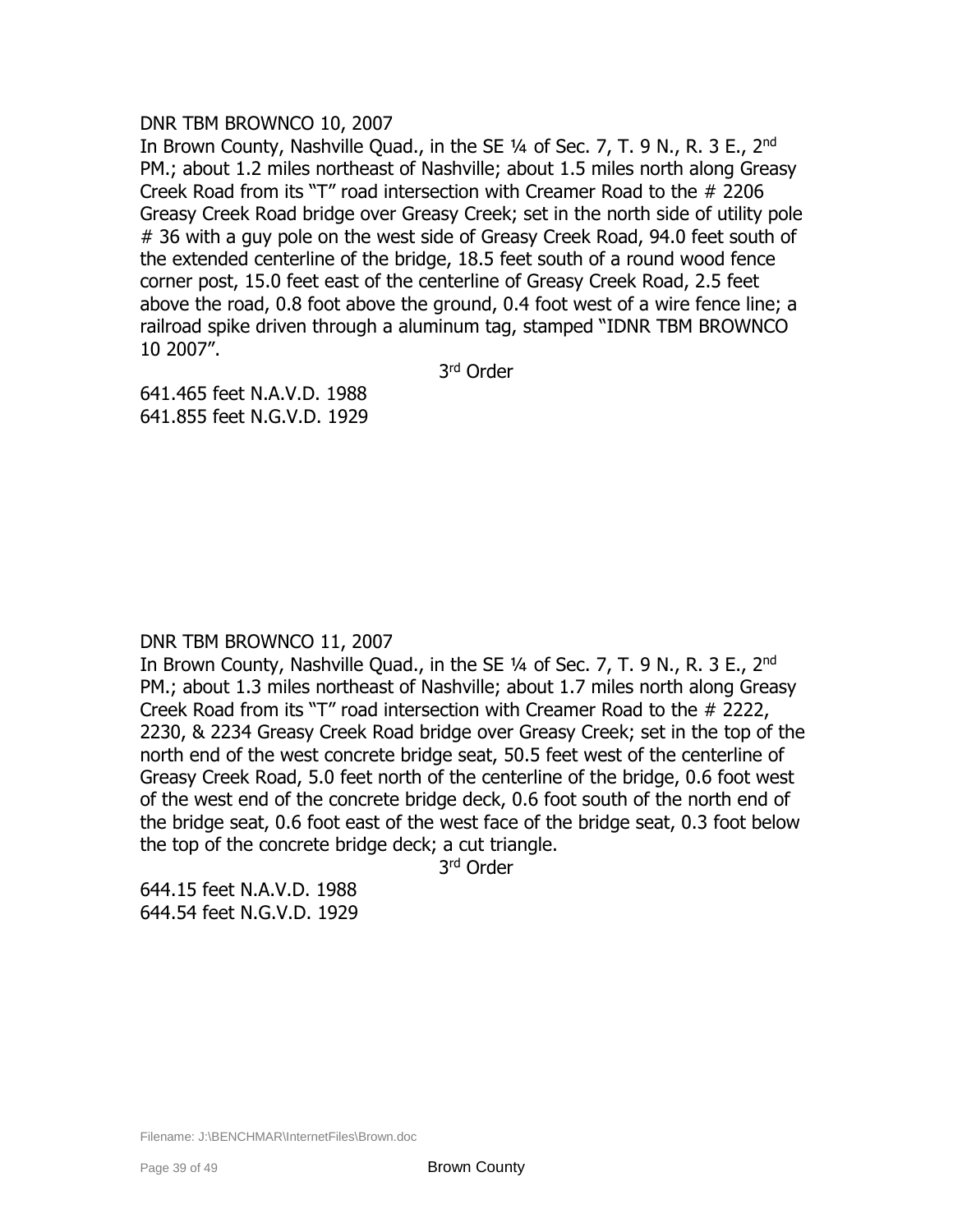DNR TBM BROWNCO 10, 2007
In Brown County, Nashville Quad., in the SE ¼ of Sec. 7, T. 9 N., R. 3 E., 2nd PM.; about 1.2 miles northeast of Nashville; about 1.5 miles north along Greasy Creek Road from its "T" road intersection with Creamer Road to the # 2206 Greasy Creek Road bridge over Greasy Creek; set in the north side of utility pole # 36 with a guy pole on the west side of Greasy Creek Road, 94.0 feet south of the extended centerline of the bridge, 18.5 feet south of a round wood fence corner post, 15.0 feet east of the centerline of Greasy Creek Road, 2.5 feet above the road, 0.8 foot above the ground, 0.4 foot west of a wire fence line; a railroad spike driven through a aluminum tag, stamped "IDNR TBM BROWNCO 10 2007".

3rd Order

641.465 feet N.A.V.D. 1988
641.855 feet N.G.V.D. 1929

DNR TBM BROWNCO 11, 2007
In Brown County, Nashville Quad., in the SE ¼ of Sec. 7, T. 9 N., R. 3 E., 2nd PM.; about 1.3 miles northeast of Nashville; about 1.7 miles north along Greasy Creek Road from its "T" road intersection with Creamer Road to the # 2222, 2230, & 2234 Greasy Creek Road bridge over Greasy Creek; set in the top of the north end of the west concrete bridge seat, 50.5 feet west of the centerline of Greasy Creek Road, 5.0 feet north of the centerline of the bridge, 0.6 foot west of the west end of the concrete bridge deck, 0.6 foot south of the north end of the bridge seat, 0.6 foot east of the west face of the bridge seat, 0.3 foot below the top of the concrete bridge deck; a cut triangle.

3rd Order

644.15 feet N.A.V.D. 1988
644.54 feet N.G.V.D. 1929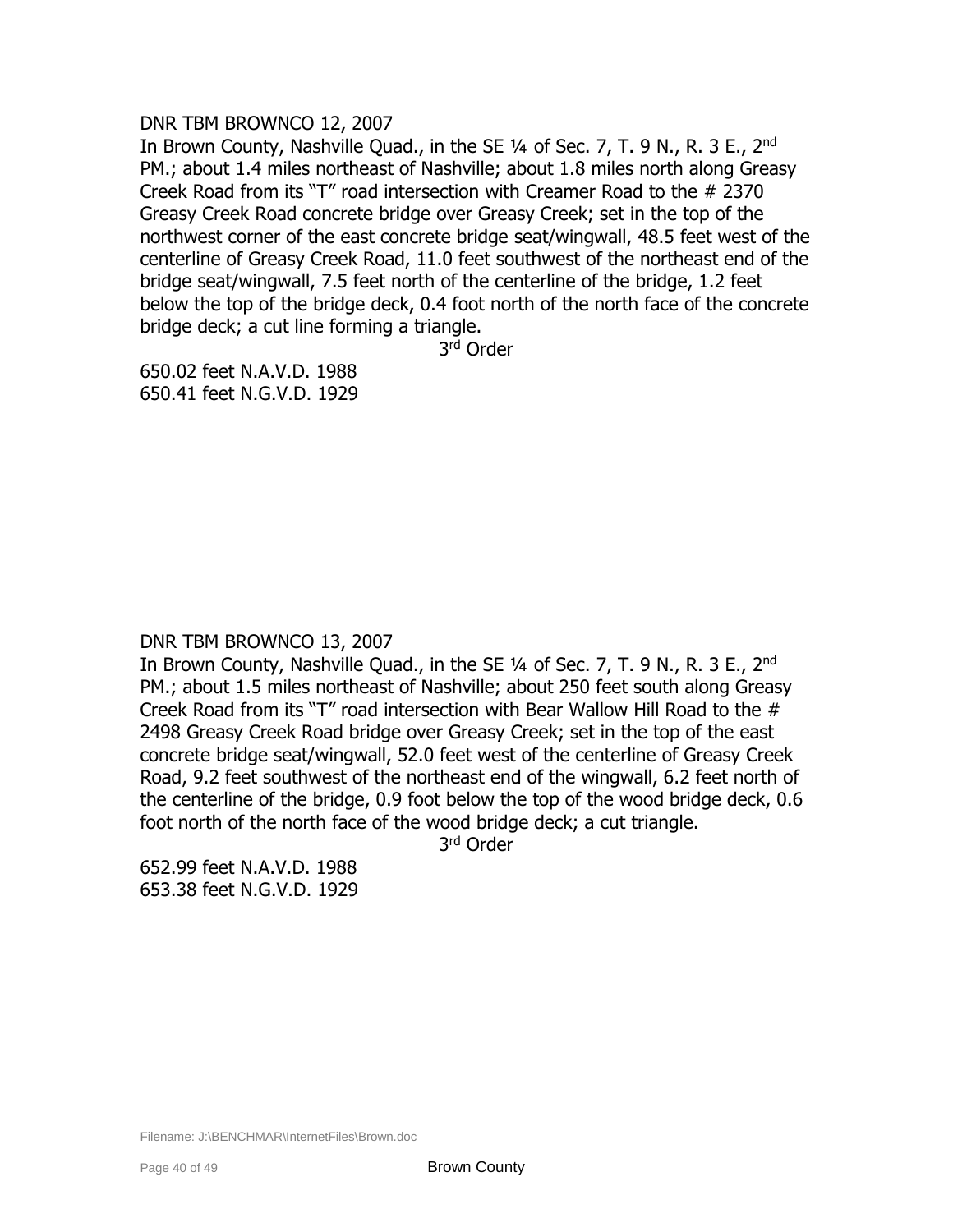DNR TBM BROWNCO 12, 2007

In Brown County, Nashville Quad., in the SE ¼ of Sec. 7, T. 9 N., R. 3 E., 2nd PM.; about 1.4 miles northeast of Nashville; about 1.8 miles north along Greasy Creek Road from its "T" road intersection with Creamer Road to the # 2370 Greasy Creek Road concrete bridge over Greasy Creek; set in the top of the northwest corner of the east concrete bridge seat/wingwall, 48.5 feet west of the centerline of Greasy Creek Road, 11.0 feet southwest of the northeast end of the bridge seat/wingwall, 7.5 feet north of the centerline of the bridge, 1.2 feet below the top of the bridge deck, 0.4 foot north of the north face of the concrete bridge deck; a cut line forming a triangle.

3rd Order

650.02 feet N.A.V.D. 1988
650.41 feet N.G.V.D. 1929

DNR TBM BROWNCO 13, 2007

In Brown County, Nashville Quad., in the SE ¼ of Sec. 7, T. 9 N., R. 3 E., 2nd PM.; about 1.5 miles northeast of Nashville; about 250 feet south along Greasy Creek Road from its "T" road intersection with Bear Wallow Hill Road to the # 2498 Greasy Creek Road bridge over Greasy Creek; set in the top of the east concrete bridge seat/wingwall, 52.0 feet west of the centerline of Greasy Creek Road, 9.2 feet southwest of the northeast end of the wingwall, 6.2 feet north of the centerline of the bridge, 0.9 foot below the top of the wood bridge deck, 0.6 foot north of the north face of the wood bridge deck; a cut triangle.

3rd Order

652.99 feet N.A.V.D. 1988
653.38 feet N.G.V.D. 1929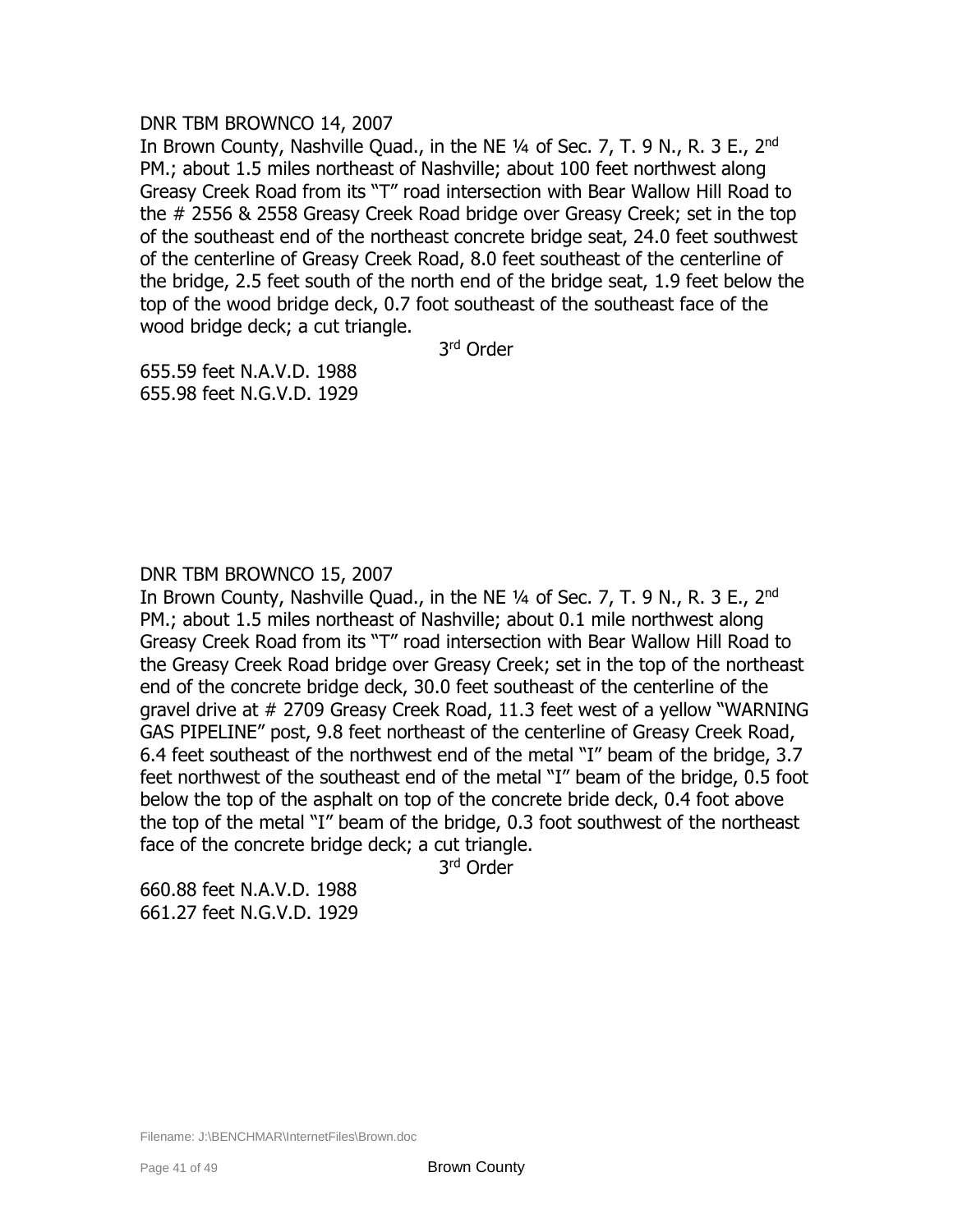DNR TBM BROWNCO 14, 2007

In Brown County, Nashville Quad., in the NE ¼ of Sec. 7, T. 9 N., R. 3 E., 2nd PM.; about 1.5 miles northeast of Nashville; about 100 feet northwest along Greasy Creek Road from its "T" road intersection with Bear Wallow Hill Road to the # 2556 & 2558 Greasy Creek Road bridge over Greasy Creek; set in the top of the southeast end of the northeast concrete bridge seat, 24.0 feet southwest of the centerline of Greasy Creek Road, 8.0 feet southeast of the centerline of the bridge, 2.5 feet south of the north end of the bridge seat, 1.9 feet below the top of the wood bridge deck, 0.7 foot southeast of the southeast face of the wood bridge deck; a cut triangle.

3rd Order

655.59 feet N.A.V.D. 1988
655.98 feet N.G.V.D. 1929

DNR TBM BROWNCO 15, 2007

In Brown County, Nashville Quad., in the NE ¼ of Sec. 7, T. 9 N., R. 3 E., 2nd PM.; about 1.5 miles northeast of Nashville; about 0.1 mile northwest along Greasy Creek Road from its "T" road intersection with Bear Wallow Hill Road to the Greasy Creek Road bridge over Greasy Creek; set in the top of the northeast end of the concrete bridge deck, 30.0 feet southeast of the centerline of the gravel drive at # 2709 Greasy Creek Road, 11.3 feet west of a yellow "WARNING GAS PIPELINE" post, 9.8 feet northeast of the centerline of Greasy Creek Road, 6.4 feet southeast of the northwest end of the metal "I" beam of the bridge, 3.7 feet northwest of the southeast end of the metal "I" beam of the bridge, 0.5 foot below the top of the asphalt on top of the concrete bride deck, 0.4 foot above the top of the metal "I" beam of the bridge, 0.3 foot southwest of the northeast face of the concrete bridge deck; a cut triangle.

3rd Order

660.88 feet N.A.V.D. 1988
661.27 feet N.G.V.D. 1929

Filename: J:\BENCHMAR\InternetFiles\Brown.doc

Brown County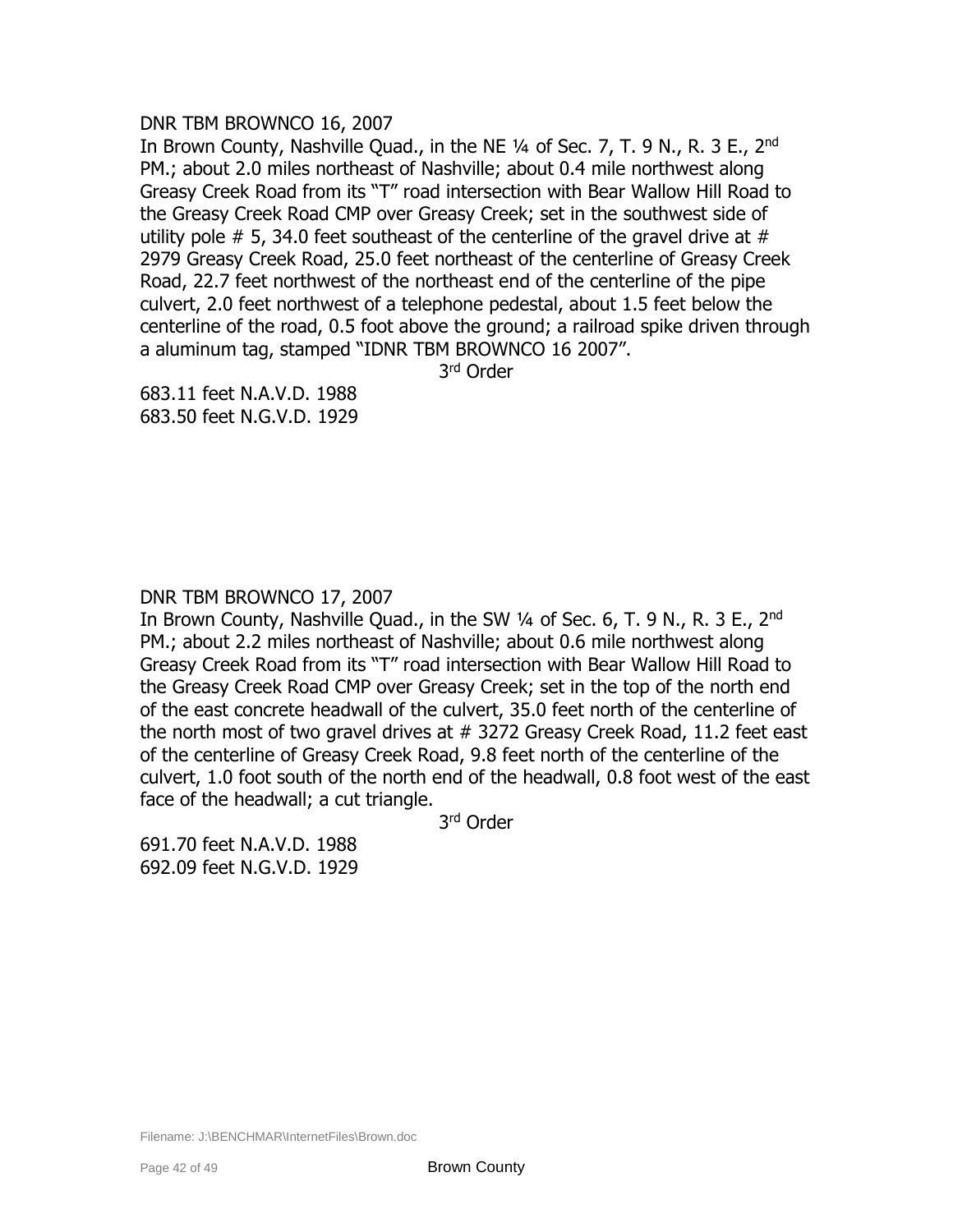DNR TBM BROWNCO 16, 2007

In Brown County, Nashville Quad., in the NE ¼ of Sec. 7, T. 9 N., R. 3 E., 2nd PM.; about 2.0 miles northeast of Nashville; about 0.4 mile northwest along Greasy Creek Road from its "T" road intersection with Bear Wallow Hill Road to the Greasy Creek Road CMP over Greasy Creek; set in the southwest side of utility pole # 5, 34.0 feet southeast of the centerline of the gravel drive at # 2979 Greasy Creek Road, 25.0 feet northeast of the centerline of Greasy Creek Road, 22.7 feet northwest of the northeast end of the centerline of the pipe culvert, 2.0 feet northwest of a telephone pedestal, about 1.5 feet below the centerline of the road, 0.5 foot above the ground; a railroad spike driven through a aluminum tag, stamped "IDNR TBM BROWNCO 16 2007".

3rd Order

683.11 feet N.A.V.D. 1988
683.50 feet N.G.V.D. 1929

DNR TBM BROWNCO 17, 2007

In Brown County, Nashville Quad., in the SW ¼ of Sec. 6, T. 9 N., R. 3 E., 2nd PM.; about 2.2 miles northeast of Nashville; about 0.6 mile northwest along Greasy Creek Road from its "T" road intersection with Bear Wallow Hill Road to the Greasy Creek Road CMP over Greasy Creek; set in the top of the north end of the east concrete headwall of the culvert, 35.0 feet north of the centerline of the north most of two gravel drives at # 3272 Greasy Creek Road, 11.2 feet east of the centerline of Greasy Creek Road, 9.8 feet north of the centerline of the culvert, 1.0 foot south of the north end of the headwall, 0.8 foot west of the east face of the headwall; a cut triangle.

3rd Order

691.70 feet N.A.V.D. 1988
692.09 feet N.G.V.D. 1929

Filename: J:\BENCHMAR\InternetFiles\Brown.doc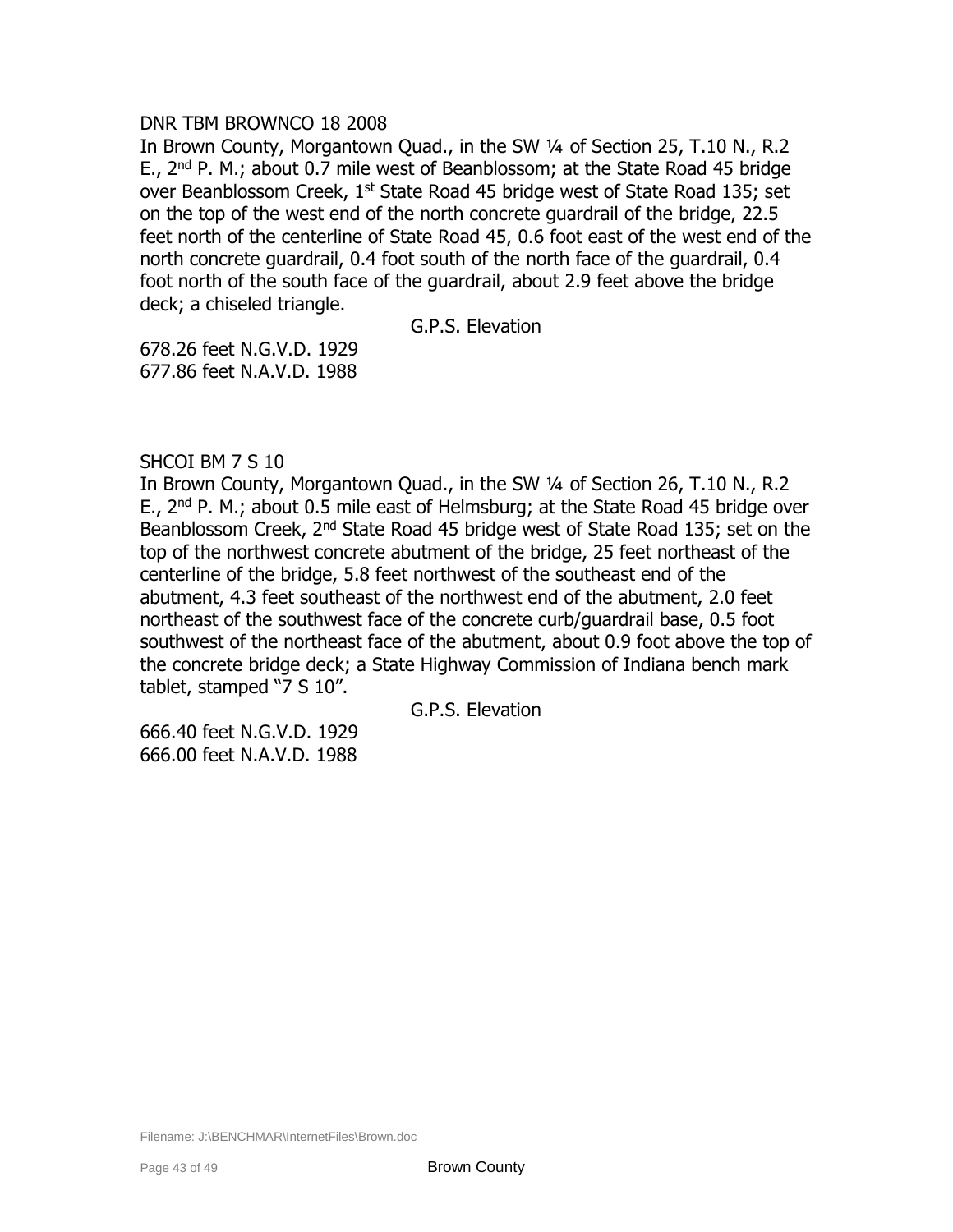DNR TBM BROWNCO 18 2008

In Brown County, Morgantown Quad., in the SW ¼ of Section 25, T.10 N., R.2 E., 2nd P. M.; about 0.7 mile west of Beanblossom; at the State Road 45 bridge over Beanblossom Creek, 1st State Road 45 bridge west of State Road 135; set on the top of the west end of the north concrete guardrail of the bridge, 22.5 feet north of the centerline of State Road 45, 0.6 foot east of the west end of the north concrete guardrail, 0.4 foot south of the north face of the guardrail, 0.4 foot north of the south face of the guardrail, about 2.9 feet above the bridge deck; a chiseled triangle.

G.P.S. Elevation

678.26 feet N.G.V.D. 1929
677.86 feet N.A.V.D. 1988

SHCOI BM 7 S 10

In Brown County, Morgantown Quad., in the SW ¼ of Section 26, T.10 N., R.2 E., 2nd P. M.; about 0.5 mile east of Helmsburg; at the State Road 45 bridge over Beanblossom Creek, 2nd State Road 45 bridge west of State Road 135; set on the top of the northwest concrete abutment of the bridge, 25 feet northeast of the centerline of the bridge, 5.8 feet northwest of the southeast end of the abutment, 4.3 feet southeast of the northwest end of the abutment, 2.0 feet northeast of the southwest face of the concrete curb/guardrail base, 0.5 foot southwest of the northeast face of the abutment, about 0.9 foot above the top of the concrete bridge deck; a State Highway Commission of Indiana bench mark tablet, stamped "7 S 10".

G.P.S. Elevation

666.40 feet N.G.V.D. 1929
666.00 feet N.A.V.D. 1988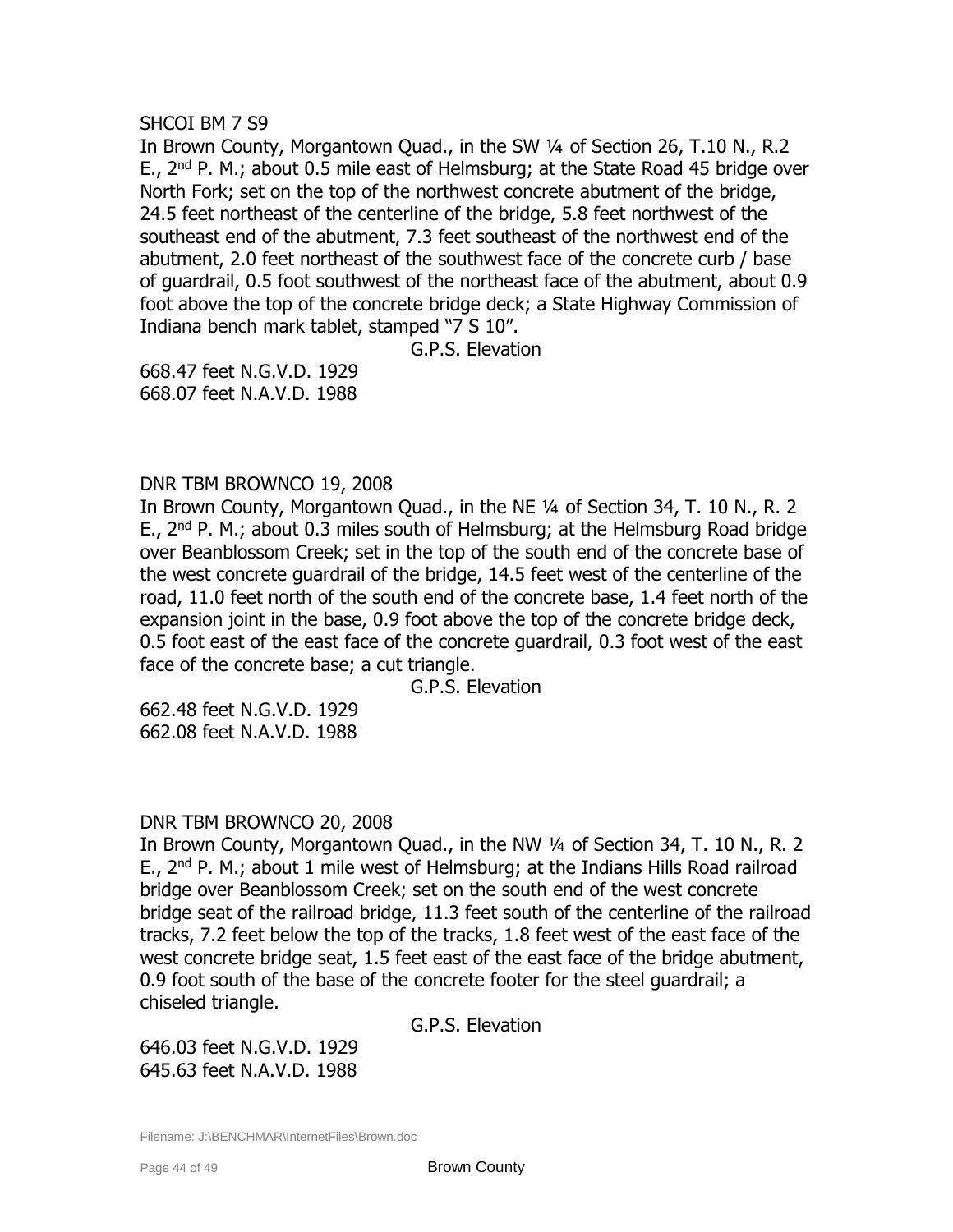SHCOI BM 7 S9

In Brown County, Morgantown Quad., in the SW ¼ of Section 26, T.10 N., R.2 E., 2nd P. M.; about 0.5 mile east of Helmsburg; at the State Road 45 bridge over North Fork; set on the top of the northwest concrete abutment of the bridge, 24.5 feet northeast of the centerline of the bridge, 5.8 feet northwest of the southeast end of the abutment, 7.3 feet southeast of the northwest end of the abutment, 2.0 feet northeast of the southwest face of the concrete curb / base of guardrail, 0.5 foot southwest of the northeast face of the abutment, about 0.9 foot above the top of the concrete bridge deck; a State Highway Commission of Indiana bench mark tablet, stamped "7 S 10".

G.P.S. Elevation

668.47 feet N.G.V.D. 1929
668.07 feet N.A.V.D. 1988

DNR TBM BROWNCO 19, 2008

In Brown County, Morgantown Quad., in the NE ¼ of Section 34, T. 10 N., R. 2 E., 2nd P. M.; about 0.3 miles south of Helmsburg; at the Helmsburg Road bridge over Beanblossom Creek; set in the top of the south end of the concrete base of the west concrete guardrail of the bridge, 14.5 feet west of the centerline of the road, 11.0 feet north of the south end of the concrete base, 1.4 feet north of the expansion joint in the base, 0.9 foot above the top of the concrete bridge deck, 0.5 foot east of the east face of the concrete guardrail, 0.3 foot west of the east face of the concrete base; a cut triangle.

G.P.S. Elevation

662.48 feet N.G.V.D. 1929
662.08 feet N.A.V.D. 1988

DNR TBM BROWNCO 20, 2008

In Brown County, Morgantown Quad., in the NW ¼ of Section 34, T. 10 N., R. 2 E., 2nd P. M.; about 1 mile west of Helmsburg; at the Indians Hills Road railroad bridge over Beanblossom Creek; set on the south end of the west concrete bridge seat of the railroad bridge, 11.3 feet south of the centerline of the railroad tracks, 7.2 feet below the top of the tracks, 1.8 feet west of the east face of the west concrete bridge seat, 1.5 feet east of the east face of the bridge abutment, 0.9 foot south of the base of the concrete footer for the steel guardrail; a chiseled triangle.

G.P.S. Elevation

646.03 feet N.G.V.D. 1929
645.63 feet N.A.V.D. 1988

Filename: J:\BENCHMAR\InternetFiles\Brown.doc

Brown County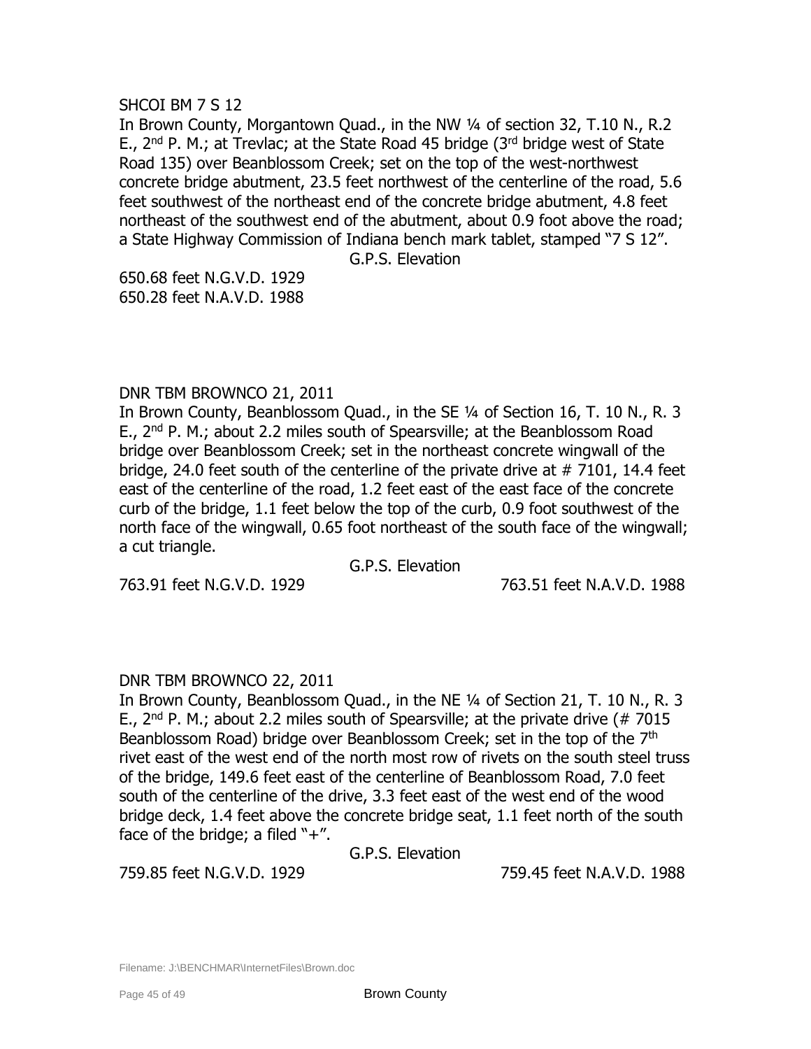SHCOI BM 7 S 12

In Brown County, Morgantown Quad., in the NW ¼ of section 32, T.10 N., R.2 E., 2nd P. M.; at Trevlac; at the State Road 45 bridge (3rd bridge west of State Road 135) over Beanblossom Creek; set on the top of the west-northwest concrete bridge abutment, 23.5 feet northwest of the centerline of the road, 5.6 feet southwest of the northeast end of the concrete bridge abutment, 4.8 feet northeast of the southwest end of the abutment, about 0.9 foot above the road; a State Highway Commission of Indiana bench mark tablet, stamped "7 S 12".

G.P.S. Elevation

650.68 feet N.G.V.D. 1929
650.28 feet N.A.V.D. 1988

DNR TBM BROWNCO 21, 2011

In Brown County, Beanblossom Quad., in the SE ¼ of Section 16, T. 10 N., R. 3 E., 2nd P. M.; about 2.2 miles south of Spearsville; at the Beanblossom Road bridge over Beanblossom Creek; set in the northeast concrete wingwall of the bridge, 24.0 feet south of the centerline of the private drive at # 7101, 14.4 feet east of the centerline of the road, 1.2 feet east of the east face of the concrete curb of the bridge, 1.1 feet below the top of the curb, 0.9 foot southwest of the north face of the wingwall, 0.65 foot northeast of the south face of the wingwall; a cut triangle.

G.P.S. Elevation

763.91 feet N.G.V.D. 1929 763.51 feet N.A.V.D. 1988

DNR TBM BROWNCO 22, 2011

In Brown County, Beanblossom Quad., in the NE ¼ of Section 21, T. 10 N., R. 3 E., 2nd P. M.; about 2.2 miles south of Spearsville; at the private drive (# 7015 Beanblossom Road) bridge over Beanblossom Creek; set in the top of the 7th rivet east of the west end of the north most row of rivets on the south steel truss of the bridge, 149.6 feet east of the centerline of Beanblossom Road, 7.0 feet south of the centerline of the drive, 3.3 feet east of the west end of the wood bridge deck, 1.4 feet above the concrete bridge seat, 1.1 feet north of the south face of the bridge; a filed "+".

G.P.S. Elevation

759.85 feet N.G.V.D. 1929 759.45 feet N.A.V.D. 1988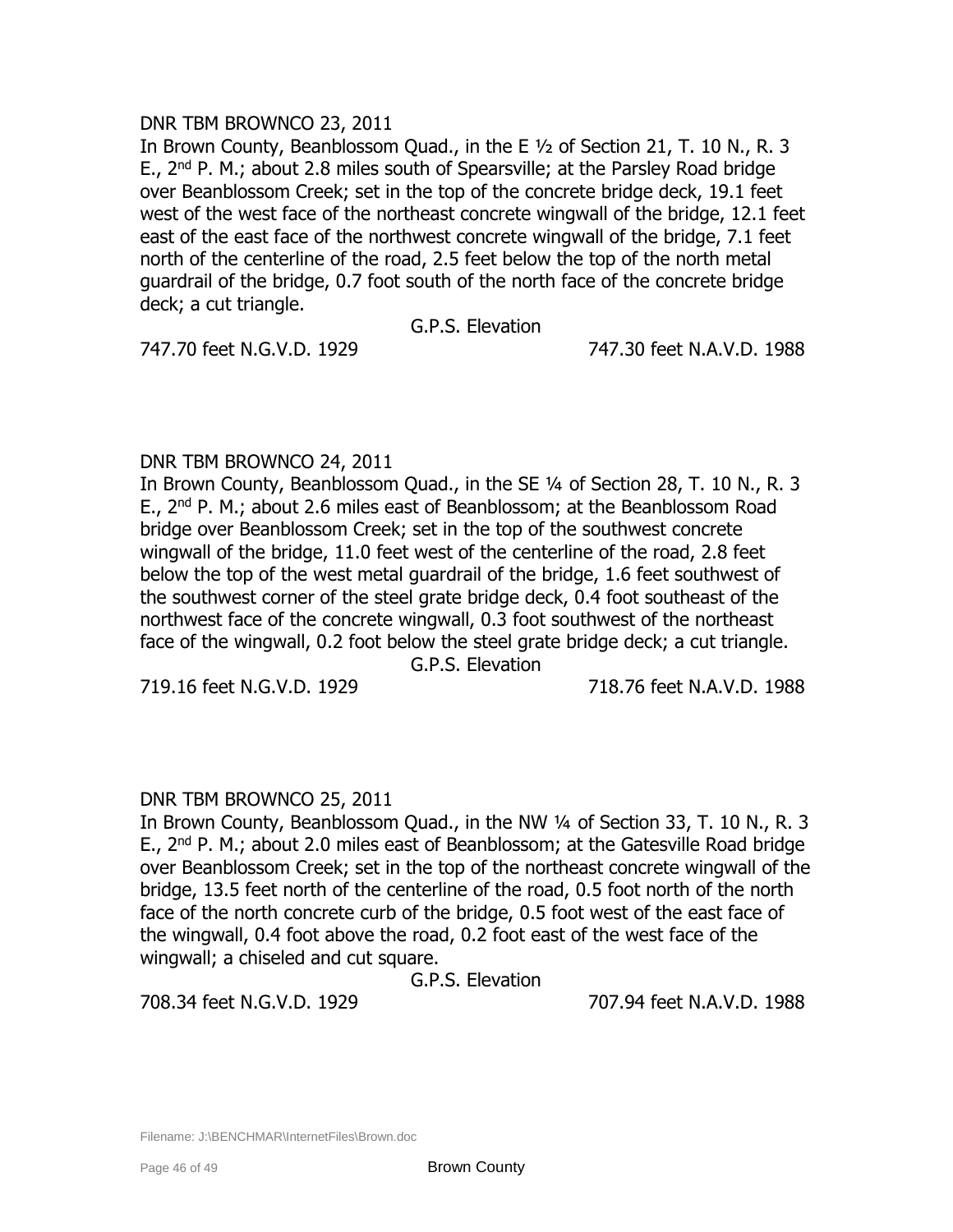DNR TBM BROWNCO 23, 2011

In Brown County, Beanblossom Quad., in the E ½ of Section 21, T. 10 N., R. 3 E., 2nd P. M.; about 2.8 miles south of Spearsville; at the Parsley Road bridge over Beanblossom Creek; set in the top of the concrete bridge deck, 19.1 feet west of the west face of the northeast concrete wingwall of the bridge, 12.1 feet east of the east face of the northwest concrete wingwall of the bridge, 7.1 feet north of the centerline of the road, 2.5 feet below the top of the north metal guardrail of the bridge, 0.7 foot south of the north face of the concrete bridge deck; a cut triangle.

G.P.S. Elevation

747.70 feet N.G.V.D. 1929 747.30 feet N.A.V.D. 1988

DNR TBM BROWNCO 24, 2011

In Brown County, Beanblossom Quad., in the SE ¼ of Section 28, T. 10 N., R. 3 E., 2nd P. M.; about 2.6 miles east of Beanblossom; at the Beanblossom Road bridge over Beanblossom Creek; set in the top of the southwest concrete wingwall of the bridge, 11.0 feet west of the centerline of the road, 2.8 feet below the top of the west metal guardrail of the bridge, 1.6 feet southwest of the southwest corner of the steel grate bridge deck, 0.4 foot southeast of the northwest face of the concrete wingwall, 0.3 foot southwest of the northeast face of the wingwall, 0.2 foot below the steel grate bridge deck; a cut triangle.

G.P.S. Elevation

719.16 feet N.G.V.D. 1929 718.76 feet N.A.V.D. 1988

DNR TBM BROWNCO 25, 2011

In Brown County, Beanblossom Quad., in the NW ¼ of Section 33, T. 10 N., R. 3 E., 2nd P. M.; about 2.0 miles east of Beanblossom; at the Gatesville Road bridge over Beanblossom Creek; set in the top of the northeast concrete wingwall of the bridge, 13.5 feet north of the centerline of the road, 0.5 foot north of the north face of the north concrete curb of the bridge, 0.5 foot west of the east face of the wingwall, 0.4 foot above the road, 0.2 foot east of the west face of the wingwall; a chiseled and cut square.

G.P.S. Elevation

708.34 feet N.G.V.D. 1929 707.94 feet N.A.V.D. 1988

Filename: J:\BENCHMAR\InternetFiles\Brown.doc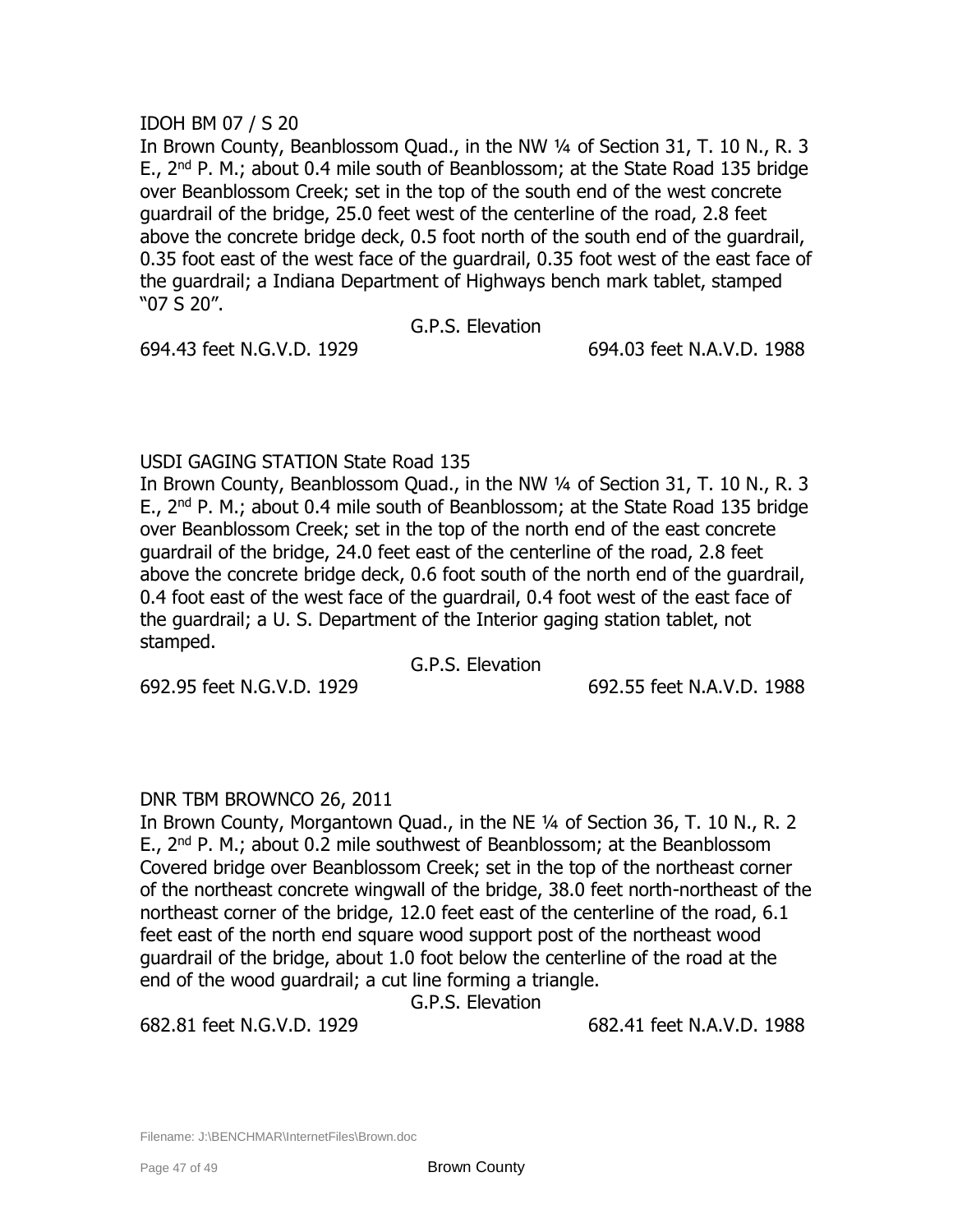IDOH BM 07 / S 20

In Brown County, Beanblossom Quad., in the NW ¼ of Section 31, T. 10 N., R. 3 E., 2nd P. M.; about 0.4 mile south of Beanblossom; at the State Road 135 bridge over Beanblossom Creek; set in the top of the south end of the west concrete guardrail of the bridge, 25.0 feet west of the centerline of the road, 2.8 feet above the concrete bridge deck, 0.5 foot north of the south end of the guardrail, 0.35 foot east of the west face of the guardrail, 0.35 foot west of the east face of the guardrail; a Indiana Department of Highways bench mark tablet, stamped "07 S 20".

G.P.S. Elevation

694.43 feet N.G.V.D. 1929 694.03 feet N.A.V.D. 1988

USDI GAGING STATION State Road 135

In Brown County, Beanblossom Quad., in the NW ¼ of Section 31, T. 10 N., R. 3 E., 2nd P. M.; about 0.4 mile south of Beanblossom; at the State Road 135 bridge over Beanblossom Creek; set in the top of the north end of the east concrete guardrail of the bridge, 24.0 feet east of the centerline of the road, 2.8 feet above the concrete bridge deck, 0.6 foot south of the north end of the guardrail, 0.4 foot east of the west face of the guardrail, 0.4 foot west of the east face of the guardrail; a U. S. Department of the Interior gaging station tablet, not stamped.

G.P.S. Elevation

692.95 feet N.G.V.D. 1929 692.55 feet N.A.V.D. 1988

DNR TBM BROWNCO 26, 2011

In Brown County, Morgantown Quad., in the NE ¼ of Section 36, T. 10 N., R. 2 E., 2nd P. M.; about 0.2 mile southwest of Beanblossom; at the Beanblossom Covered bridge over Beanblossom Creek; set in the top of the northeast corner of the northeast concrete wingwall of the bridge, 38.0 feet north-northeast of the northeast corner of the bridge, 12.0 feet east of the centerline of the road, 6.1 feet east of the north end square wood support post of the northeast wood guardrail of the bridge, about 1.0 foot below the centerline of the road at the end of the wood guardrail; a cut line forming a triangle.

G.P.S. Elevation

682.81 feet N.G.V.D. 1929 682.41 feet N.A.V.D. 1988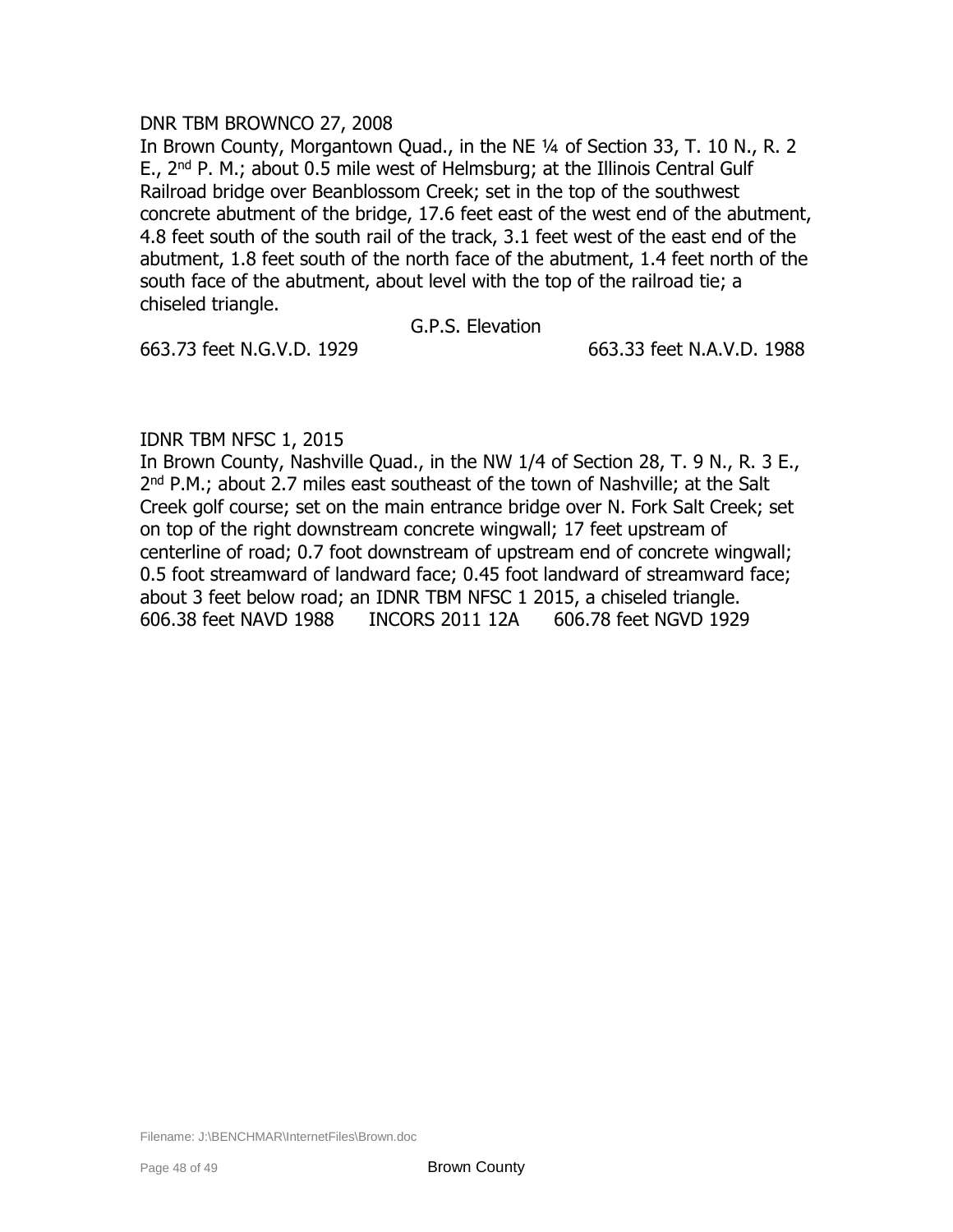DNR TBM BROWNCO 27, 2008

In Brown County, Morgantown Quad., in the NE ¼ of Section 33, T. 10 N., R. 2 E., 2nd P. M.; about 0.5 mile west of Helmsburg; at the Illinois Central Gulf Railroad bridge over Beanblossom Creek; set in the top of the southwest concrete abutment of the bridge, 17.6 feet east of the west end of the abutment, 4.8 feet south of the south rail of the track, 3.1 feet west of the east end of the abutment, 1.8 feet south of the north face of the abutment, 1.4 feet north of the south face of the abutment, about level with the top of the railroad tie; a chiseled triangle.

G.P.S. Elevation

663.73 feet N.G.V.D. 1929 663.33 feet N.A.V.D. 1988

IDNR TBM NFSC 1, 2015

In Brown County, Nashville Quad., in the NW 1/4 of Section 28, T. 9 N., R. 3 E., 2nd P.M.; about 2.7 miles east southeast of the town of Nashville; at the Salt Creek golf course; set on the main entrance bridge over N. Fork Salt Creek; set on top of the right downstream concrete wingwall; 17 feet upstream of centerline of road; 0.7 foot downstream of upstream end of concrete wingwall; 0.5 foot streamward of landward face; 0.45 foot landward of streamward face; about 3 feet below road; an IDNR TBM NFSC 1 2015, a chiseled triangle.

606.38 feet NAVD 1988 INCORS 2011 12A 606.78 feet NGVD 1929

Filename: J:\BENCHMAR\InternetFiles\Brown.doc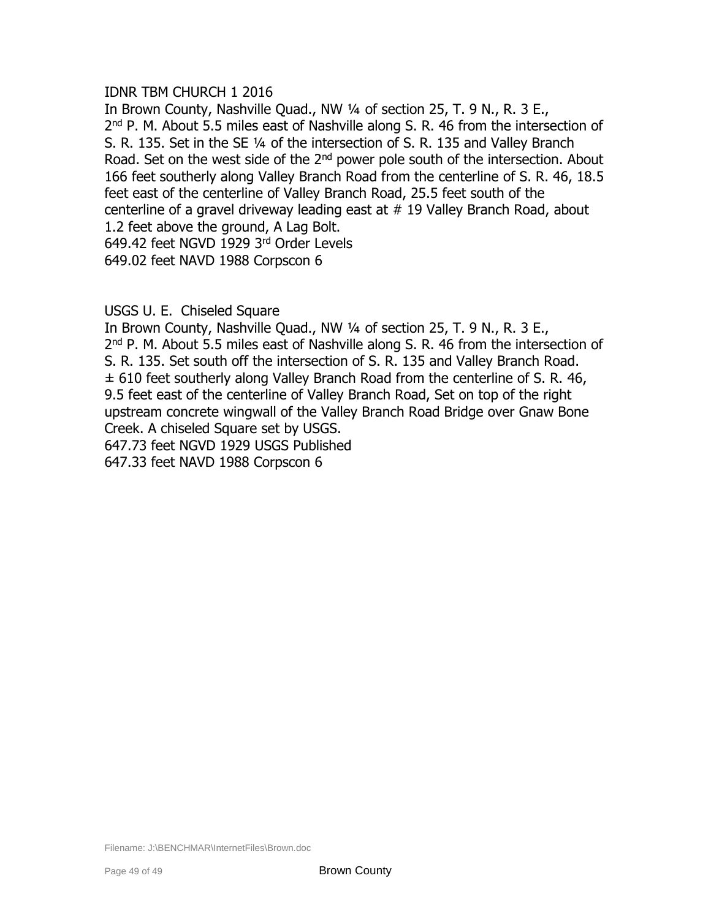IDNR TBM CHURCH 1 2016
In Brown County, Nashville Quad., NW ¼ of section 25, T. 9 N., R. 3 E., 2nd P. M. About 5.5 miles east of Nashville along S. R. 46 from the intersection of S. R. 135. Set in the SE ¼ of the intersection of S. R. 135 and Valley Branch Road. Set on the west side of the 2nd power pole south of the intersection. About 166 feet southerly along Valley Branch Road from the centerline of S. R. 46, 18.5 feet east of the centerline of Valley Branch Road, 25.5 feet south of the centerline of a gravel driveway leading east at # 19 Valley Branch Road, about 1.2 feet above the ground, A Lag Bolt.
649.42 feet NGVD 1929 3rd Order Levels
649.02 feet NAVD 1988 Corpscon 6

USGS U. E. Chiseled Square
In Brown County, Nashville Quad., NW ¼ of section 25, T. 9 N., R. 3 E., 2nd P. M. About 5.5 miles east of Nashville along S. R. 46 from the intersection of S. R. 135. Set south off the intersection of S. R. 135 and Valley Branch Road. ± 610 feet southerly along Valley Branch Road from the centerline of S. R. 46, 9.5 feet east of the centerline of Valley Branch Road, Set on top of the right upstream concrete wingwall of the Valley Branch Road Bridge over Gnaw Bone Creek. A chiseled Square set by USGS.
647.73 feet NGVD 1929 USGS Published
647.33 feet NAVD 1988 Corpscon 6